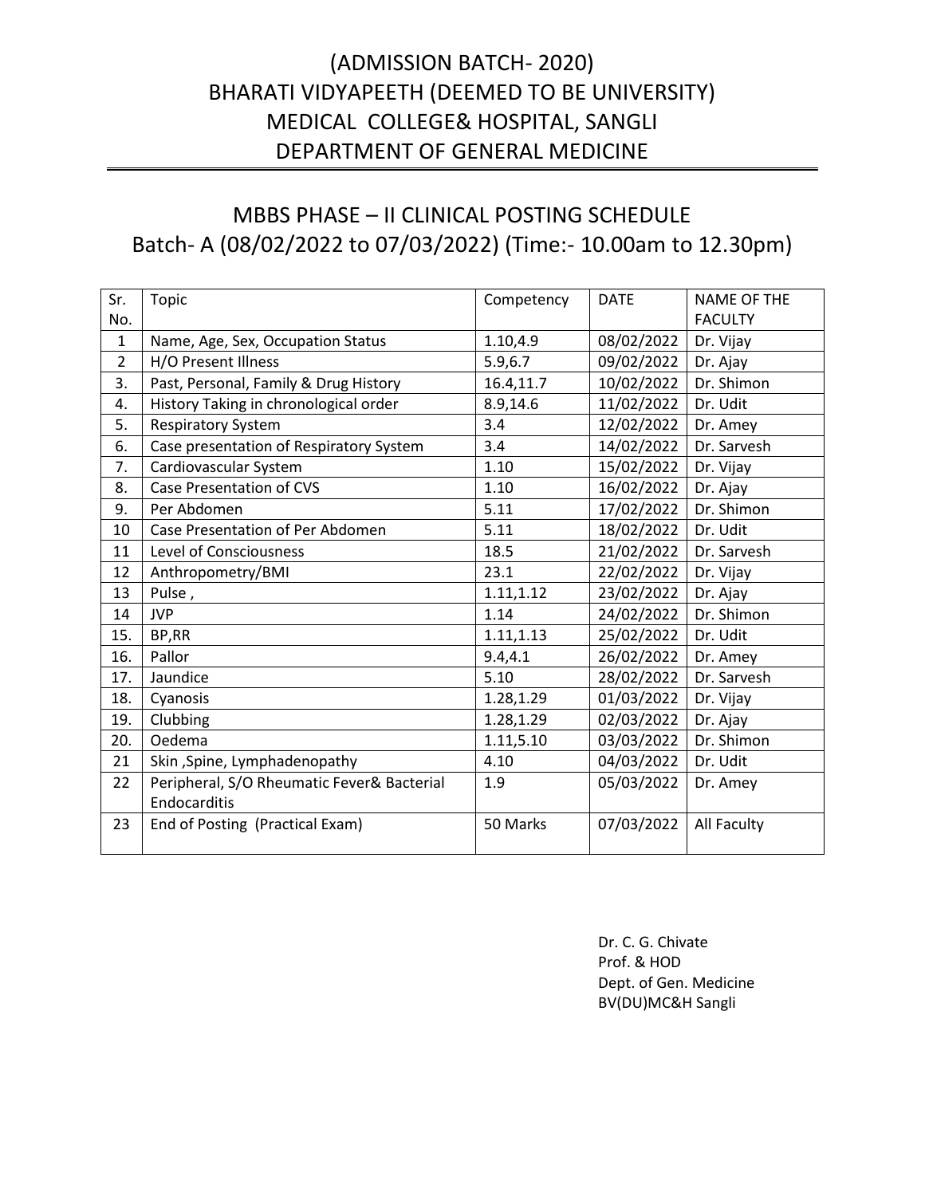# (ADMISSION BATCH- 2020)
# BHARATI VIDYAPEETH (DEEMED TO BE UNIVERSITY)
# MEDICAL COLLEGE& HOSPITAL, SANGLI
# DEPARTMENT OF GENERAL MEDICINE

## MBBS PHASE – II CLINICAL POSTING SCHEDULE
## Batch- A (08/02/2022 to 07/03/2022) (Time:- 10.00am to 12.30pm)

| Sr. No. | Topic | Competency | DATE | NAME OF THE FACULTY |
|---|---|---|---|---|
| 1 | Name, Age, Sex, Occupation Status | 1.10,4.9 | 08/02/2022 | Dr. Vijay |
| 2 | H/O Present Illness | 5.9,6.7 | 09/02/2022 | Dr. Ajay |
| 3. | Past, Personal, Family & Drug History | 16.4,11.7 | 10/02/2022 | Dr. Shimon |
| 4. | History Taking in chronological order | 8.9,14.6 | 11/02/2022 | Dr. Udit |
| 5. | Respiratory System | 3.4 | 12/02/2022 | Dr. Amey |
| 6. | Case presentation of Respiratory System | 3.4 | 14/02/2022 | Dr. Sarvesh |
| 7. | Cardiovascular System | 1.10 | 15/02/2022 | Dr. Vijay |
| 8. | Case Presentation of CVS | 1.10 | 16/02/2022 | Dr. Ajay |
| 9. | Per Abdomen | 5.11 | 17/02/2022 | Dr. Shimon |
| 10 | Case Presentation of Per Abdomen | 5.11 | 18/02/2022 | Dr. Udit |
| 11 | Level of Consciousness | 18.5 | 21/02/2022 | Dr. Sarvesh |
| 12 | Anthropometry/BMI | 23.1 | 22/02/2022 | Dr. Vijay |
| 13 | Pulse , | 1.11,1.12 | 23/02/2022 | Dr. Ajay |
| 14 | JVP | 1.14 | 24/02/2022 | Dr. Shimon |
| 15. | BP,RR | 1.11,1.13 | 25/02/2022 | Dr. Udit |
| 16. | Pallor | 9.4,4.1 | 26/02/2022 | Dr. Amey |
| 17. | Jaundice | 5.10 | 28/02/2022 | Dr. Sarvesh |
| 18. | Cyanosis | 1.28,1.29 | 01/03/2022 | Dr. Vijay |
| 19. | Clubbing | 1.28,1.29 | 02/03/2022 | Dr. Ajay |
| 20. | Oedema | 1.11,5.10 | 03/03/2022 | Dr. Shimon |
| 21 | Skin ,Spine, Lymphadenopathy | 4.10 | 04/03/2022 | Dr. Udit |
| 22 | Peripheral, S/O Rheumatic Fever& Bacterial Endocarditis | 1.9 | 05/03/2022 | Dr. Amey |
| 23 | End of Posting (Practical Exam) | 50 Marks | 07/03/2022 | All Faculty |

Dr. C. G. Chivate
Prof. & HOD
Dept. of Gen. Medicine
BV(DU)MC&H Sangli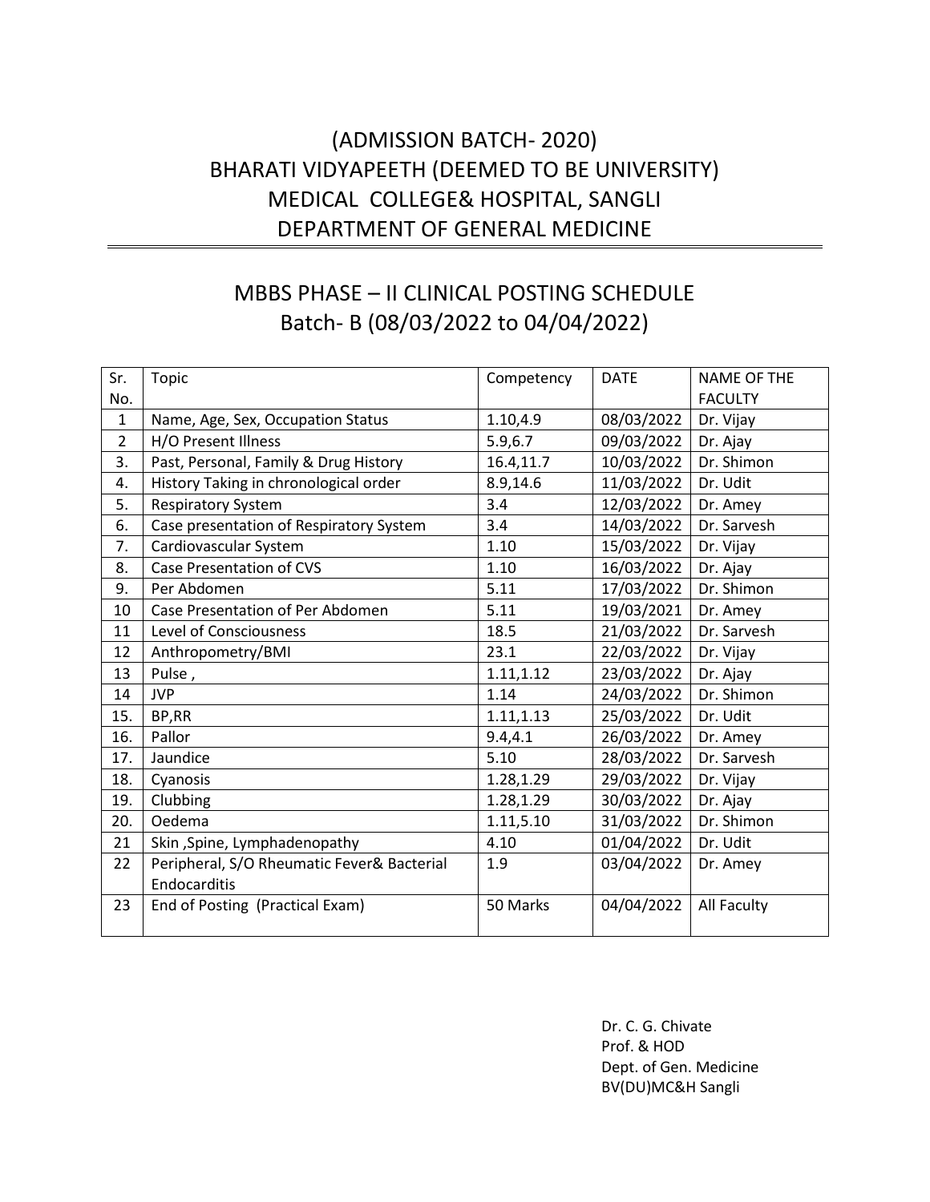# (ADMISSION BATCH- 2020)
# BHARATI VIDYAPEETH (DEEMED TO BE UNIVERSITY)
# MEDICAL COLLEGE& HOSPITAL, SANGLI
# DEPARTMENT OF GENERAL MEDICINE

## MBBS PHASE – II CLINICAL POSTING SCHEDULE
## Batch- B (08/03/2022 to 04/04/2022)

| Sr. No. | Topic | Competency | DATE | NAME OF THE FACULTY |
|---|---|---|---|---|
| 1 | Name, Age, Sex, Occupation Status | 1.10,4.9 | 08/03/2022 | Dr. Vijay |
| 2 | H/O Present Illness | 5.9,6.7 | 09/03/2022 | Dr. Ajay |
| 3. | Past, Personal, Family & Drug History | 16.4,11.7 | 10/03/2022 | Dr. Shimon |
| 4. | History Taking in chronological order | 8.9,14.6 | 11/03/2022 | Dr. Udit |
| 5. | Respiratory System | 3.4 | 12/03/2022 | Dr. Amey |
| 6. | Case presentation of Respiratory System | 3.4 | 14/03/2022 | Dr. Sarvesh |
| 7. | Cardiovascular System | 1.10 | 15/03/2022 | Dr. Vijay |
| 8. | Case Presentation of CVS | 1.10 | 16/03/2022 | Dr. Ajay |
| 9. | Per Abdomen | 5.11 | 17/03/2022 | Dr. Shimon |
| 10 | Case Presentation of Per Abdomen | 5.11 | 19/03/2021 | Dr. Amey |
| 11 | Level of Consciousness | 18.5 | 21/03/2022 | Dr. Sarvesh |
| 12 | Anthropometry/BMI | 23.1 | 22/03/2022 | Dr. Vijay |
| 13 | Pulse , | 1.11,1.12 | 23/03/2022 | Dr. Ajay |
| 14 | JVP | 1.14 | 24/03/2022 | Dr. Shimon |
| 15. | BP,RR | 1.11,1.13 | 25/03/2022 | Dr. Udit |
| 16. | Pallor | 9.4,4.1 | 26/03/2022 | Dr. Amey |
| 17. | Jaundice | 5.10 | 28/03/2022 | Dr. Sarvesh |
| 18. | Cyanosis | 1.28,1.29 | 29/03/2022 | Dr. Vijay |
| 19. | Clubbing | 1.28,1.29 | 30/03/2022 | Dr. Ajay |
| 20. | Oedema | 1.11,5.10 | 31/03/2022 | Dr. Shimon |
| 21 | Skin ,Spine, Lymphadenopathy | 4.10 | 01/04/2022 | Dr. Udit |
| 22 | Peripheral, S/O Rheumatic Fever& Bacterial Endocarditis | 1.9 | 03/04/2022 | Dr. Amey |
| 23 | End of Posting (Practical Exam) | 50 Marks | 04/04/2022 | All Faculty |

Dr. C. G. Chivate
Prof. & HOD
Dept. of Gen. Medicine
BV(DU)MC&H Sangli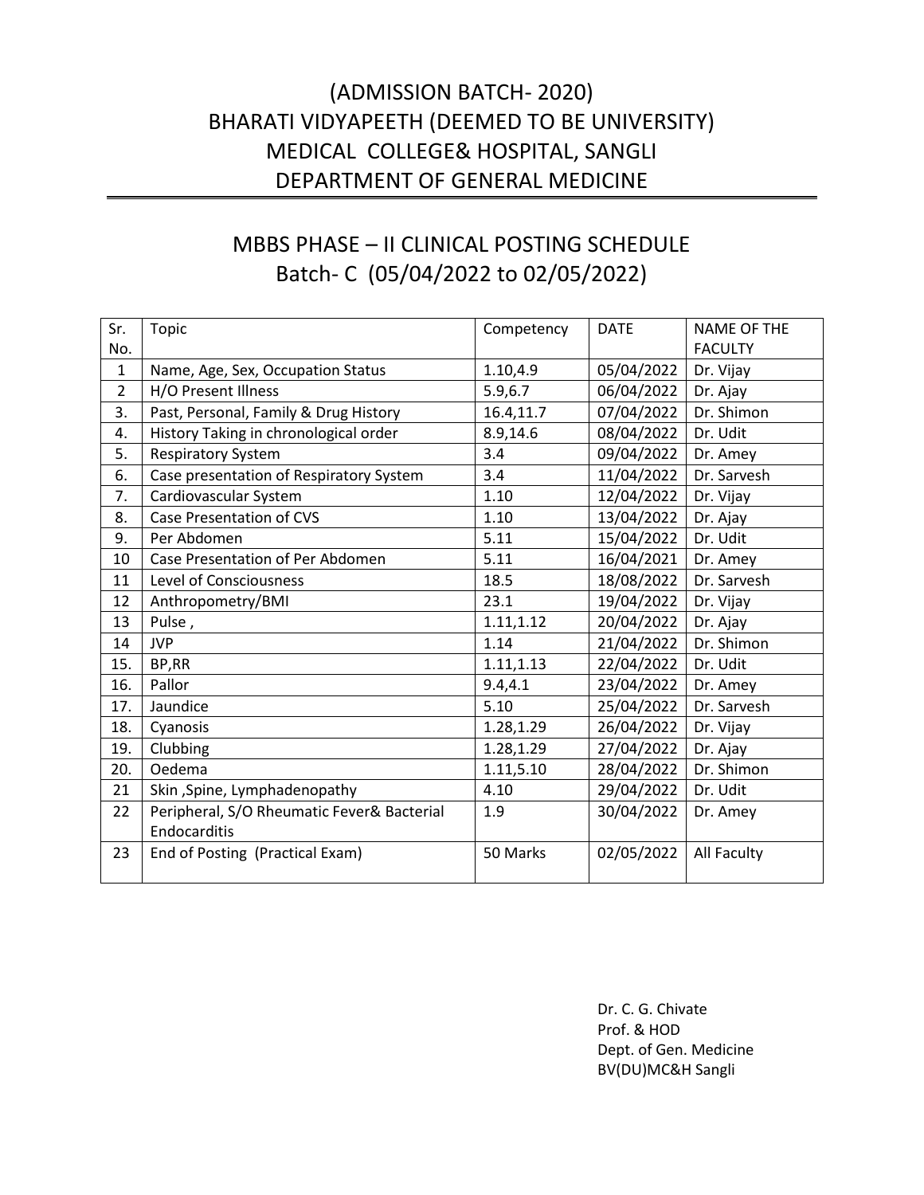# (ADMISSION BATCH- 2020)
# BHARATI VIDYAPEETH (DEEMED TO BE UNIVERSITY)
# MEDICAL COLLEGE& HOSPITAL, SANGLI
# DEPARTMENT OF GENERAL MEDICINE

## MBBS PHASE – II CLINICAL POSTING SCHEDULE
## Batch- C (05/04/2022 to 02/05/2022)

| Sr. No. | Topic | Competency | DATE | NAME OF THE FACULTY |
|---|---|---|---|---|
| 1 | Name, Age, Sex, Occupation Status | 1.10,4.9 | 05/04/2022 | Dr. Vijay |
| 2 | H/O Present Illness | 5.9,6.7 | 06/04/2022 | Dr. Ajay |
| 3. | Past, Personal, Family & Drug History | 16.4,11.7 | 07/04/2022 | Dr. Shimon |
| 4. | History Taking in chronological order | 8.9,14.6 | 08/04/2022 | Dr. Udit |
| 5. | Respiratory System | 3.4 | 09/04/2022 | Dr. Amey |
| 6. | Case presentation of Respiratory System | 3.4 | 11/04/2022 | Dr. Sarvesh |
| 7. | Cardiovascular System | 1.10 | 12/04/2022 | Dr. Vijay |
| 8. | Case Presentation of CVS | 1.10 | 13/04/2022 | Dr. Ajay |
| 9. | Per Abdomen | 5.11 | 15/04/2022 | Dr. Udit |
| 10 | Case Presentation of Per Abdomen | 5.11 | 16/04/2021 | Dr. Amey |
| 11 | Level of Consciousness | 18.5 | 18/08/2022 | Dr. Sarvesh |
| 12 | Anthropometry/BMI | 23.1 | 19/04/2022 | Dr. Vijay |
| 13 | Pulse , | 1.11,1.12 | 20/04/2022 | Dr. Ajay |
| 14 | JVP | 1.14 | 21/04/2022 | Dr. Shimon |
| 15. | BP,RR | 1.11,1.13 | 22/04/2022 | Dr. Udit |
| 16. | Pallor | 9.4,4.1 | 23/04/2022 | Dr. Amey |
| 17. | Jaundice | 5.10 | 25/04/2022 | Dr. Sarvesh |
| 18. | Cyanosis | 1.28,1.29 | 26/04/2022 | Dr. Vijay |
| 19. | Clubbing | 1.28,1.29 | 27/04/2022 | Dr. Ajay |
| 20. | Oedema | 1.11,5.10 | 28/04/2022 | Dr. Shimon |
| 21 | Skin ,Spine, Lymphadenopathy | 4.10 | 29/04/2022 | Dr. Udit |
| 22 | Peripheral, S/O Rheumatic Fever& Bacterial Endocarditis | 1.9 | 30/04/2022 | Dr. Amey |
| 23 | End of Posting (Practical Exam) | 50 Marks | 02/05/2022 | All Faculty |

Dr. C. G. Chivate
Prof. & HOD
Dept. of Gen. Medicine
BV(DU)MC&H Sangli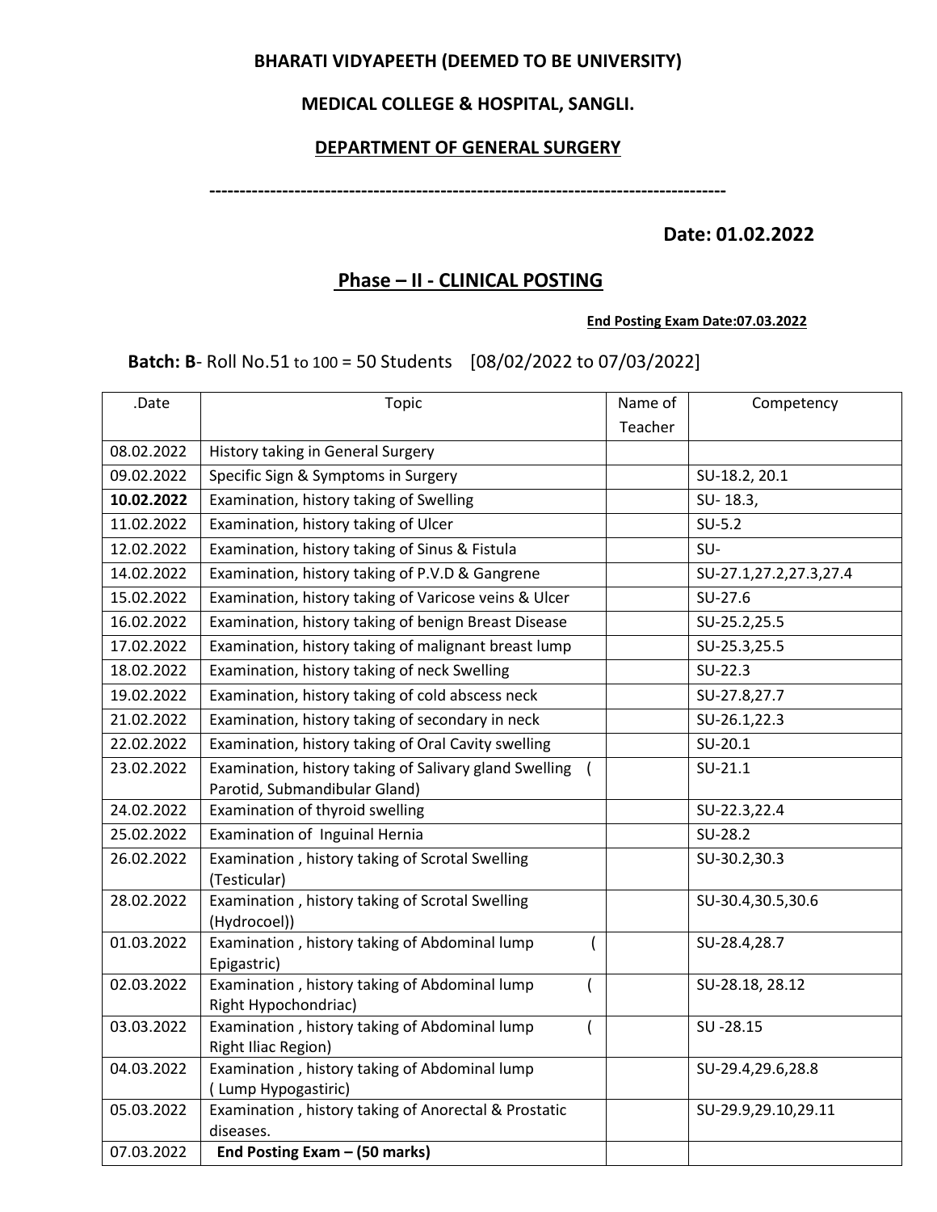**BHARATI VIDYAPEETH (DEEMED TO BE UNIVERSITY)**

**MEDICAL COLLEGE & HOSPITAL, SANGLI.**

**DEPARTMENT OF GENERAL SURGERY**

---

**Date: 01.02.2022**

## Phase – II - CLINICAL POSTING

**End Posting Exam Date:07.03.2022**

**Batch: B**- Roll No.51 to 100 = 50 Students [08/02/2022 to 07/03/2022]

| .Date | Topic | Name of Teacher | Competency |
|---|---|---|---|
| 08.02.2022 | History taking in General Surgery | | |
| 09.02.2022 | Specific Sign & Symptoms in Surgery | | SU-18.2, 20.1 |
| **10.02.2022** | Examination, history taking of Swelling | | SU- 18.3, |
| 11.02.2022 | Examination, history taking of Ulcer | | SU-5.2 |
| 12.02.2022 | Examination, history taking of Sinus & Fistula | | SU- |
| 14.02.2022 | Examination, history taking of P.V.D & Gangrene | | SU-27.1,27.2,27.3,27.4 |
| 15.02.2022 | Examination, history taking of Varicose veins & Ulcer | | SU-27.6 |
| 16.02.2022 | Examination, history taking of benign Breast Disease | | SU-25.2,25.5 |
| 17.02.2022 | Examination, history taking of malignant breast lump | | SU-25.3,25.5 |
| 18.02.2022 | Examination, history taking of neck Swelling | | SU-22.3 |
| 19.02.2022 | Examination, history taking of cold abscess neck | | SU-27.8,27.7 |
| 21.02.2022 | Examination, history taking of secondary in neck | | SU-26.1,22.3 |
| 22.02.2022 | Examination, history taking of Oral Cavity swelling | | SU-20.1 |
| 23.02.2022 | Examination, history taking of Salivary gland Swelling ( Parotid, Submandibular Gland) | | SU-21.1 |
| 24.02.2022 | Examination of thyroid swelling | | SU-22.3,22.4 |
| 25.02.2022 | Examination of Inguinal Hernia | | SU-28.2 |
| 26.02.2022 | Examination , history taking of Scrotal Swelling (Testicular) | | SU-30.2,30.3 |
| 28.02.2022 | Examination , history taking of Scrotal Swelling (Hydrocoel)) | | SU-30.4,30.5,30.6 |
| 01.03.2022 | Examination , history taking of Abdominal lump ( Epigastric) | | SU-28.4,28.7 |
| 02.03.2022 | Examination , history taking of Abdominal lump ( Right Hypochondriac) | | SU-28.18, 28.12 |
| 03.03.2022 | Examination , history taking of Abdominal lump ( Right Iliac Region) | | SU -28.15 |
| 04.03.2022 | Examination , history taking of Abdominal lump ( Lump Hypogastiric) | | SU-29.4,29.6,28.8 |
| 05.03.2022 | Examination , history taking of Anorectal & Prostatic diseases. | | SU-29.9,29.10,29.11 |
| 07.03.2022 | **End Posting Exam – (50 marks)** | | |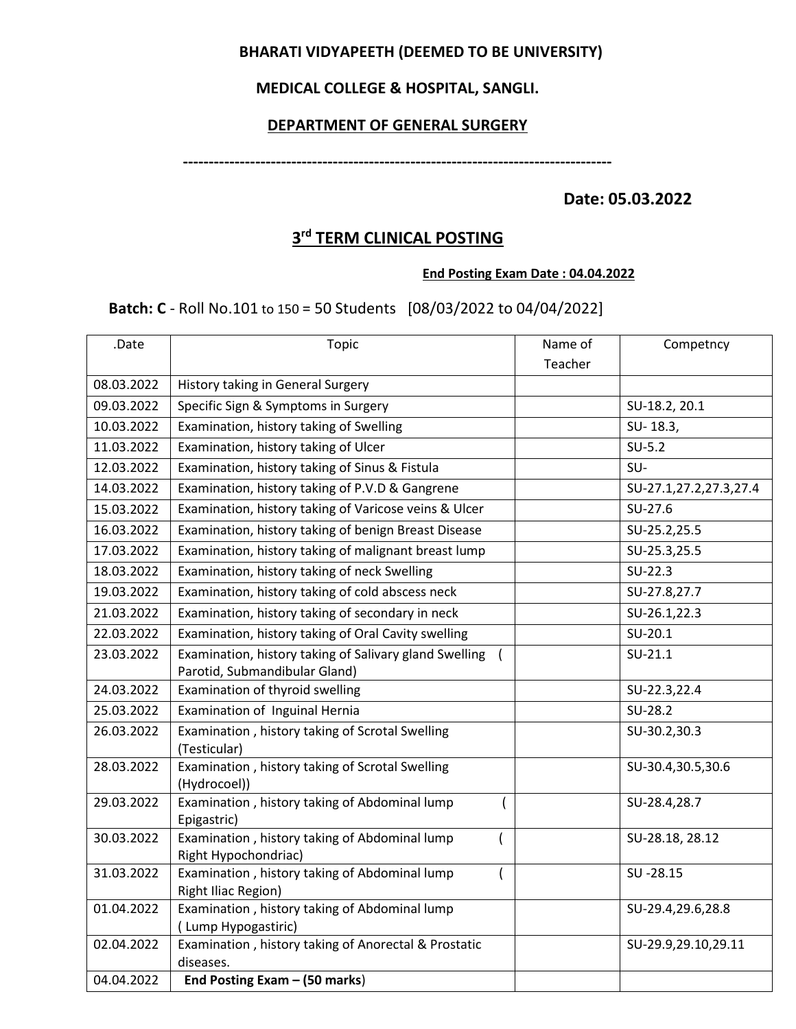**BHARATI VIDYAPEETH (DEEMED TO BE UNIVERSITY)**

**MEDICAL COLLEGE & HOSPITAL, SANGLI.**

**DEPARTMENT OF GENERAL SURGERY**

-----------------------------------------------------------------------------------

**Date: 05.03.2022**

## 3rd TERM CLINICAL POSTING

**End Posting Exam Date : 04.04.2022**

**Batch: C** - Roll No.101 to 150 = 50 Students [08/03/2022 to 04/04/2022]

| .Date | Topic | Name of Teacher | Competncy |
|---|---|---|---|
| 08.03.2022 | History taking in General Surgery | | |
| 09.03.2022 | Specific Sign & Symptoms in Surgery | | SU-18.2, 20.1 |
| 10.03.2022 | Examination, history taking of Swelling | | SU- 18.3, |
| 11.03.2022 | Examination, history taking of Ulcer | | SU-5.2 |
| 12.03.2022 | Examination, history taking of Sinus & Fistula | | SU- |
| 14.03.2022 | Examination, history taking of P.V.D & Gangrene | | SU-27.1,27.2,27.3,27.4 |
| 15.03.2022 | Examination, history taking of Varicose veins & Ulcer | | SU-27.6 |
| 16.03.2022 | Examination, history taking of benign Breast Disease | | SU-25.2,25.5 |
| 17.03.2022 | Examination, history taking of malignant breast lump | | SU-25.3,25.5 |
| 18.03.2022 | Examination, history taking of neck Swelling | | SU-22.3 |
| 19.03.2022 | Examination, history taking of cold abscess neck | | SU-27.8,27.7 |
| 21.03.2022 | Examination, history taking of secondary in neck | | SU-26.1,22.3 |
| 22.03.2022 | Examination, history taking of Oral Cavity swelling | | SU-20.1 |
| 23.03.2022 | Examination, history taking of Salivary gland Swelling ( Parotid, Submandibular Gland) | | SU-21.1 |
| 24.03.2022 | Examination of thyroid swelling | | SU-22.3,22.4 |
| 25.03.2022 | Examination of Inguinal Hernia | | SU-28.2 |
| 26.03.2022 | Examination , history taking of Scrotal Swelling (Testicular) | | SU-30.2,30.3 |
| 28.03.2022 | Examination , history taking of Scrotal Swelling (Hydrocoel)) | | SU-30.4,30.5,30.6 |
| 29.03.2022 | Examination , history taking of Abdominal lump ( Epigastric) | | SU-28.4,28.7 |
| 30.03.2022 | Examination , history taking of Abdominal lump ( Right Hypochondriac) | | SU-28.18, 28.12 |
| 31.03.2022 | Examination , history taking of Abdominal lump ( Right Iliac Region) | | SU -28.15 |
| 01.04.2022 | Examination , history taking of Abdominal lump ( Lump Hypogastiric) | | SU-29.4,29.6,28.8 |
| 02.04.2022 | Examination , history taking of Anorectal & Prostatic diseases. | | SU-29.9,29.10,29.11 |
| 04.04.2022 | **End Posting Exam – (50 marks**) | | |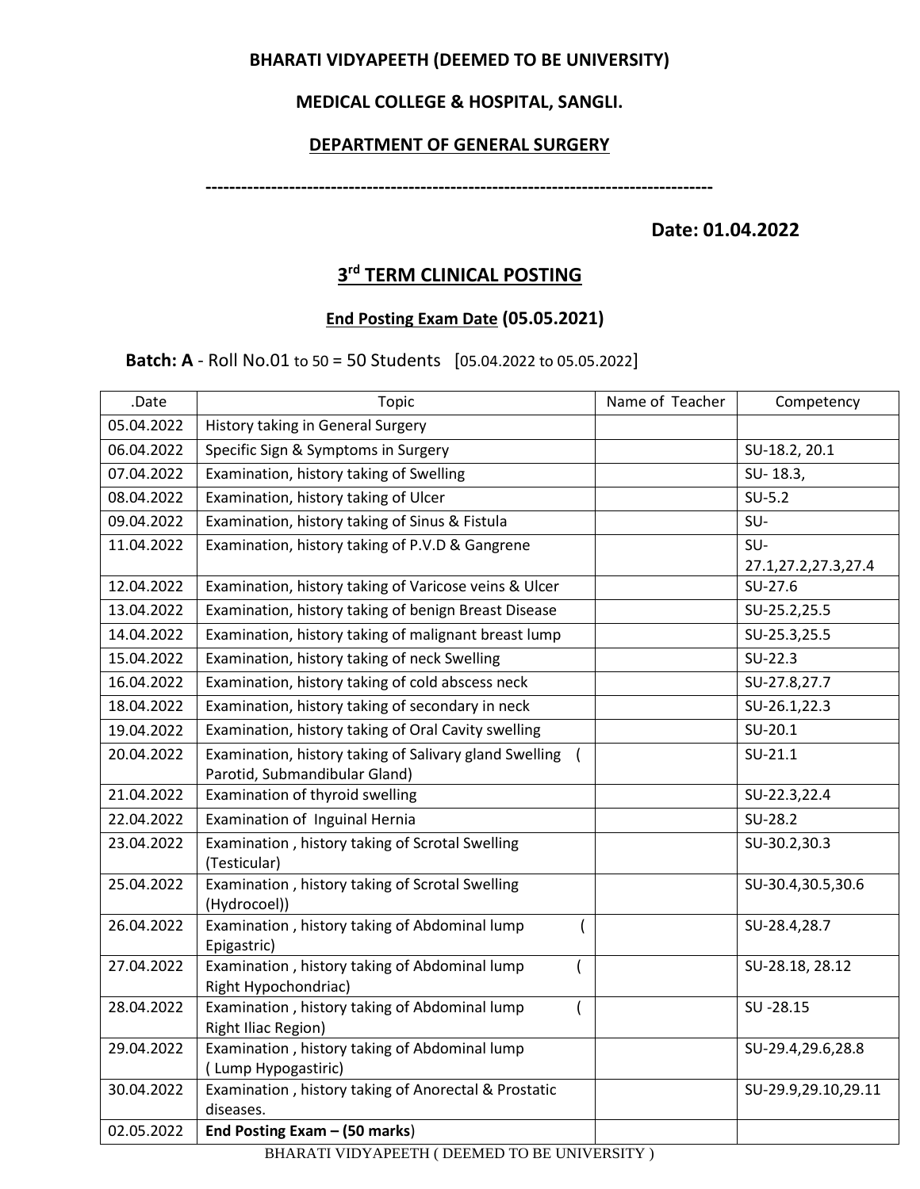**BHARATI VIDYAPEETH (DEEMED TO BE UNIVERSITY)**

**MEDICAL COLLEGE & HOSPITAL, SANGLI.**

**DEPARTMENT OF GENERAL SURGERY**

-----------------------------------------------------------------------------------------

**Date: 01.04.2022**

## 3rd TERM CLINICAL POSTING

**End Posting Exam Date (05.05.2021)**

**Batch: A** - Roll No.01 to 50 = 50 Students [05.04.2022 to 05.05.2022]

| .Date | Topic | Name of Teacher | Competency |
|---|---|---|---|
| 05.04.2022 | History taking in General Surgery | | |
| 06.04.2022 | Specific Sign & Symptoms in Surgery | | SU-18.2, 20.1 |
| 07.04.2022 | Examination, history taking of Swelling | | SU- 18.3, |
| 08.04.2022 | Examination, history taking of Ulcer | | SU-5.2 |
| 09.04.2022 | Examination, history taking of Sinus & Fistula | | SU- |
| 11.04.2022 | Examination, history taking of P.V.D & Gangrene | | SU-27.1,27.2,27.3,27.4 |
| 12.04.2022 | Examination, history taking of Varicose veins & Ulcer | | SU-27.6 |
| 13.04.2022 | Examination, history taking of benign Breast Disease | | SU-25.2,25.5 |
| 14.04.2022 | Examination, history taking of malignant breast lump | | SU-25.3,25.5 |
| 15.04.2022 | Examination, history taking of neck Swelling | | SU-22.3 |
| 16.04.2022 | Examination, history taking of cold abscess neck | | SU-27.8,27.7 |
| 18.04.2022 | Examination, history taking of secondary in neck | | SU-26.1,22.3 |
| 19.04.2022 | Examination, history taking of Oral Cavity swelling | | SU-20.1 |
| 20.04.2022 | Examination, history taking of Salivary gland Swelling ( Parotid, Submandibular Gland) | | SU-21.1 |
| 21.04.2022 | Examination of thyroid swelling | | SU-22.3,22.4 |
| 22.04.2022 | Examination of Inguinal Hernia | | SU-28.2 |
| 23.04.2022 | Examination , history taking of Scrotal Swelling (Testicular) | | SU-30.2,30.3 |
| 25.04.2022 | Examination , history taking of Scrotal Swelling (Hydrocoel)) | | SU-30.4,30.5,30.6 |
| 26.04.2022 | Examination , history taking of Abdominal lump ( Epigastric) | | SU-28.4,28.7 |
| 27.04.2022 | Examination , history taking of Abdominal lump ( Right Hypochondriac) | | SU-28.18, 28.12 |
| 28.04.2022 | Examination , history taking of Abdominal lump ( Right Iliac Region) | | SU -28.15 |
| 29.04.2022 | Examination , history taking of Abdominal lump ( Lump Hypogastiric) | | SU-29.4,29.6,28.8 |
| 30.04.2022 | Examination , history taking of Anorectal & Prostatic diseases. | | SU-29.9,29.10,29.11 |
| 02.05.2022 | **End Posting Exam – (50 marks**) | | |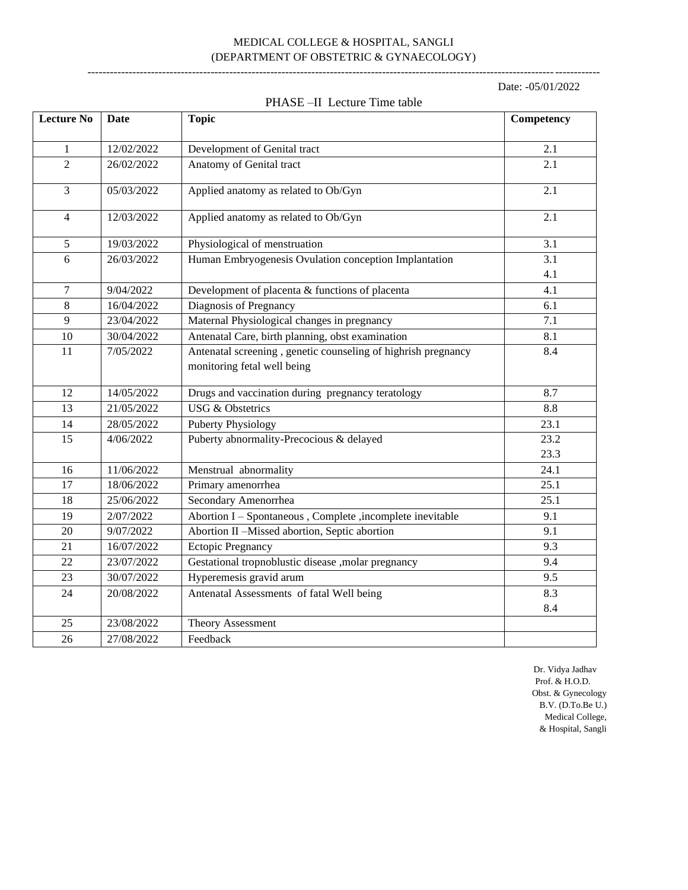MEDICAL COLLEGE & HOSPITAL, SANGLI
(DEPARTMENT OF OBSTETRIC & GYNAECOLOGY)

---

Date: -05/01/2022

PHASE –II Lecture Time table

| Lecture No | Date | Topic | Competency |
|---|---|---|---|
| 1 | 12/02/2022 | Development of Genital tract | 2.1 |
| 2 | 26/02/2022 | Anatomy of Genital tract | 2.1 |
| 3 | 05/03/2022 | Applied anatomy as related to Ob/Gyn | 2.1 |
| 4 | 12/03/2022 | Applied anatomy as related to Ob/Gyn | 2.1 |
| 5 | 19/03/2022 | Physiological of menstruation | 3.1 |
| 6 | 26/03/2022 | Human Embryogenesis Ovulation conception Implantation | 3.1<br>4.1 |
| 7 | 9/04/2022 | Development of placenta & functions of placenta | 4.1 |
| 8 | 16/04/2022 | Diagnosis of Pregnancy | 6.1 |
| 9 | 23/04/2022 | Maternal Physiological changes in pregnancy | 7.1 |
| 10 | 30/04/2022 | Antenatal Care, birth planning, obst examination | 8.1 |
| 11 | 7/05/2022 | Antenatal screening , genetic counseling of highrish pregnancy monitoring fetal well being | 8.4 |
| 12 | 14/05/2022 | Drugs and vaccination during pregnancy teratology | 8.7 |
| 13 | 21/05/2022 | USG & Obstetrics | 8.8 |
| 14 | 28/05/2022 | Puberty Physiology | 23.1 |
| 15 | 4/06/2022 | Puberty abnormality-Precocious & delayed | 23.2<br>23.3 |
| 16 | 11/06/2022 | Menstrual abnormality | 24.1 |
| 17 | 18/06/2022 | Primary amenorrhea | 25.1 |
| 18 | 25/06/2022 | Secondary Amenorrhea | 25.1 |
| 19 | 2/07/2022 | Abortion I – Spontaneous , Complete ,incomplete inevitable | 9.1 |
| 20 | 9/07/2022 | Abortion II –Missed abortion, Septic abortion | 9.1 |
| 21 | 16/07/2022 | Ectopic Pregnancy | 9.3 |
| 22 | 23/07/2022 | Gestational tropnoblustic disease ,molar pregnancy | 9.4 |
| 23 | 30/07/2022 | Hyperemesis gravid arum | 9.5 |
| 24 | 20/08/2022 | Antenatal Assessments of fatal Well being | 8.3<br>8.4 |
| 25 | 23/08/2022 | Theory Assessment | |
| 26 | 27/08/2022 | Feedback | |

Dr. Vidya Jadhav
Prof. & H.O.D.
Obst. & Gynecology
B.V. (D.To.Be U.)
Medical College,
& Hospital, Sangli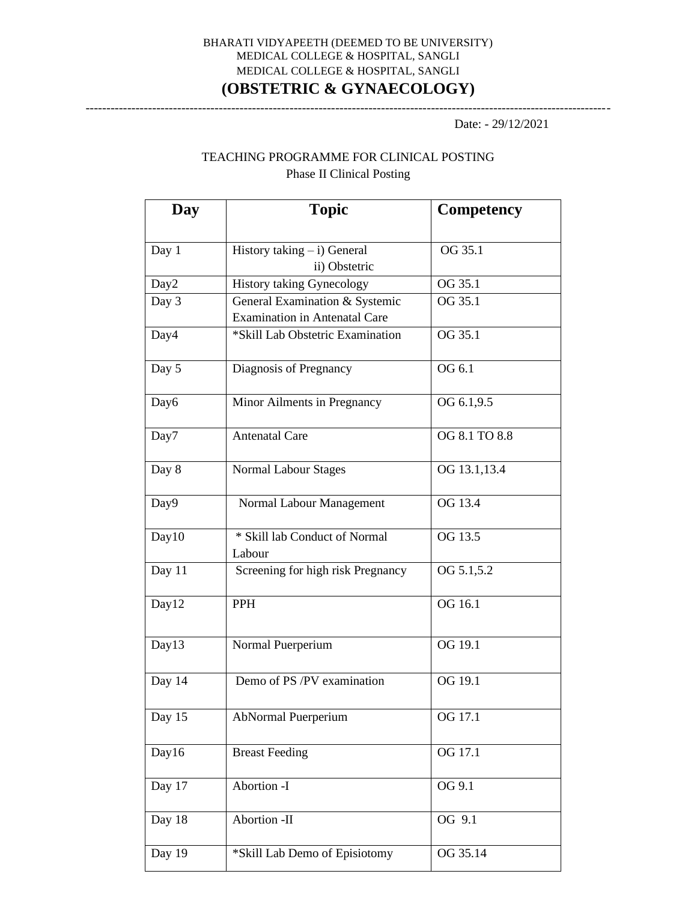BHARATI VIDYAPEETH (DEEMED TO BE UNIVERSITY)
MEDICAL COLLEGE & HOSPITAL, SANGLI
MEDICAL COLLEGE & HOSPITAL, SANGLI

# (OBSTETRIC & GYNAECOLOGY)

---

Date: - 29/12/2021

TEACHING PROGRAMME FOR CLINICAL POSTING
Phase II Clinical Posting

| Day | Topic | Competency |
|---|---|---|
| Day 1 | History taking – i) General<br>ii) Obstetric | OG 35.1 |
| Day2 | History taking Gynecology | OG 35.1 |
| Day 3 | General Examination & Systemic Examination in Antenatal Care | OG 35.1 |
| Day4 | *Skill Lab Obstetric Examination | OG 35.1 |
| Day 5 | Diagnosis of Pregnancy | OG 6.1 |
| Day6 | Minor Ailments in Pregnancy | OG 6.1,9.5 |
| Day7 | Antenatal Care | OG 8.1 TO 8.8 |
| Day 8 | Normal Labour Stages | OG 13.1,13.4 |
| Day9 | Normal Labour Management | OG 13.4 |
| Day10 | * Skill lab Conduct of Normal Labour | OG 13.5 |
| Day 11 | Screening for high risk Pregnancy | OG 5.1,5.2 |
| Day12 | PPH | OG 16.1 |
| Day13 | Normal Puerperium | OG 19.1 |
| Day 14 | Demo of PS /PV examination | OG 19.1 |
| Day 15 | AbNormal Puerperium | OG 17.1 |
| Day16 | Breast Feeding | OG 17.1 |
| Day 17 | Abortion -I | OG 9.1 |
| Day 18 | Abortion -II | OG 9.1 |
| Day 19 | *Skill Lab Demo of Episiotomy | OG 35.14 |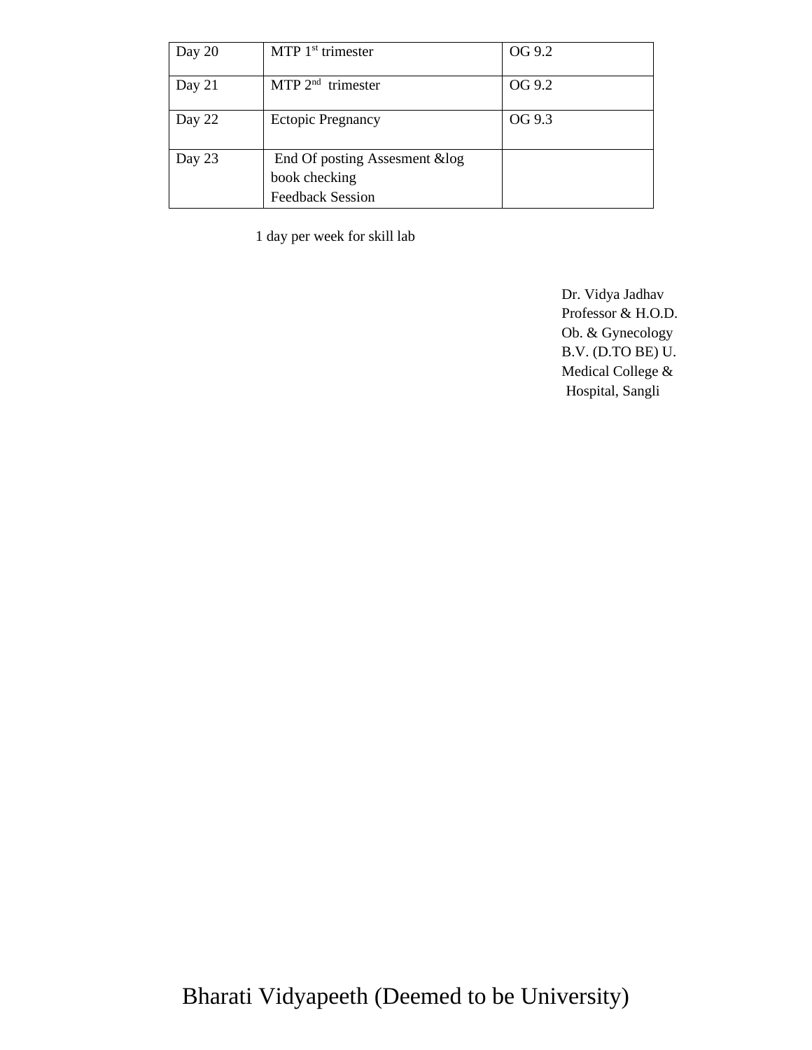| Day 20 | MTP 1st trimester | OG 9.2 |
|---|---|---|
| Day 21 | MTP 2nd trimester | OG 9.2 |
| Day 22 | Ectopic Pregnancy | OG 9.3 |
| Day 23 | End Of posting Assesment &log book checking<br>Feedback Session | |

1 day per week for skill lab

Dr. Vidya Jadhav
Professor & H.O.D.
Ob. & Gynecology
B.V. (D.TO BE) U.
Medical College &
Hospital, Sangli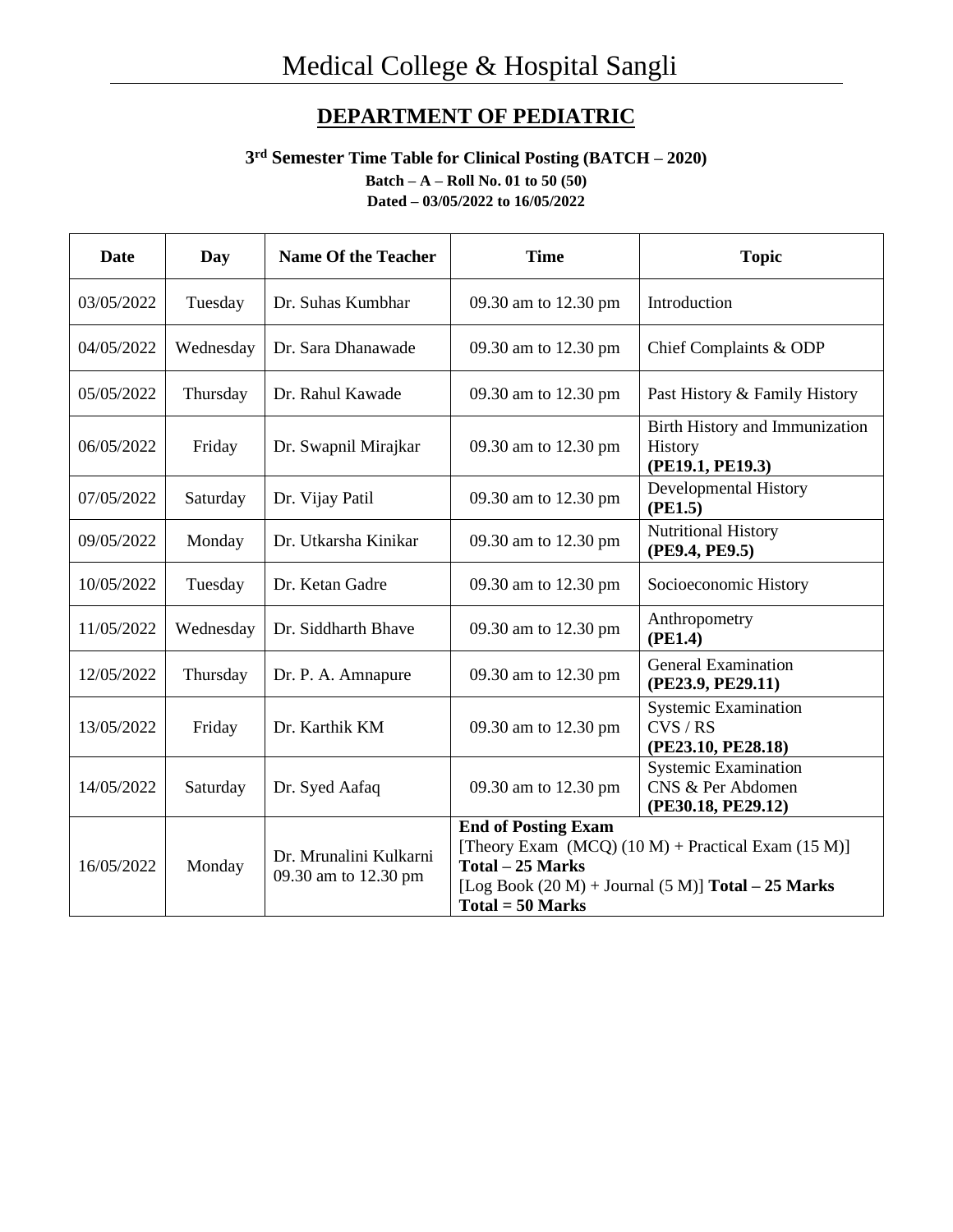# Medical College & Hospital Sangli

## DEPARTMENT OF PEDIATRIC

**3rd Semester Time Table for Clinical Posting (BATCH – 2020)**

**Batch – A – Roll No. 01 to 50 (50)**

**Dated – 03/05/2022 to 16/05/2022**

| Date | Day | Name Of the Teacher | Time | Topic |
|---|---|---|---|---|
| 03/05/2022 | Tuesday | Dr. Suhas Kumbhar | 09.30 am to 12.30 pm | Introduction |
| 04/05/2022 | Wednesday | Dr. Sara Dhanawade | 09.30 am to 12.30 pm | Chief Complaints & ODP |
| 05/05/2022 | Thursday | Dr. Rahul Kawade | 09.30 am to 12.30 pm | Past History & Family History |
| 06/05/2022 | Friday | Dr. Swapnil Mirajkar | 09.30 am to 12.30 pm | Birth History and Immunization History **(PE19.1, PE19.3)** |
| 07/05/2022 | Saturday | Dr. Vijay Patil | 09.30 am to 12.30 pm | Developmental History **(PE1.5)** |
| 09/05/2022 | Monday | Dr. Utkarsha Kinikar | 09.30 am to 12.30 pm | Nutritional History **(PE9.4, PE9.5)** |
| 10/05/2022 | Tuesday | Dr. Ketan Gadre | 09.30 am to 12.30 pm | Socioeconomic History |
| 11/05/2022 | Wednesday | Dr. Siddharth Bhave | 09.30 am to 12.30 pm | Anthropometry **(PE1.4)** |
| 12/05/2022 | Thursday | Dr. P. A. Amnapure | 09.30 am to 12.30 pm | General Examination **(PE23.9, PE29.11)** |
| 13/05/2022 | Friday | Dr. Karthik KM | 09.30 am to 12.30 pm | Systemic Examination CVS / RS **(PE23.10, PE28.18)** |
| 14/05/2022 | Saturday | Dr. Syed Aafaq | 09.30 am to 12.30 pm | Systemic Examination CNS & Per Abdomen **(PE30.18, PE29.12)** |
| 16/05/2022 | Monday | Dr. Mrunalini Kulkarni 09.30 am to 12.30 pm | **End of Posting Exam** [Theory Exam (MCQ) (10 M) + Practical Exam (15 M)] **Total – 25 Marks** [Log Book (20 M) + Journal (5 M)] **Total – 25 Marks** **Total = 50 Marks** | |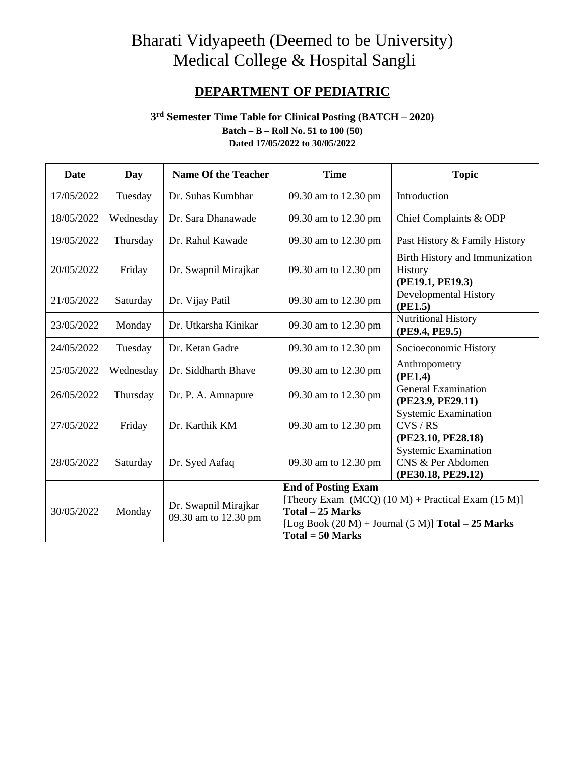# Bharati Vidyapeeth (Deemed to be University) Medical College & Hospital Sangli

## DEPARTMENT OF PEDIATRIC

**3rd Semester Time Table for Clinical Posting (BATCH – 2020)**

**Batch – B – Roll No. 51 to 100 (50)**

**Dated 17/05/2022 to 30/05/2022**

| Date | Day | Name Of the Teacher | Time | Topic |
|---|---|---|---|---|
| 17/05/2022 | Tuesday | Dr. Suhas Kumbhar | 09.30 am to 12.30 pm | Introduction |
| 18/05/2022 | Wednesday | Dr. Sara Dhanawade | 09.30 am to 12.30 pm | Chief Complaints & ODP |
| 19/05/2022 | Thursday | Dr. Rahul Kawade | 09.30 am to 12.30 pm | Past History & Family History |
| 20/05/2022 | Friday | Dr. Swapnil Mirajkar | 09.30 am to 12.30 pm | Birth History and Immunization History **(PE19.1, PE19.3)** |
| 21/05/2022 | Saturday | Dr. Vijay Patil | 09.30 am to 12.30 pm | Developmental History **(PE1.5)** |
| 23/05/2022 | Monday | Dr. Utkarsha Kinikar | 09.30 am to 12.30 pm | Nutritional History **(PE9.4, PE9.5)** |
| 24/05/2022 | Tuesday | Dr. Ketan Gadre | 09.30 am to 12.30 pm | Socioeconomic History |
| 25/05/2022 | Wednesday | Dr. Siddharth Bhave | 09.30 am to 12.30 pm | Anthropometry **(PE1.4)** |
| 26/05/2022 | Thursday | Dr. P. A. Amnapure | 09.30 am to 12.30 pm | General Examination **(PE23.9, PE29.11)** |
| 27/05/2022 | Friday | Dr. Karthik KM | 09.30 am to 12.30 pm | Systemic Examination CVS / RS **(PE23.10, PE28.18)** |
| 28/05/2022 | Saturday | Dr. Syed Aafaq | 09.30 am to 12.30 pm | Systemic Examination CNS & Per Abdomen **(PE30.18, PE29.12)** |
| 30/05/2022 | Monday | Dr. Swapnil Mirajkar 09.30 am to 12.30 pm | **End of Posting Exam** [Theory Exam (MCQ) (10 M) + Practical Exam (15 M)] **Total – 25 Marks** [Log Book (20 M) + Journal (5 M)] **Total – 25 Marks** **Total = 50 Marks** | |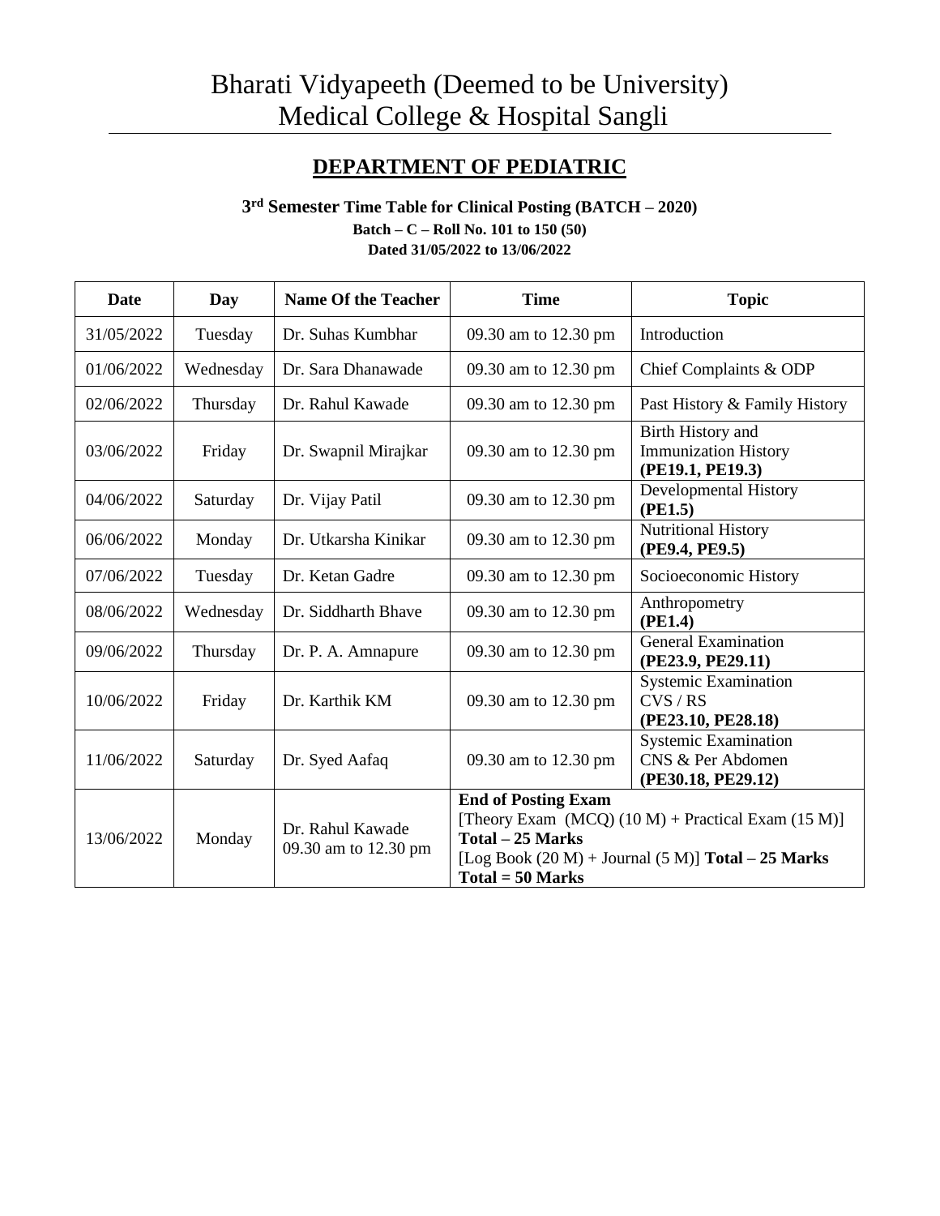# Bharati Vidyapeeth (Deemed to be University) Medical College & Hospital Sangli

## DEPARTMENT OF PEDIATRIC

**3rd Semester Time Table for Clinical Posting (BATCH – 2020)**

**Batch – C – Roll No. 101 to 150 (50)**

**Dated 31/05/2022 to 13/06/2022**

| Date | Day | Name Of the Teacher | Time | Topic |
|---|---|---|---|---|
| 31/05/2022 | Tuesday | Dr. Suhas Kumbhar | 09.30 am to 12.30 pm | Introduction |
| 01/06/2022 | Wednesday | Dr. Sara Dhanawade | 09.30 am to 12.30 pm | Chief Complaints & ODP |
| 02/06/2022 | Thursday | Dr. Rahul Kawade | 09.30 am to 12.30 pm | Past History & Family History |
| 03/06/2022 | Friday | Dr. Swapnil Mirajkar | 09.30 am to 12.30 pm | Birth History and Immunization History **(PE19.1, PE19.3)** |
| 04/06/2022 | Saturday | Dr. Vijay Patil | 09.30 am to 12.30 pm | Developmental History **(PE1.5)** |
| 06/06/2022 | Monday | Dr. Utkarsha Kinikar | 09.30 am to 12.30 pm | Nutritional History **(PE9.4, PE9.5)** |
| 07/06/2022 | Tuesday | Dr. Ketan Gadre | 09.30 am to 12.30 pm | Socioeconomic History |
| 08/06/2022 | Wednesday | Dr. Siddharth Bhave | 09.30 am to 12.30 pm | Anthropometry **(PE1.4)** |
| 09/06/2022 | Thursday | Dr. P. A. Amnapure | 09.30 am to 12.30 pm | General Examination **(PE23.9, PE29.11)** |
| 10/06/2022 | Friday | Dr. Karthik KM | 09.30 am to 12.30 pm | Systemic Examination CVS / RS **(PE23.10, PE28.18)** |
| 11/06/2022 | Saturday | Dr. Syed Aafaq | 09.30 am to 12.30 pm | Systemic Examination CNS & Per Abdomen **(PE30.18, PE29.12)** |
| 13/06/2022 | Monday | Dr. Rahul Kawade 09.30 am to 12.30 pm | **End of Posting Exam** [Theory Exam (MCQ) (10 M) + Practical Exam (15 M)] **Total – 25 Marks** [Log Book (20 M) + Journal (5 M)] **Total – 25 Marks** **Total = 50 Marks** | |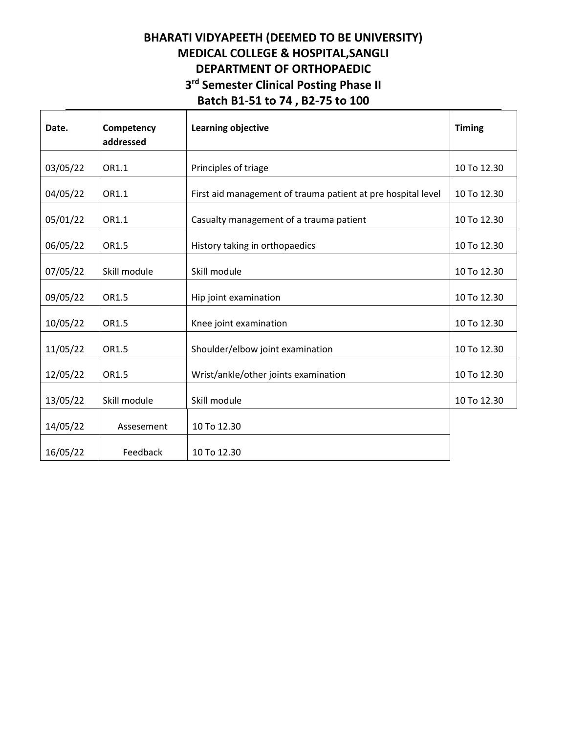# BHARATI VIDYAPEETH (DEEMED TO BE UNIVERSITY)
## MEDICAL COLLEGE & HOSPITAL,SANGLI
## DEPARTMENT OF ORTHOPAEDIC
## 3rd Semester Clinical Posting Phase II
## Batch B1-51 to 74 , B2-75 to 100

| Date. | Competency addressed | Learning objective | Timing |
|---|---|---|---|
| 03/05/22 | OR1.1 | Principles of triage | 10 To 12.30 |
| 04/05/22 | OR1.1 | First aid management of trauma patient at pre hospital level | 10 To 12.30 |
| 05/01/22 | OR1.1 | Casualty management of a trauma patient | 10 To 12.30 |
| 06/05/22 | OR1.5 | History taking in orthopaedics | 10 To 12.30 |
| 07/05/22 | Skill module | Skill module | 10 To 12.30 |
| 09/05/22 | OR1.5 | Hip joint examination | 10 To 12.30 |
| 10/05/22 | OR1.5 | Knee joint examination | 10 To 12.30 |
| 11/05/22 | OR1.5 | Shoulder/elbow joint examination | 10 To 12.30 |
| 12/05/22 | OR1.5 | Wrist/ankle/other joints examination | 10 To 12.30 |
| 13/05/22 | Skill module | Skill module | 10 To 12.30 |
| 14/05/22 | Assesement | 10 To 12.30 | |
| 16/05/22 | Feedback | 10 To 12.30 | |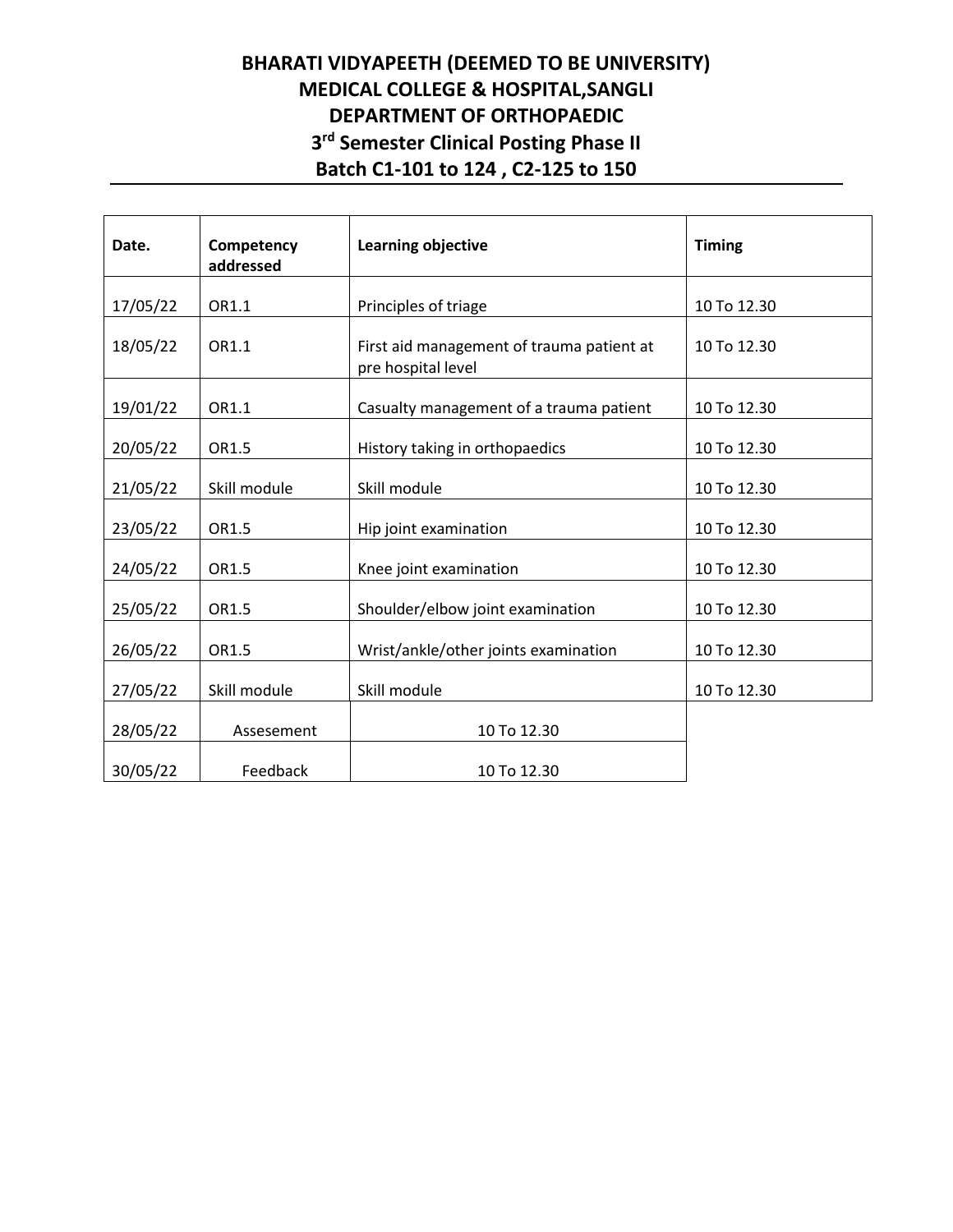**BHARATI VIDYAPEETH (DEEMED TO BE UNIVERSITY)**
**MEDICAL COLLEGE & HOSPITAL,SANGLI**
**DEPARTMENT OF ORTHOPAEDIC**
**3rd Semester Clinical Posting Phase II**
**Batch C1-101 to 124 , C2-125 to 150**

| Date. | Competency addressed | Learning objective | Timing |
|---|---|---|---|
| 17/05/22 | OR1.1 | Principles of triage | 10 To 12.30 |
| 18/05/22 | OR1.1 | First aid management of trauma patient at pre hospital level | 10 To 12.30 |
| 19/01/22 | OR1.1 | Casualty management of a trauma patient | 10 To 12.30 |
| 20/05/22 | OR1.5 | History taking in orthopaedics | 10 To 12.30 |
| 21/05/22 | Skill module | Skill module | 10 To 12.30 |
| 23/05/22 | OR1.5 | Hip joint examination | 10 To 12.30 |
| 24/05/22 | OR1.5 | Knee joint examination | 10 To 12.30 |
| 25/05/22 | OR1.5 | Shoulder/elbow joint examination | 10 To 12.30 |
| 26/05/22 | OR1.5 | Wrist/ankle/other joints examination | 10 To 12.30 |
| 27/05/22 | Skill module | Skill module | 10 To 12.30 |
| 28/05/22 | Assesement | 10 To 12.30 | |
| 30/05/22 | Feedback | 10 To 12.30 | |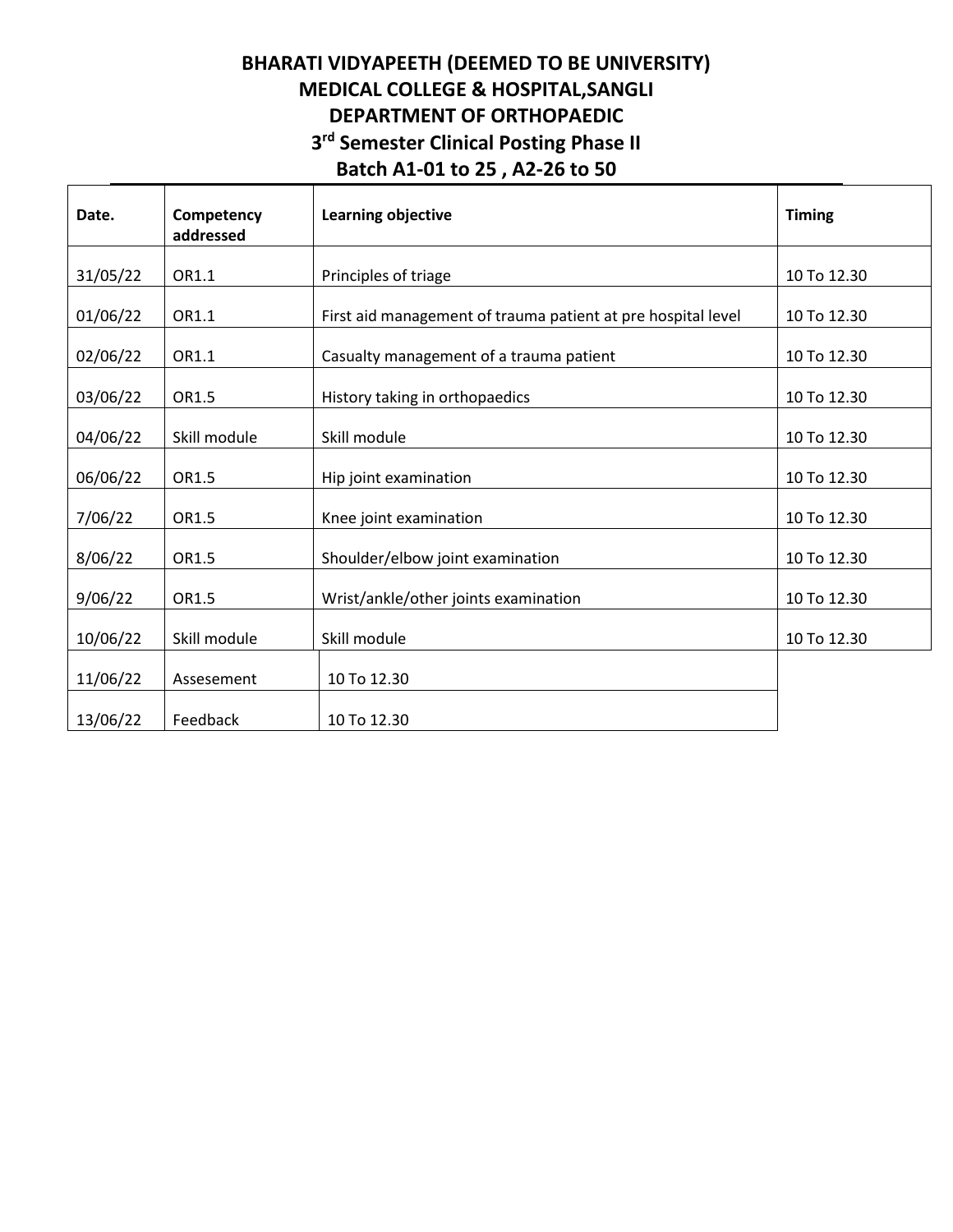# BHARATI VIDYAPEETH (DEEMED TO BE UNIVERSITY)
## MEDICAL COLLEGE & HOSPITAL,SANGLI
## DEPARTMENT OF ORTHOPAEDIC
### 3rd Semester Clinical Posting Phase II
### Batch A1-01 to 25 , A2-26 to 50

| Date. | Competency addressed | Learning objective | Timing |
|---|---|---|---|
| 31/05/22 | OR1.1 | Principles of triage | 10 To 12.30 |
| 01/06/22 | OR1.1 | First aid management of trauma patient at pre hospital level | 10 To 12.30 |
| 02/06/22 | OR1.1 | Casualty management of a trauma patient | 10 To 12.30 |
| 03/06/22 | OR1.5 | History taking in orthopaedics | 10 To 12.30 |
| 04/06/22 | Skill module | Skill module | 10 To 12.30 |
| 06/06/22 | OR1.5 | Hip joint examination | 10 To 12.30 |
| 7/06/22 | OR1.5 | Knee joint examination | 10 To 12.30 |
| 8/06/22 | OR1.5 | Shoulder/elbow joint examination | 10 To 12.30 |
| 9/06/22 | OR1.5 | Wrist/ankle/other joints examination | 10 To 12.30 |
| 10/06/22 | Skill module | Skill module | 10 To 12.30 |
| 11/06/22 | Assesement | 10 To 12.30 | |
| 13/06/22 | Feedback | 10 To 12.30 | |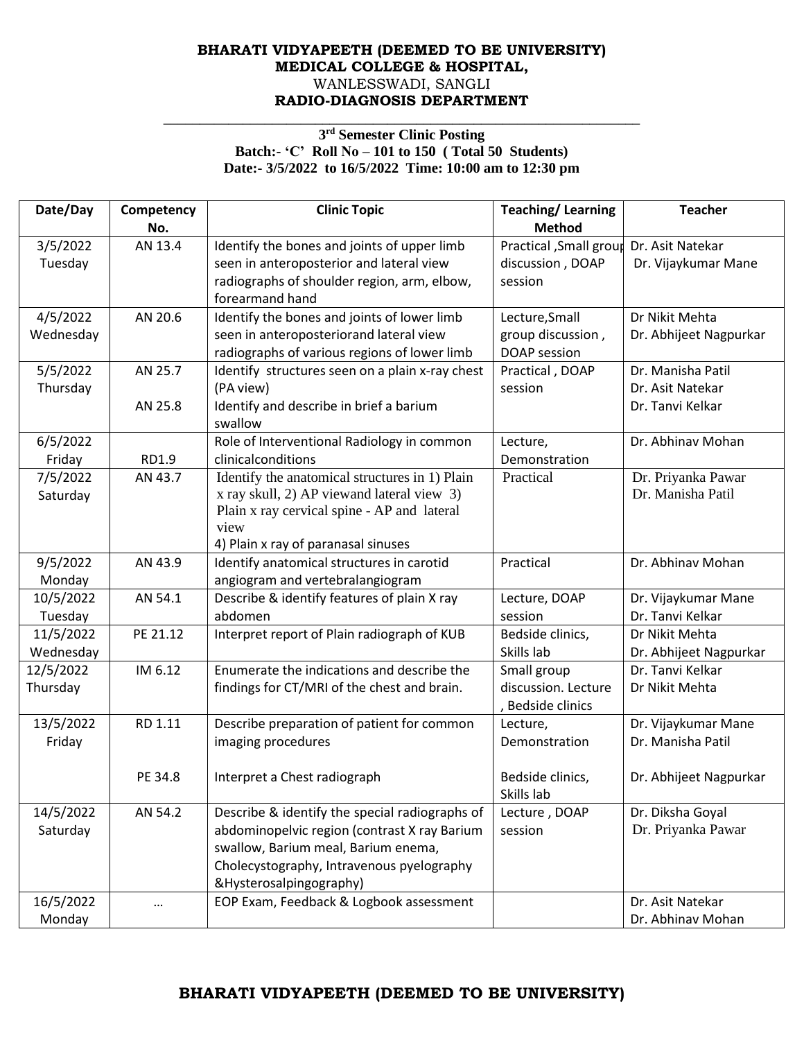**BHARATI VIDYAPEETH (DEEMED TO BE UNIVERSITY)**
**MEDICAL COLLEGE & HOSPITAL,**
WANLESSWADI, SANGLI
**RADIO-DIAGNOSIS DEPARTMENT**

**3rd Semester Clinic Posting**
**Batch:- 'C' Roll No – 101 to 150 ( Total 50 Students)**
**Date:- 3/5/2022 to 16/5/2022 Time: 10:00 am to 12:30 pm**

| Date/Day | Competency No. | Clinic Topic | Teaching/ Learning Method | Teacher |
|---|---|---|---|---|
| 3/5/2022 Tuesday | AN 13.4 | Identify the bones and joints of upper limb seen in anteroposterior and lateral view radiographs of shoulder region, arm, elbow, forearmand hand | Practical ,Small group discussion , DOAP session | Dr. Asit Natekar<br>Dr. Vijaykumar Mane |
| 4/5/2022 Wednesday | AN 20.6 | Identify the bones and joints of lower limb seen in anteroposteriorand lateral view radiographs of various regions of lower limb | Lecture,Small group discussion , DOAP session | Dr Nikit Mehta<br>Dr. Abhijeet Nagpurkar |
| 5/5/2022 Thursday | AN 25.7<br><br>AN 25.8 | Identify structures seen on a plain x-ray chest (PA view)<br>Identify and describe in brief a barium swallow | Practical , DOAP session | Dr. Manisha Patil<br>Dr. Asit Natekar<br>Dr. Tanvi Kelkar |
| 6/5/2022 Friday | RD1.9 | Role of Interventional Radiology in common clinicalconditions | Lecture, Demonstration | Dr. Abhinav Mohan |
| 7/5/2022 Saturday | AN 43.7 | Identify the anatomical structures in 1) Plain x ray skull, 2) AP viewand lateral view 3) Plain x ray cervical spine - AP and lateral view<br>4) Plain x ray of paranasal sinuses | Practical | Dr. Priyanka Pawar<br>Dr. Manisha Patil |
| 9/5/2022 Monday | AN 43.9 | Identify anatomical structures in carotid angiogram and vertebralangiogram | Practical | Dr. Abhinav Mohan |
| 10/5/2022 Tuesday | AN 54.1 | Describe & identify features of plain X ray abdomen | Lecture, DOAP session | Dr. Vijaykumar Mane<br>Dr. Tanvi Kelkar |
| 11/5/2022 Wednesday | PE 21.12 | Interpret report of Plain radiograph of KUB | Bedside clinics, Skills lab | Dr Nikit Mehta<br>Dr. Abhijeet Nagpurkar |
| 12/5/2022 Thursday | IM 6.12 | Enumerate the indications and describe the findings for CT/MRI of the chest and brain. | Small group discussion. Lecture , Bedside clinics | Dr. Tanvi Kelkar<br>Dr Nikit Mehta |
| 13/5/2022 Friday | RD 1.11<br><br>PE 34.8 | Describe preparation of patient for common imaging procedures<br><br>Interpret a Chest radiograph | Lecture, Demonstration<br><br>Bedside clinics, Skills lab | Dr. Vijaykumar Mane<br>Dr. Manisha Patil<br><br>Dr. Abhijeet Nagpurkar |
| 14/5/2022 Saturday | AN 54.2 | Describe & identify the special radiographs of abdominopelvic region (contrast X ray Barium swallow, Barium meal, Barium enema, Cholecystography, Intravenous pyelography &Hysterosalpingography) | Lecture , DOAP session | Dr. Diksha Goyal<br>Dr. Priyanka Pawar |
| 16/5/2022 Monday | … | EOP Exam, Feedback & Logbook assessment | | Dr. Asit Natekar<br>Dr. Abhinav Mohan |

**BHARATI VIDYAPEETH (DEEMED TO BE UNIVERSITY)**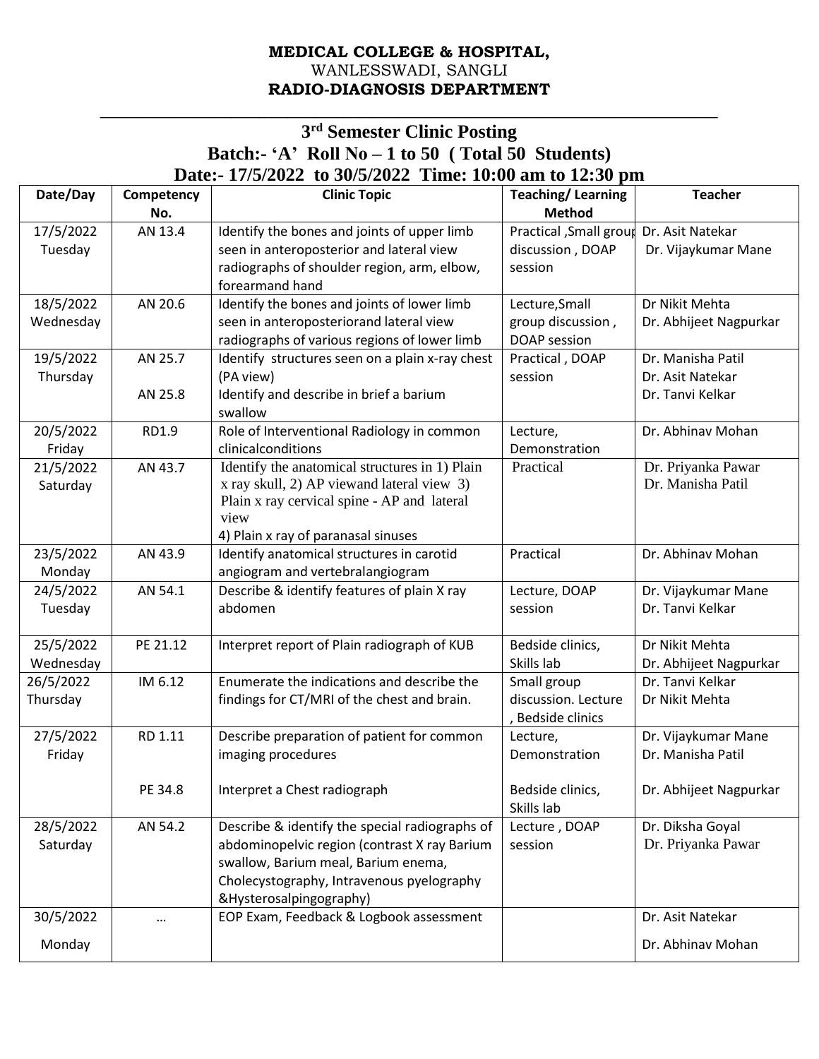**MEDICAL COLLEGE & HOSPITAL,**
WANLESSWADI, SANGLI
**RADIO-DIAGNOSIS DEPARTMENT**

## 3rd Semester Clinic Posting

## Batch:- 'A' Roll No – 1 to 50 ( Total 50 Students)

## Date:- 17/5/2022 to 30/5/2022 Time: 10:00 am to 12:30 pm

| Date/Day | Competency No. | Clinic Topic | Teaching/ Learning Method | Teacher |
|---|---|---|---|---|
| 17/5/2022 Tuesday | AN 13.4 | Identify the bones and joints of upper limb seen in anteroposterior and lateral view radiographs of shoulder region, arm, elbow, forearmand hand | Practical ,Small group discussion , DOAP session | Dr. Asit Natekar<br>Dr. Vijaykumar Mane |
| 18/5/2022 Wednesday | AN 20.6 | Identify the bones and joints of lower limb seen in anteroposteriorand lateral view radiographs of various regions of lower limb | Lecture,Small group discussion , DOAP session | Dr Nikit Mehta<br>Dr. Abhijeet Nagpurkar |
| 19/5/2022 Thursday | AN 25.7<br><br>AN 25.8 | Identify structures seen on a plain x-ray chest (PA view)<br>Identify and describe in brief a barium swallow | Practical , DOAP session | Dr. Manisha Patil<br>Dr. Asit Natekar<br>Dr. Tanvi Kelkar |
| 20/5/2022 Friday | RD1.9 | Role of Interventional Radiology in common clinicalconditions | Lecture, Demonstration | Dr. Abhinav Mohan |
| 21/5/2022 Saturday | AN 43.7 | Identify the anatomical structures in 1) Plain x ray skull, 2) AP viewand lateral view 3) Plain x ray cervical spine - AP and lateral view<br>4) Plain x ray of paranasal sinuses | Practical | Dr. Priyanka Pawar<br>Dr. Manisha Patil |
| 23/5/2022 Monday | AN 43.9 | Identify anatomical structures in carotid angiogram and vertebralangiogram | Practical | Dr. Abhinav Mohan |
| 24/5/2022 Tuesday | AN 54.1 | Describe & identify features of plain X ray abdomen | Lecture, DOAP session | Dr. Vijaykumar Mane<br>Dr. Tanvi Kelkar |
| 25/5/2022 Wednesday | PE 21.12 | Interpret report of Plain radiograph of KUB | Bedside clinics, Skills lab | Dr Nikit Mehta<br>Dr. Abhijeet Nagpurkar |
| 26/5/2022 Thursday | IM 6.12 | Enumerate the indications and describe the findings for CT/MRI of the chest and brain. | Small group discussion. Lecture , Bedside clinics | Dr. Tanvi Kelkar<br>Dr Nikit Mehta |
| 27/5/2022 Friday | RD 1.11<br><br>PE 34.8 | Describe preparation of patient for common imaging procedures<br><br>Interpret a Chest radiograph | Lecture, Demonstration<br><br>Bedside clinics, Skills lab | Dr. Vijaykumar Mane<br>Dr. Manisha Patil<br><br>Dr. Abhijeet Nagpurkar |
| 28/5/2022 Saturday | AN 54.2 | Describe & identify the special radiographs of abdominopelvic region (contrast X ray Barium swallow, Barium meal, Barium enema, Cholecystography, Intravenous pyelography &Hysterosalpingography) | Lecture , DOAP session | Dr. Diksha Goyal<br>Dr. Priyanka Pawar |
| 30/5/2022 Monday | … | EOP Exam, Feedback & Logbook assessment | | Dr. Asit Natekar<br>Dr. Abhinav Mohan |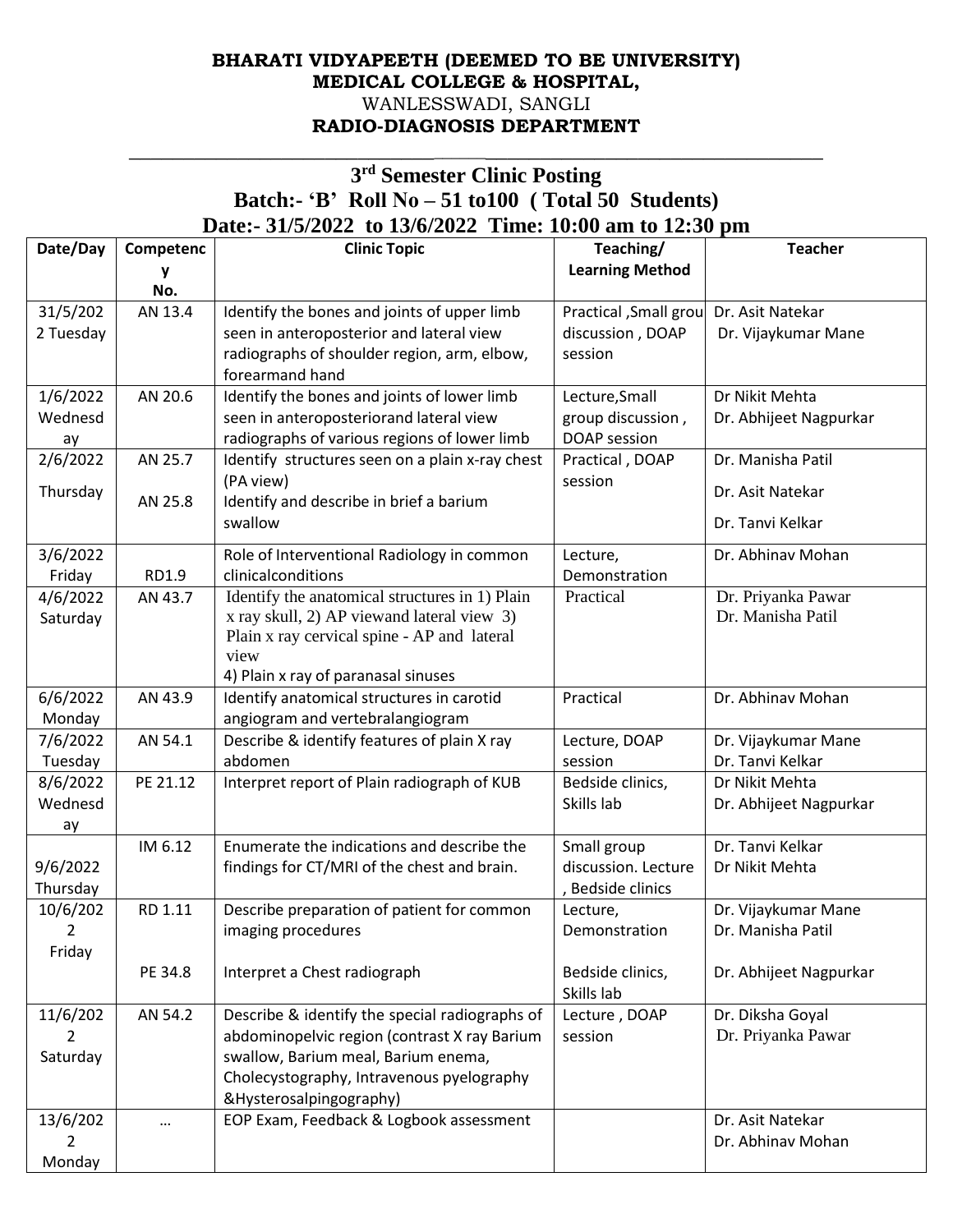**BHARATI VIDYAPEETH (DEEMED TO BE UNIVERSITY)**
**MEDICAL COLLEGE & HOSPITAL,**
WANLESSWADI, SANGLI
**RADIO-DIAGNOSIS DEPARTMENT**

## 3rd Semester Clinic Posting
## Batch:- 'B' Roll No – 51 to100 ( Total 50 Students)
## Date:- 31/5/2022 to 13/6/2022 Time: 10:00 am to 12:30 pm

| Date/Day | Competency No. | Clinic Topic | Teaching/ Learning Method | Teacher |
|---|---|---|---|---|
| 31/5/2022 Tuesday | AN 13.4 | Identify the bones and joints of upper limb seen in anteroposterior and lateral view radiographs of shoulder region, arm, elbow, forearmand hand | Practical ,Small group discussion , DOAP session | Dr. Asit Natekar<br>Dr. Vijaykumar Mane |
| 1/6/2022 Wednesday | AN 20.6 | Identify the bones and joints of lower limb seen in anteroposteriorand lateral view radiographs of various regions of lower limb | Lecture,Small group discussion , DOAP session | Dr Nikit Mehta<br>Dr. Abhijeet Nagpurkar |
| 2/6/2022 Thursday | AN 25.7<br>AN 25.8 | Identify structures seen on a plain x-ray chest (PA view)<br>Identify and describe in brief a barium swallow | Practical , DOAP session | Dr. Manisha Patil<br>Dr. Asit Natekar<br>Dr. Tanvi Kelkar |
| 3/6/2022 Friday | RD1.9 | Role of Interventional Radiology in common clinicalconditions | Lecture, Demonstration | Dr. Abhinav Mohan |
| 4/6/2022 Saturday | AN 43.7 | Identify the anatomical structures in 1) Plain x ray skull, 2) AP viewand lateral view 3) Plain x ray cervical spine - AP and lateral view<br>4) Plain x ray of paranasal sinuses | Practical | Dr. Priyanka Pawar<br>Dr. Manisha Patil |
| 6/6/2022 Monday | AN 43.9 | Identify anatomical structures in carotid angiogram and vertebralangiogram | Practical | Dr. Abhinav Mohan |
| 7/6/2022 Tuesday | AN 54.1 | Describe & identify features of plain X ray abdomen | Lecture, DOAP session | Dr. Vijaykumar Mane<br>Dr. Tanvi Kelkar |
| 8/6/2022 Wednesday | PE 21.12 | Interpret report of Plain radiograph of KUB | Bedside clinics, Skills lab | Dr Nikit Mehta<br>Dr. Abhijeet Nagpurkar |
| 9/6/2022 Thursday | IM 6.12 | Enumerate the indications and describe the findings for CT/MRI of the chest and brain. | Small group discussion. Lecture , Bedside clinics | Dr. Tanvi Kelkar<br>Dr Nikit Mehta |
| 10/6/2022 Friday | RD 1.11<br><br>PE 34.8 | Describe preparation of patient for common imaging procedures<br><br>Interpret a Chest radiograph | Lecture, Demonstration<br><br>Bedside clinics, Skills lab | Dr. Vijaykumar Mane<br>Dr. Manisha Patil<br><br>Dr. Abhijeet Nagpurkar |
| 11/6/2022 Saturday | AN 54.2 | Describe & identify the special radiographs of abdominopelvic region (contrast X ray Barium swallow, Barium meal, Barium enema, Cholecystography, Intravenous pyelography &Hysterosalpingography) | Lecture , DOAP session | Dr. Diksha Goyal<br>Dr. Priyanka Pawar |
| 13/6/2022 Monday | … | EOP Exam, Feedback & Logbook assessment | | Dr. Asit Natekar<br>Dr. Abhinav Mohan |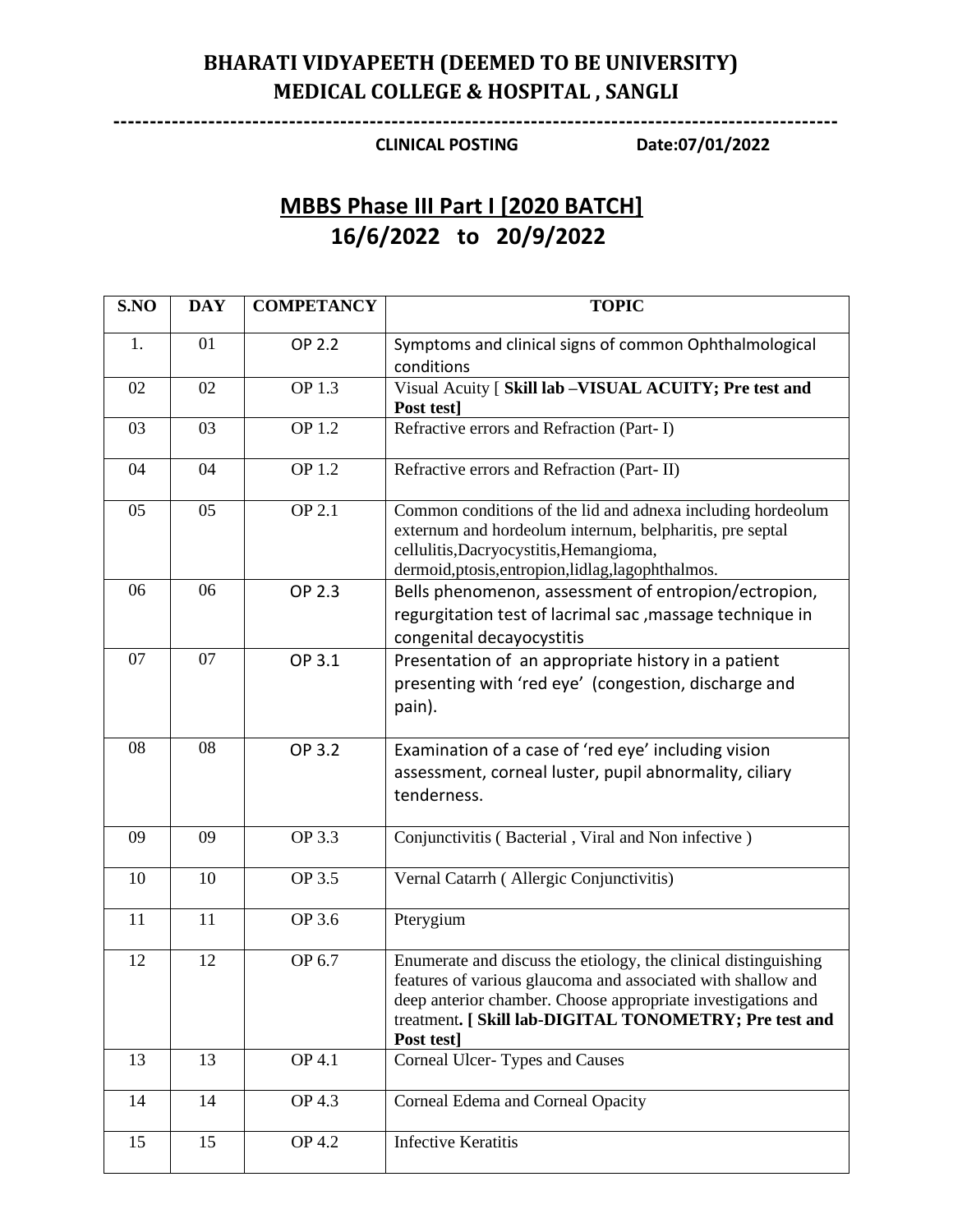# BHARATI VIDYAPEETH (DEEMED TO BE UNIVERSITY)
# MEDICAL COLLEGE & HOSPITAL , SANGLI

---------------------------------------------------------------------------------------------------

**CLINICAL POSTING** **Date:07/01/2022**

## MBBS Phase III Part I [2020 BATCH]
## 16/6/2022 to 20/9/2022

| S.NO | DAY | COMPETANCY | TOPIC |
|---|---|---|---|
| 1. | 01 | OP 2.2 | Symptoms and clinical signs of common Ophthalmological conditions |
| 02 | 02 | OP 1.3 | Visual Acuity [ **Skill lab –VISUAL ACUITY; Pre test and Post test]** |
| 03 | 03 | OP 1.2 | Refractive errors and Refraction (Part- I) |
| 04 | 04 | OP 1.2 | Refractive errors and Refraction (Part- II) |
| 05 | 05 | OP 2.1 | Common conditions of the lid and adnexa including hordeolum externum and hordeolum internum, belpharitis, pre septal cellulitis,Dacryocystitis,Hemangioma, dermoid,ptosis,entropion,lidlag,lagophthalmos. |
| 06 | 06 | OP 2.3 | Bells phenomenon, assessment of entropion/ectropion, regurgitation test of lacrimal sac ,massage technique in congenital decayocystitis |
| 07 | 07 | OP 3.1 | Presentation of an appropriate history in a patient presenting with 'red eye' (congestion, discharge and pain). |
| 08 | 08 | OP 3.2 | Examination of a case of 'red eye' including vision assessment, corneal luster, pupil abnormality, ciliary tenderness. |
| 09 | 09 | OP 3.3 | Conjunctivitis ( Bacterial , Viral and Non infective ) |
| 10 | 10 | OP 3.5 | Vernal Catarrh ( Allergic Conjunctivitis) |
| 11 | 11 | OP 3.6 | Pterygium |
| 12 | 12 | OP 6.7 | Enumerate and discuss the etiology, the clinical distinguishing features of various glaucoma and associated with shallow and deep anterior chamber. Choose appropriate investigations and treatment**. [ Skill lab-DIGITAL TONOMETRY; Pre test and Post test]** |
| 13 | 13 | OP 4.1 | Corneal Ulcer- Types and Causes |
| 14 | 14 | OP 4.3 | Corneal Edema and Corneal Opacity |
| 15 | 15 | OP 4.2 | Infective Keratitis |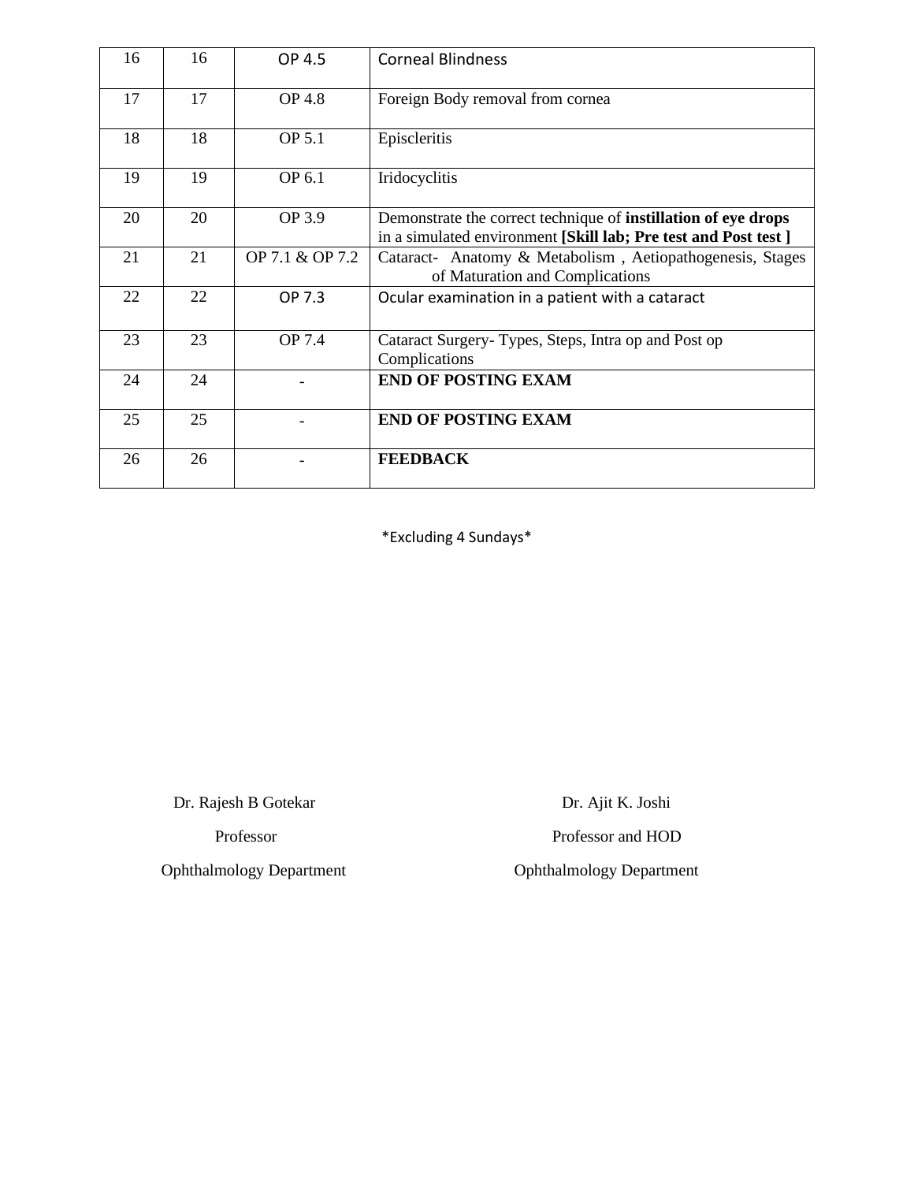| 16 | 16 | OP 4.5 | Corneal Blindness |
|---|---|---|---|
| 17 | 17 | OP 4.8 | Foreign Body removal from cornea |
| 18 | 18 | OP 5.1 | Episcleritis |
| 19 | 19 | OP 6.1 | Iridocyclitis |
| 20 | 20 | OP 3.9 | Demonstrate the correct technique of **instillation of eye drops** in a simulated environment **[Skill lab; Pre test and Post test ]** |
| 21 | 21 | OP 7.1 & OP 7.2 | Cataract- Anatomy & Metabolism , Aetiopathogenesis, Stages of Maturation and Complications |
| 22 | 22 | OP 7.3 | Ocular examination in a patient with a cataract |
| 23 | 23 | OP 7.4 | Cataract Surgery- Types, Steps, Intra op and Post op Complications |
| 24 | 24 | - | **END OF POSTING EXAM** |
| 25 | 25 | - | **END OF POSTING EXAM** |
| 26 | 26 | - | **FEEDBACK** |

*Excluding 4 Sundays*

Dr. Rajesh B Gotekar

Professor

Ophthalmology Department

Dr. Ajit K. Joshi

Professor and HOD

Ophthalmology Department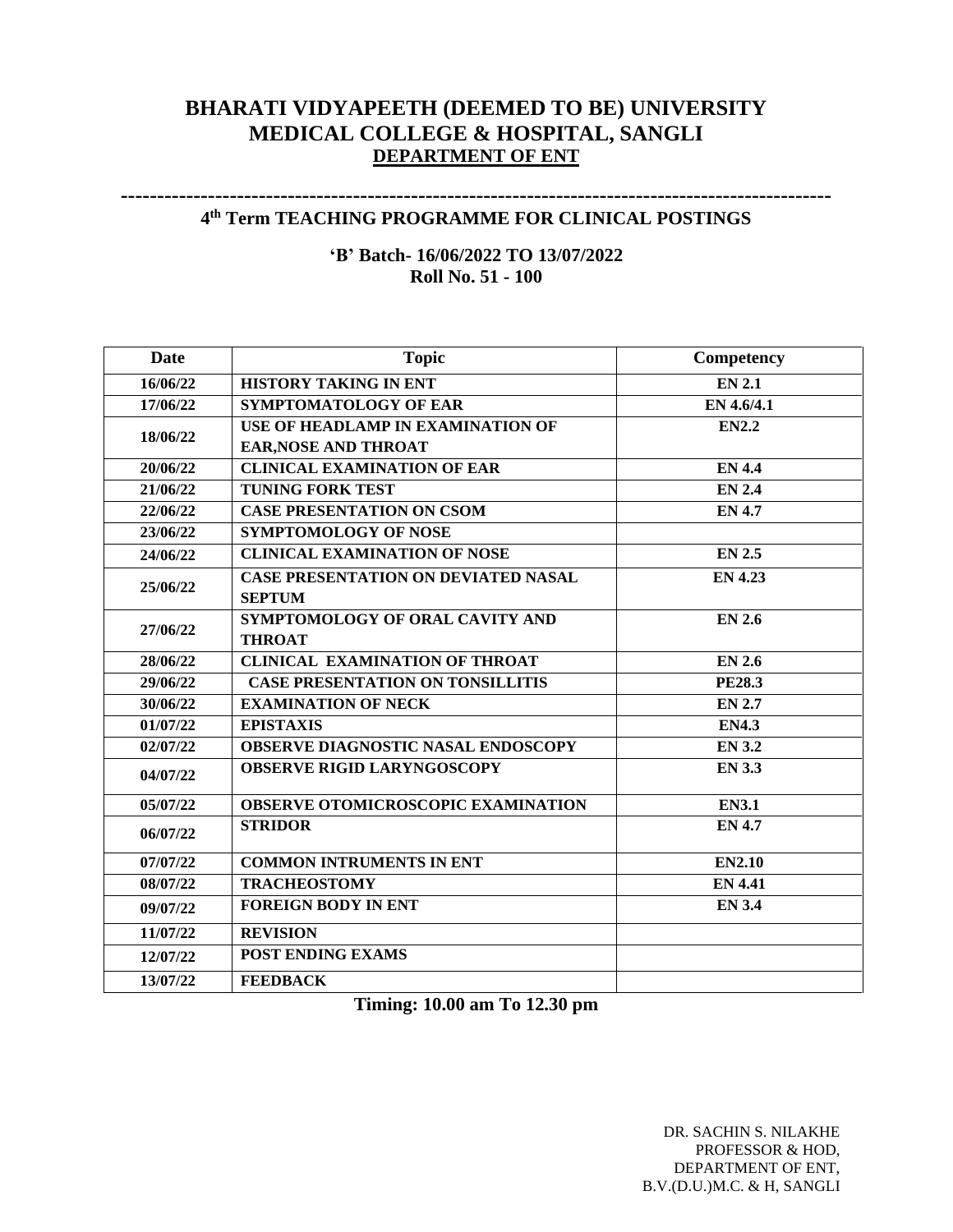# BHARATI VIDYAPEETH (DEEMED TO BE) UNIVERSITY
# MEDICAL COLLEGE & HOSPITAL, SANGLI
## DEPARTMENT OF ENT

---

### 4th Term TEACHING PROGRAMME FOR CLINICAL POSTINGS

**'B' Batch- 16/06/2022 TO 13/07/2022**
**Roll No. 51 - 100**

| Date | Topic | Competency |
|---|---|---|
| 16/06/22 | HISTORY TAKING IN ENT | EN 2.1 |
| 17/06/22 | SYMPTOMATOLOGY OF EAR | EN 4.6/4.1 |
| 18/06/22 | USE OF HEADLAMP IN EXAMINATION OF EAR,NOSE AND THROAT | EN2.2 |
| 20/06/22 | CLINICAL EXAMINATION OF EAR | EN 4.4 |
| 21/06/22 | TUNING FORK TEST | EN 2.4 |
| 22/06/22 | CASE PRESENTATION ON CSOM | EN 4.7 |
| 23/06/22 | SYMPTOMOLOGY OF NOSE | |
| 24/06/22 | CLINICAL EXAMINATION OF NOSE | EN 2.5 |
| 25/06/22 | CASE PRESENTATION ON DEVIATED NASAL SEPTUM | EN 4.23 |
| 27/06/22 | SYMPTOMOLOGY OF ORAL CAVITY AND THROAT | EN 2.6 |
| 28/06/22 | CLINICAL EXAMINATION OF THROAT | EN 2.6 |
| 29/06/22 | CASE PRESENTATION ON TONSILLITIS | PE28.3 |
| 30/06/22 | EXAMINATION OF NECK | EN 2.7 |
| 01/07/22 | EPISTAXIS | EN4.3 |
| 02/07/22 | OBSERVE DIAGNOSTIC NASAL ENDOSCOPY | EN 3.2 |
| 04/07/22 | OBSERVE RIGID LARYNGOSCOPY | EN 3.3 |
| 05/07/22 | OBSERVE OTOMICROSCOPIC EXAMINATION | EN3.1 |
| 06/07/22 | STRIDOR | EN 4.7 |
| 07/07/22 | COMMON INTRUMENTS IN ENT | EN2.10 |
| 08/07/22 | TRACHEOSTOMY | EN 4.41 |
| 09/07/22 | FOREIGN BODY IN ENT | EN 3.4 |
| 11/07/22 | REVISION | |
| 12/07/22 | POST ENDING EXAMS | |
| 13/07/22 | FEEDBACK | |

**Timing: 10.00 am To 12.30 pm**

DR. SACHIN S. NILAKHE
PROFESSOR & HOD,
DEPARTMENT OF ENT,
B.V.(D.U.)M.C. & H, SANGLI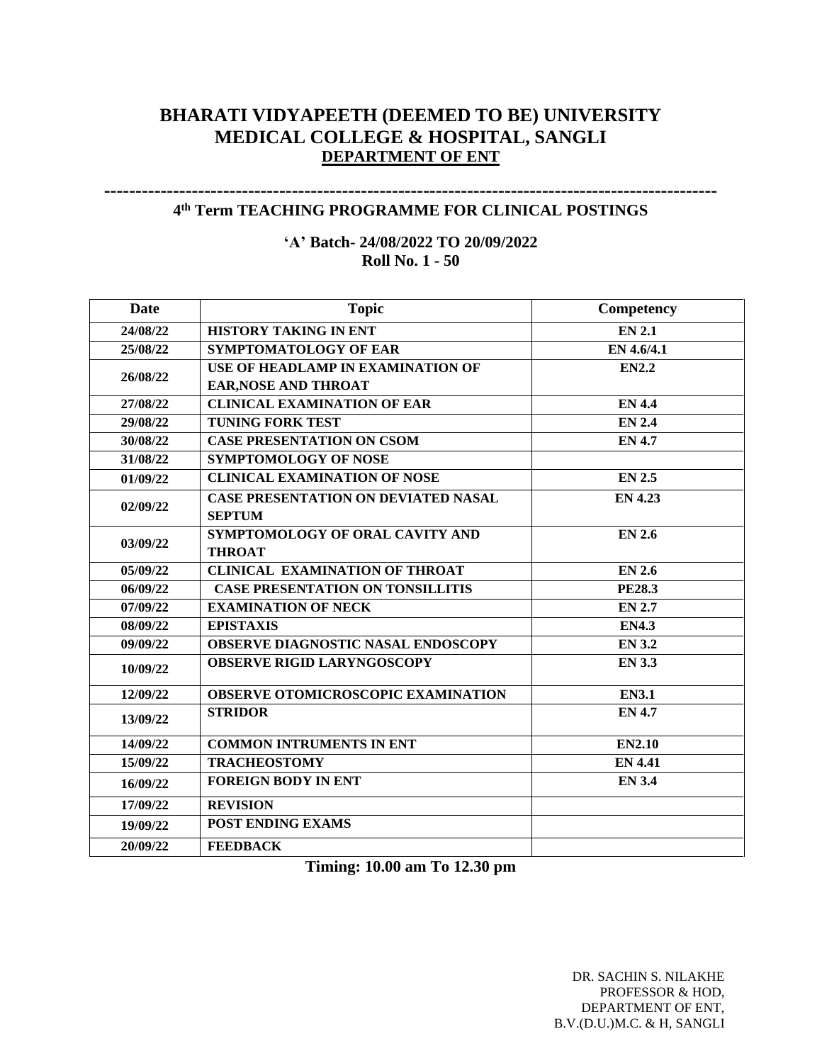# BHARATI VIDYAPEETH (DEEMED TO BE) UNIVERSITY
# MEDICAL COLLEGE & HOSPITAL, SANGLI
## DEPARTMENT OF ENT

---

### 4th Term TEACHING PROGRAMME FOR CLINICAL POSTINGS

**'A' Batch- 24/08/2022 TO 20/09/2022**
**Roll No. 1 - 50**

| Date | Topic | Competency |
|---|---|---|
| 24/08/22 | HISTORY TAKING IN ENT | EN 2.1 |
| 25/08/22 | SYMPTOMATOLOGY OF EAR | EN 4.6/4.1 |
| 26/08/22 | USE OF HEADLAMP IN EXAMINATION OF EAR,NOSE AND THROAT | EN2.2 |
| 27/08/22 | CLINICAL EXAMINATION OF EAR | EN 4.4 |
| 29/08/22 | TUNING FORK TEST | EN 2.4 |
| 30/08/22 | CASE PRESENTATION ON CSOM | EN 4.7 |
| 31/08/22 | SYMPTOMOLOGY OF NOSE | |
| 01/09/22 | CLINICAL EXAMINATION OF NOSE | EN 2.5 |
| 02/09/22 | CASE PRESENTATION ON DEVIATED NASAL SEPTUM | EN 4.23 |
| 03/09/22 | SYMPTOMOLOGY OF ORAL CAVITY AND THROAT | EN 2.6 |
| 05/09/22 | CLINICAL EXAMINATION OF THROAT | EN 2.6 |
| 06/09/22 | CASE PRESENTATION ON TONSILLITIS | PE28.3 |
| 07/09/22 | EXAMINATION OF NECK | EN 2.7 |
| 08/09/22 | EPISTAXIS | EN4.3 |
| 09/09/22 | OBSERVE DIAGNOSTIC NASAL ENDOSCOPY | EN 3.2 |
| 10/09/22 | OBSERVE RIGID LARYNGOSCOPY | EN 3.3 |
| 12/09/22 | OBSERVE OTOMICROSCOPIC EXAMINATION | EN3.1 |
| 13/09/22 | STRIDOR | EN 4.7 |
| 14/09/22 | COMMON INTRUMENTS IN ENT | EN2.10 |
| 15/09/22 | TRACHEOSTOMY | EN 4.41 |
| 16/09/22 | FOREIGN BODY IN ENT | EN 3.4 |
| 17/09/22 | REVISION | |
| 19/09/22 | POST ENDING EXAMS | |
| 20/09/22 | FEEDBACK | |

**Timing: 10.00 am To 12.30 pm**

DR. SACHIN S. NILAKHE
PROFESSOR & HOD,
DEPARTMENT OF ENT,
B.V.(D.U.)M.C. & H, SANGLI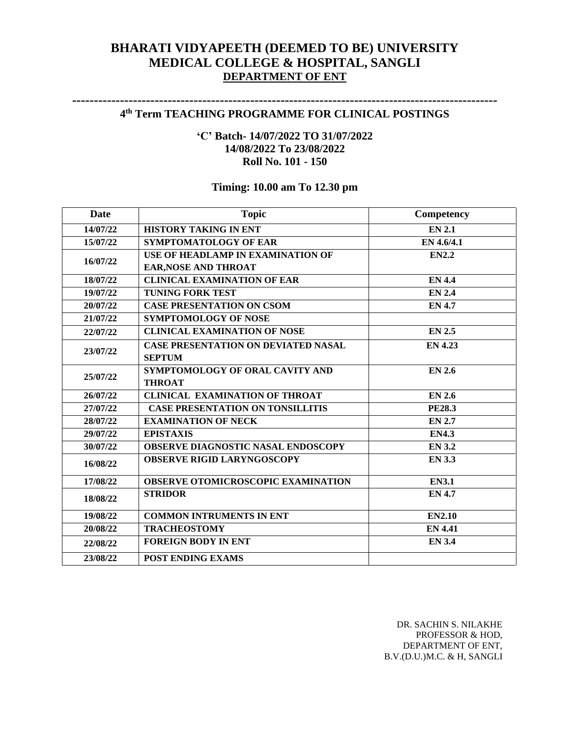# BHARATI VIDYAPEETH (DEEMED TO BE) UNIVERSITY
# MEDICAL COLLEGE & HOSPITAL, SANGLI
## DEPARTMENT OF ENT

---

### 4th Term TEACHING PROGRAMME FOR CLINICAL POSTINGS

**'C' Batch- 14/07/2022 TO 31/07/2022**
**14/08/2022 To 23/08/2022**
**Roll No. 101 - 150**

**Timing: 10.00 am To 12.30 pm**

| Date | Topic | Competency |
|---|---|---|
| 14/07/22 | HISTORY TAKING IN ENT | EN 2.1 |
| 15/07/22 | SYMPTOMATOLOGY OF EAR | EN 4.6/4.1 |
| 16/07/22 | USE OF HEADLAMP IN EXAMINATION OF EAR,NOSE AND THROAT | EN2.2 |
| 18/07/22 | CLINICAL EXAMINATION OF EAR | EN 4.4 |
| 19/07/22 | TUNING FORK TEST | EN 2.4 |
| 20/07/22 | CASE PRESENTATION ON CSOM | EN 4.7 |
| 21/07/22 | SYMPTOMOLOGY OF NOSE | |
| 22/07/22 | CLINICAL EXAMINATION OF NOSE | EN 2.5 |
| 23/07/22 | CASE PRESENTATION ON DEVIATED NASAL SEPTUM | EN 4.23 |
| 25/07/22 | SYMPTOMOLOGY OF ORAL CAVITY AND THROAT | EN 2.6 |
| 26/07/22 | CLINICAL EXAMINATION OF THROAT | EN 2.6 |
| 27/07/22 | CASE PRESENTATION ON TONSILLITIS | PE28.3 |
| 28/07/22 | EXAMINATION OF NECK | EN 2.7 |
| 29/07/22 | EPISTAXIS | EN4.3 |
| 30/07/22 | OBSERVE DIAGNOSTIC NASAL ENDOSCOPY | EN 3.2 |
| 16/08/22 | OBSERVE RIGID LARYNGOSCOPY | EN 3.3 |
| 17/08/22 | OBSERVE OTOMICROSCOPIC EXAMINATION | EN3.1 |
| 18/08/22 | STRIDOR | EN 4.7 |
| 19/08/22 | COMMON INTRUMENTS IN ENT | EN2.10 |
| 20/08/22 | TRACHEOSTOMY | EN 4.41 |
| 22/08/22 | FOREIGN BODY IN ENT | EN 3.4 |
| 23/08/22 | POST ENDING EXAMS | |

DR. SACHIN S. NILAKHE
PROFESSOR & HOD,
DEPARTMENT OF ENT,
B.V.(D.U.)M.C. & H, SANGLI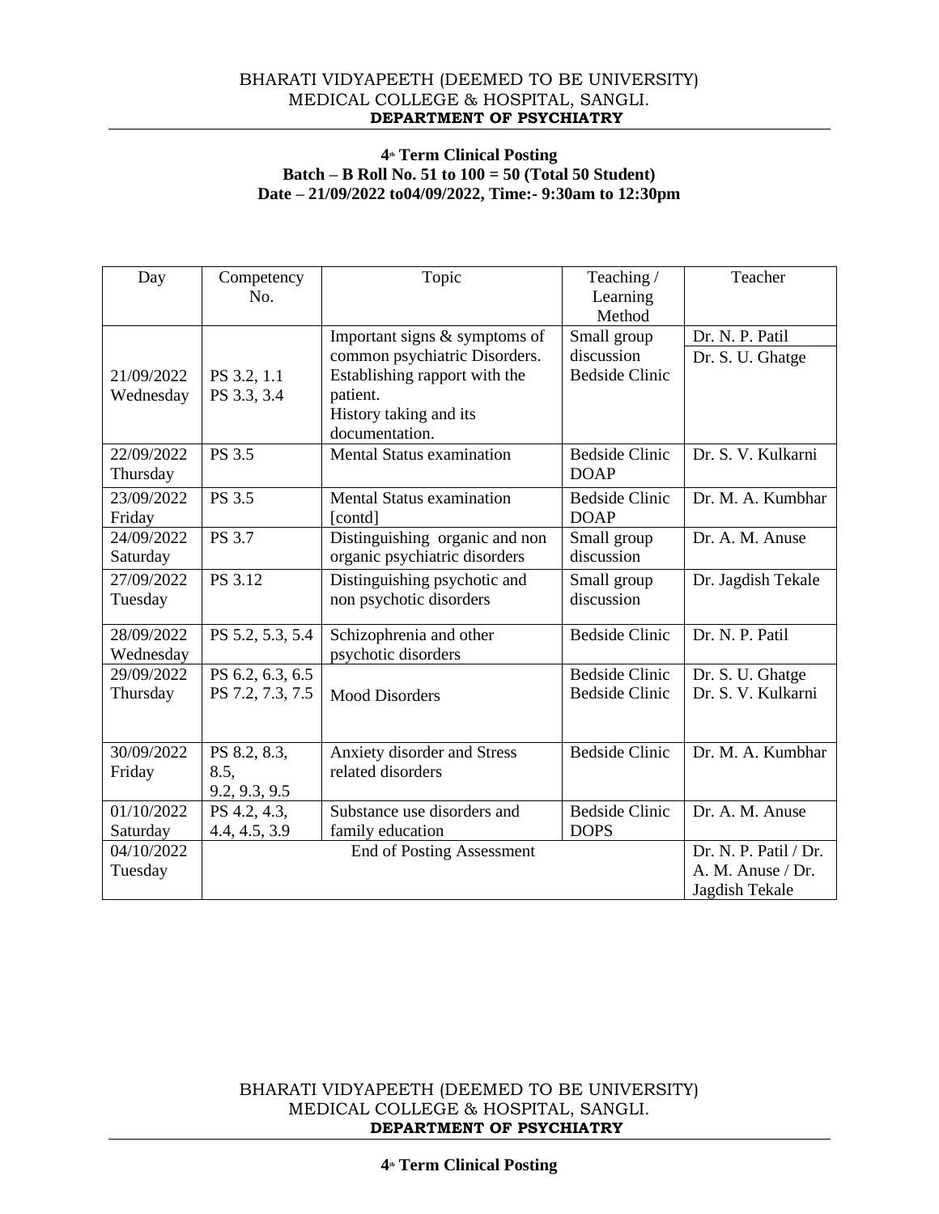BHARATI VIDYAPEETH (DEEMED TO BE UNIVERSITY)
MEDICAL COLLEGE & HOSPITAL, SANGLI.
**DEPARTMENT OF PSYCHIATRY**

**4th Term Clinical Posting**
**Batch – B Roll No. 51 to 100 = 50 (Total 50 Student)**
**Date – 21/09/2022 to04/09/2022, Time:- 9:30am to 12:30pm**

| Day | Competency No. | Topic | Teaching / Learning Method | Teacher |
|---|---|---|---|---|
| 21/09/2022 Wednesday | PS 3.2, 1.1 PS 3.3, 3.4 | Important signs & symptoms of common psychiatric Disorders. Establishing rapport with the patient. History taking and its documentation. | Small group discussion Bedside Clinic | Dr. N. P. Patil Dr. S. U. Ghatge |
| 22/09/2022 Thursday | PS 3.5 | Mental Status examination | Bedside Clinic DOAP | Dr. S. V. Kulkarni |
| 23/09/2022 Friday | PS 3.5 | Mental Status examination [contd] | Bedside Clinic DOAP | Dr. M. A. Kumbhar |
| 24/09/2022 Saturday | PS 3.7 | Distinguishing organic and non organic psychiatric disorders | Small group discussion | Dr. A. M. Anuse |
| 27/09/2022 Tuesday | PS 3.12 | Distinguishing psychotic and non psychotic disorders | Small group discussion | Dr. Jagdish Tekale |
| 28/09/2022 Wednesday | PS 5.2, 5.3, 5.4 | Schizophrenia and other psychotic disorders | Bedside Clinic | Dr. N. P. Patil |
| 29/09/2022 Thursday | PS 6.2, 6.3, 6.5 PS 7.2, 7.3, 7.5 | Mood Disorders | Bedside Clinic Bedside Clinic | Dr. S. U. Ghatge Dr. S. V. Kulkarni |
| 30/09/2022 Friday | PS 8.2, 8.3, 8.5, 9.2, 9.3, 9.5 | Anxiety disorder and Stress related disorders | Bedside Clinic | Dr. M. A. Kumbhar |
| 01/10/2022 Saturday | PS 4.2, 4.3, 4.4, 4.5, 3.9 | Substance use disorders and family education | Bedside Clinic DOPS | Dr. A. M. Anuse |
| 04/10/2022 Tuesday | End of Posting Assessment | | | Dr. N. P. Patil / Dr. A. M. Anuse / Dr. Jagdish Tekale |

BHARATI VIDYAPEETH (DEEMED TO BE UNIVERSITY)
MEDICAL COLLEGE & HOSPITAL, SANGLI.
**DEPARTMENT OF PSYCHIATRY**

**4th Term Clinical Posting**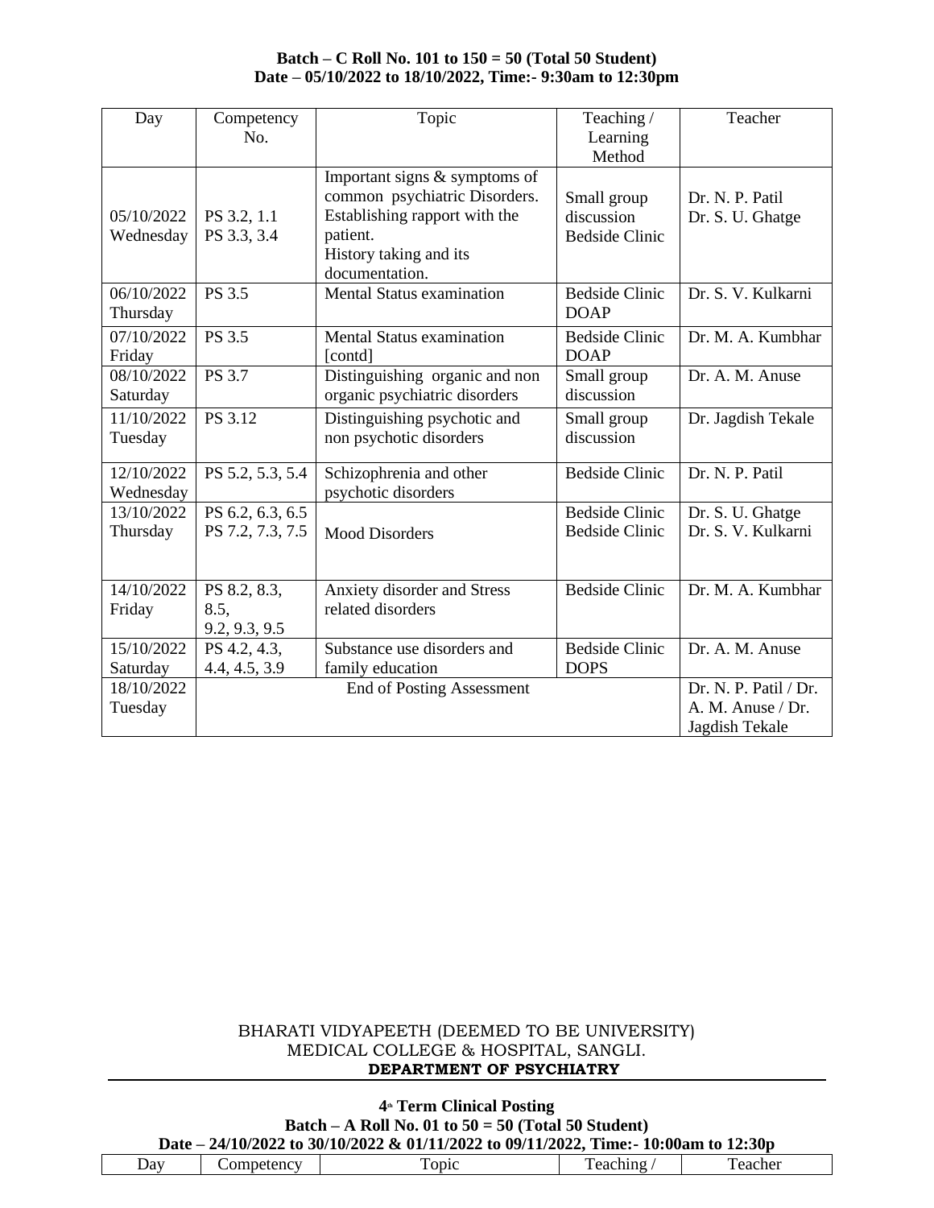**Batch – C Roll No. 101 to 150 = 50 (Total 50 Student)**
**Date – 05/10/2022 to 18/10/2022, Time:- 9:30am to 12:30pm**

| Day | Competency No. | Topic | Teaching / Learning Method | Teacher |
|---|---|---|---|---|
| 05/10/2022 Wednesday | PS 3.2, 1.1 PS 3.3, 3.4 | Important signs & symptoms of common psychiatric Disorders. Establishing rapport with the patient. History taking and its documentation. | Small group discussion Bedside Clinic | Dr. N. P. Patil Dr. S. U. Ghatge |
| 06/10/2022 Thursday | PS 3.5 | Mental Status examination | Bedside Clinic DOAP | Dr. S. V. Kulkarni |
| 07/10/2022 Friday | PS 3.5 | Mental Status examination [contd] | Bedside Clinic DOAP | Dr. M. A. Kumbhar |
| 08/10/2022 Saturday | PS 3.7 | Distinguishing organic and non organic psychiatric disorders | Small group discussion | Dr. A. M. Anuse |
| 11/10/2022 Tuesday | PS 3.12 | Distinguishing psychotic and non psychotic disorders | Small group discussion | Dr. Jagdish Tekale |
| 12/10/2022 Wednesday | PS 5.2, 5.3, 5.4 | Schizophrenia and other psychotic disorders | Bedside Clinic | Dr. N. P. Patil |
| 13/10/2022 Thursday | PS 6.2, 6.3, 6.5 PS 7.2, 7.3, 7.5 | Mood Disorders | Bedside Clinic Bedside Clinic | Dr. S. U. Ghatge Dr. S. V. Kulkarni |
| 14/10/2022 Friday | PS 8.2, 8.3, 8.5, 9.2, 9.3, 9.5 | Anxiety disorder and Stress related disorders | Bedside Clinic | Dr. M. A. Kumbhar |
| 15/10/2022 Saturday | PS 4.2, 4.3, 4.4, 4.5, 3.9 | Substance use disorders and family education | Bedside Clinic DOPS | Dr. A. M. Anuse |
| 18/10/2022 Tuesday | End of Posting Assessment | | | Dr. N. P. Patil / Dr. A. M. Anuse / Dr. Jagdish Tekale |

BHARATI VIDYAPEETH (DEEMED TO BE UNIVERSITY)
MEDICAL COLLEGE & HOSPITAL, SANGLI.
**DEPARTMENT OF PSYCHIATRY**

**4th Term Clinical Posting**
**Batch – A Roll No. 01 to 50 = 50 (Total 50 Student)**
**Date – 24/10/2022 to 30/10/2022 & 01/11/2022 to 09/11/2022, Time:- 10:00am to 12:30p**

| Day | Competency | Topic | Teaching / | Teacher |
|---|---|---|---|---|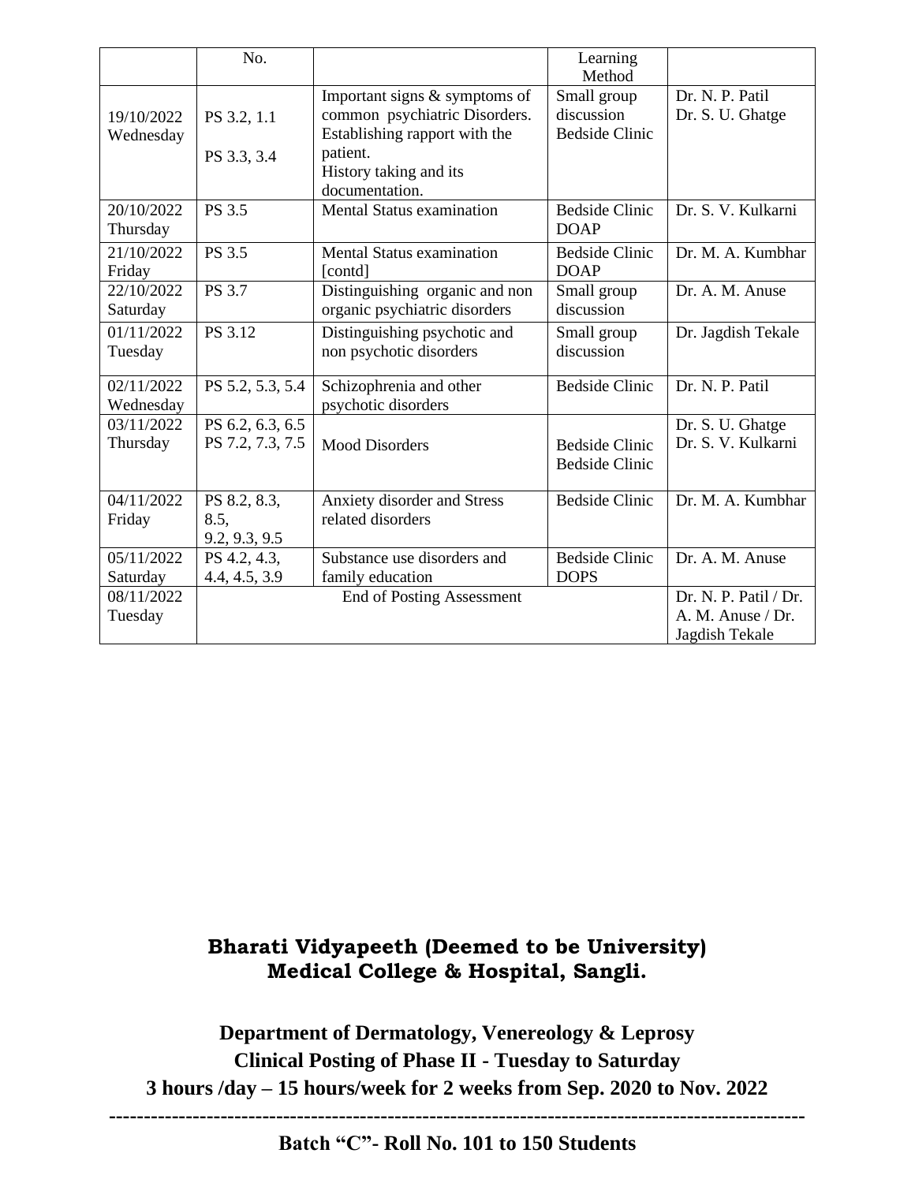| | No. | | Learning Method | |
|---|---|---|---|---|
| 19/10/2022 Wednesday | PS 3.2, 1.1<br><br>PS 3.3, 3.4 | Important signs & symptoms of common psychiatric Disorders. Establishing rapport with the patient.<br>History taking and its documentation. | Small group discussion<br>Bedside Clinic | Dr. N. P. Patil<br>Dr. S. U. Ghatge |
| 20/10/2022 Thursday | PS 3.5 | Mental Status examination | Bedside Clinic DOAP | Dr. S. V. Kulkarni |
| 21/10/2022 Friday | PS 3.5 | Mental Status examination [contd] | Bedside Clinic DOAP | Dr. M. A. Kumbhar |
| 22/10/2022 Saturday | PS 3.7 | Distinguishing organic and non organic psychiatric disorders | Small group discussion | Dr. A. M. Anuse |
| 01/11/2022 Tuesday | PS 3.12 | Distinguishing psychotic and non psychotic disorders | Small group discussion | Dr. Jagdish Tekale |
| 02/11/2022 Wednesday | PS 5.2, 5.3, 5.4 | Schizophrenia and other psychotic disorders | Bedside Clinic | Dr. N. P. Patil |
| 03/11/2022 Thursday | PS 6.2, 6.3, 6.5<br>PS 7.2, 7.3, 7.5 | Mood Disorders | Bedside Clinic<br>Bedside Clinic | Dr. S. U. Ghatge<br>Dr. S. V. Kulkarni |
| 04/11/2022 Friday | PS 8.2, 8.3, 8.5,<br>9.2, 9.3, 9.5 | Anxiety disorder and Stress related disorders | Bedside Clinic | Dr. M. A. Kumbhar |
| 05/11/2022 Saturday | PS 4.2, 4.3, 4.4, 4.5, 3.9 | Substance use disorders and family education | Bedside Clinic DOPS | Dr. A. M. Anuse |
| 08/11/2022 Tuesday | End of Posting Assessment | | | Dr. N. P. Patil / Dr. A. M. Anuse / Dr. Jagdish Tekale |

## Bharati Vidyapeeth (Deemed to be University) Medical College & Hospital, Sangli.

**Department of Dermatology, Venereology & Leprosy**
**Clinical Posting of Phase II - Tuesday to Saturday**
**3 hours /day – 15 hours/week for 2 weeks from Sep. 2020 to Nov. 2022**

---

**Batch "C"- Roll No. 101 to 150 Students**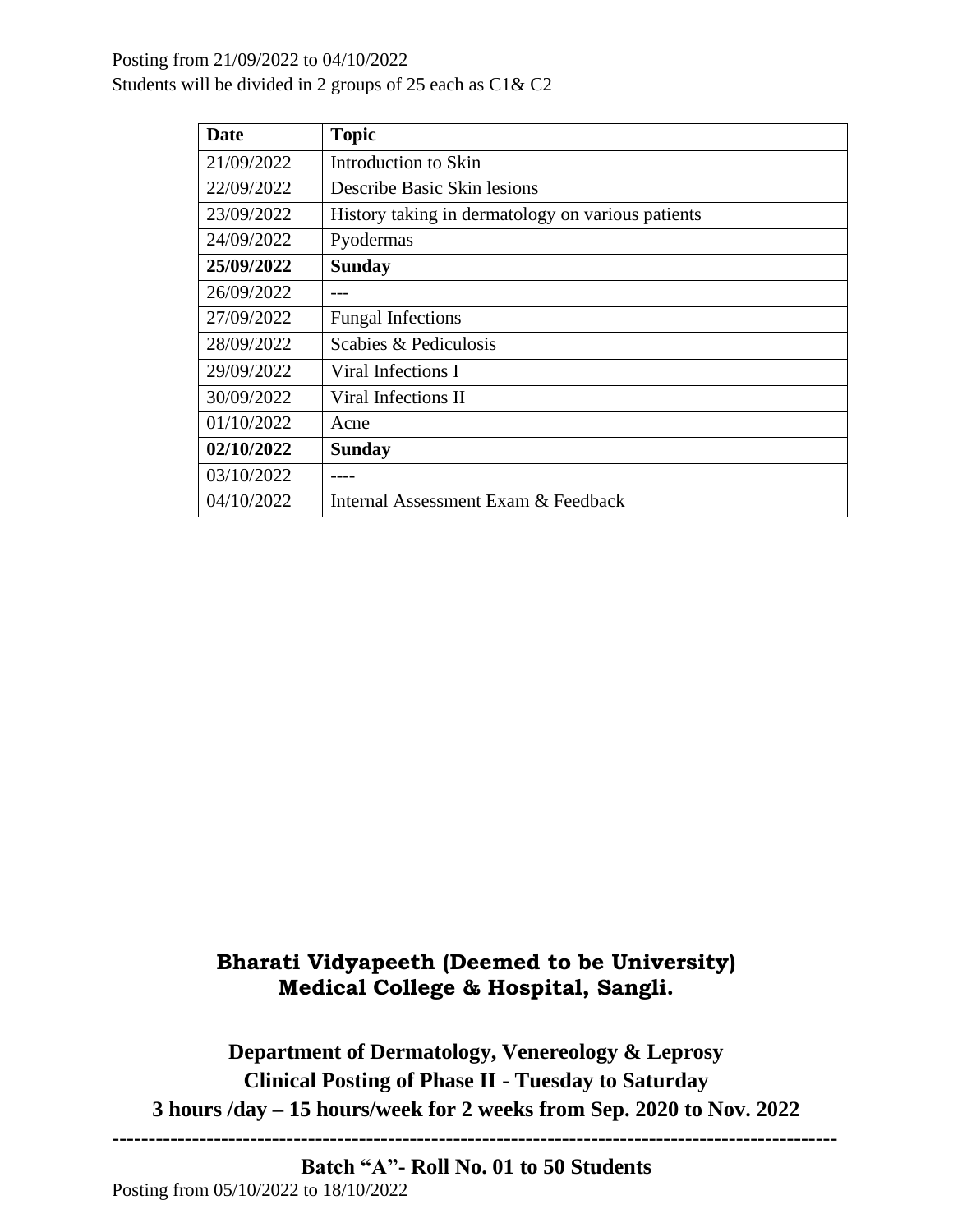Posting from 21/09/2022 to 04/10/2022

Students will be divided in 2 groups of 25 each as C1& C2

| **Date** | **Topic** |
|---|---|
| 21/09/2022 | Introduction to Skin |
| 22/09/2022 | Describe Basic Skin lesions |
| 23/09/2022 | History taking in dermatology on various patients |
| 24/09/2022 | Pyodermas |
| **25/09/2022** | **Sunday** |
| 26/09/2022 | --- |
| 27/09/2022 | Fungal Infections |
| 28/09/2022 | Scabies & Pediculosis |
| 29/09/2022 | Viral Infections I |
| 30/09/2022 | Viral Infections II |
| 01/10/2022 | Acne |
| **02/10/2022** | **Sunday** |
| 03/10/2022 | ---- |
| 04/10/2022 | Internal Assessment Exam & Feedback |

## Bharati Vidyapeeth (Deemed to be University) Medical College & Hospital, Sangli.

### Department of Dermatology, Venereology & Leprosy

### Clinical Posting of Phase II - Tuesday to Saturday

### 3 hours /day – 15 hours/week for 2 weeks from Sep. 2020 to Nov. 2022

---

### Batch "A"- Roll No. 01 to 50 Students

Posting from 05/10/2022 to 18/10/2022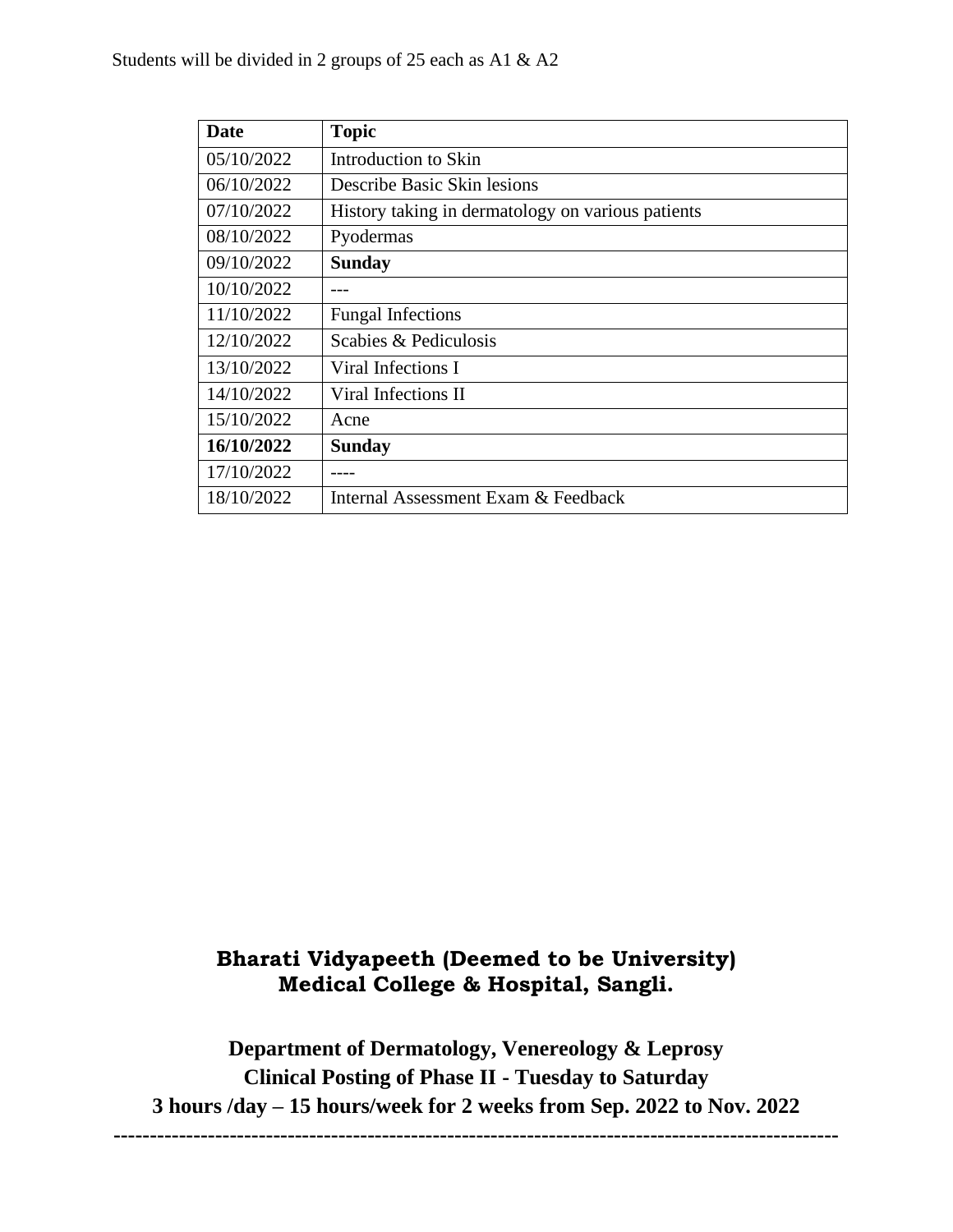Students will be divided in 2 groups of 25 each as A1 & A2

| **Date** | **Topic** |
|---|---|
| 05/10/2022 | Introduction to Skin |
| 06/10/2022 | Describe Basic Skin lesions |
| 07/10/2022 | History taking in dermatology on various patients |
| 08/10/2022 | Pyodermas |
| 09/10/2022 | **Sunday** |
| 10/10/2022 | --- |
| 11/10/2022 | Fungal Infections |
| 12/10/2022 | Scabies & Pediculosis |
| 13/10/2022 | Viral Infections I |
| 14/10/2022 | Viral Infections II |
| 15/10/2022 | Acne |
| **16/10/2022** | **Sunday** |
| 17/10/2022 | ---- |
| 18/10/2022 | Internal Assessment Exam & Feedback |

**Bharati Vidyapeeth (Deemed to be University)**
**Medical College & Hospital, Sangli.**

**Department of Dermatology, Venereology & Leprosy**
**Clinical Posting of Phase II - Tuesday to Saturday**
**3 hours /day – 15 hours/week for 2 weeks from Sep. 2022 to Nov. 2022**

---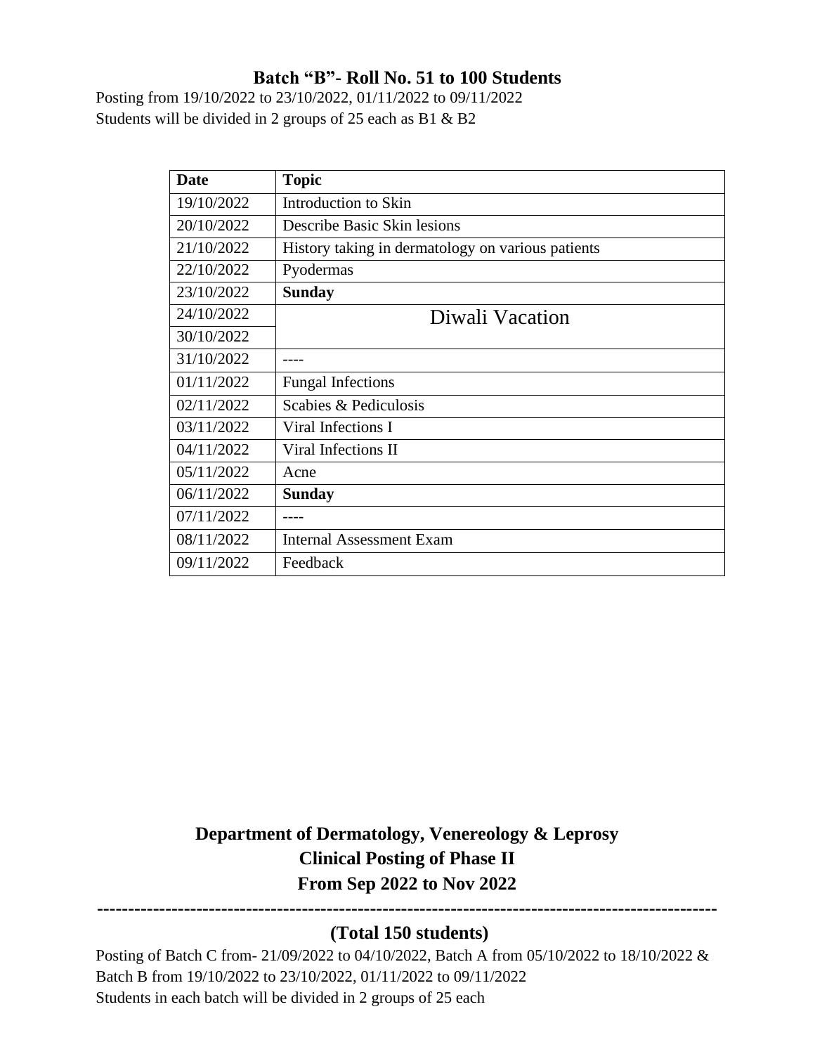### Batch "B"- Roll No. 51 to 100 Students

Posting from 19/10/2022 to 23/10/2022, 01/11/2022 to 09/11/2022
Students will be divided in 2 groups of 25 each as B1 & B2

| Date | Topic |
|---|---|
| 19/10/2022 | Introduction to Skin |
| 20/10/2022 | Describe Basic Skin lesions |
| 21/10/2022 | History taking in dermatology on various patients |
| 22/10/2022 | Pyodermas |
| 23/10/2022 | **Sunday** |
| 24/10/2022 | Diwali Vacation |
| 30/10/2022 | |
| 31/10/2022 | ---- |
| 01/11/2022 | Fungal Infections |
| 02/11/2022 | Scabies & Pediculosis |
| 03/11/2022 | Viral Infections I |
| 04/11/2022 | Viral Infections II |
| 05/11/2022 | Acne |
| 06/11/2022 | **Sunday** |
| 07/11/2022 | ---- |
| 08/11/2022 | Internal Assessment Exam |
| 09/11/2022 | Feedback |

## Department of Dermatology, Venereology & Leprosy
## Clinical Posting of Phase II
## From Sep 2022 to Nov 2022

---

### (Total 150 students)

Posting of Batch C from- 21/09/2022 to 04/10/2022, Batch A from 05/10/2022 to 18/10/2022 & Batch B from 19/10/2022 to 23/10/2022, 01/11/2022 to 09/11/2022
Students in each batch will be divided in 2 groups of 25 each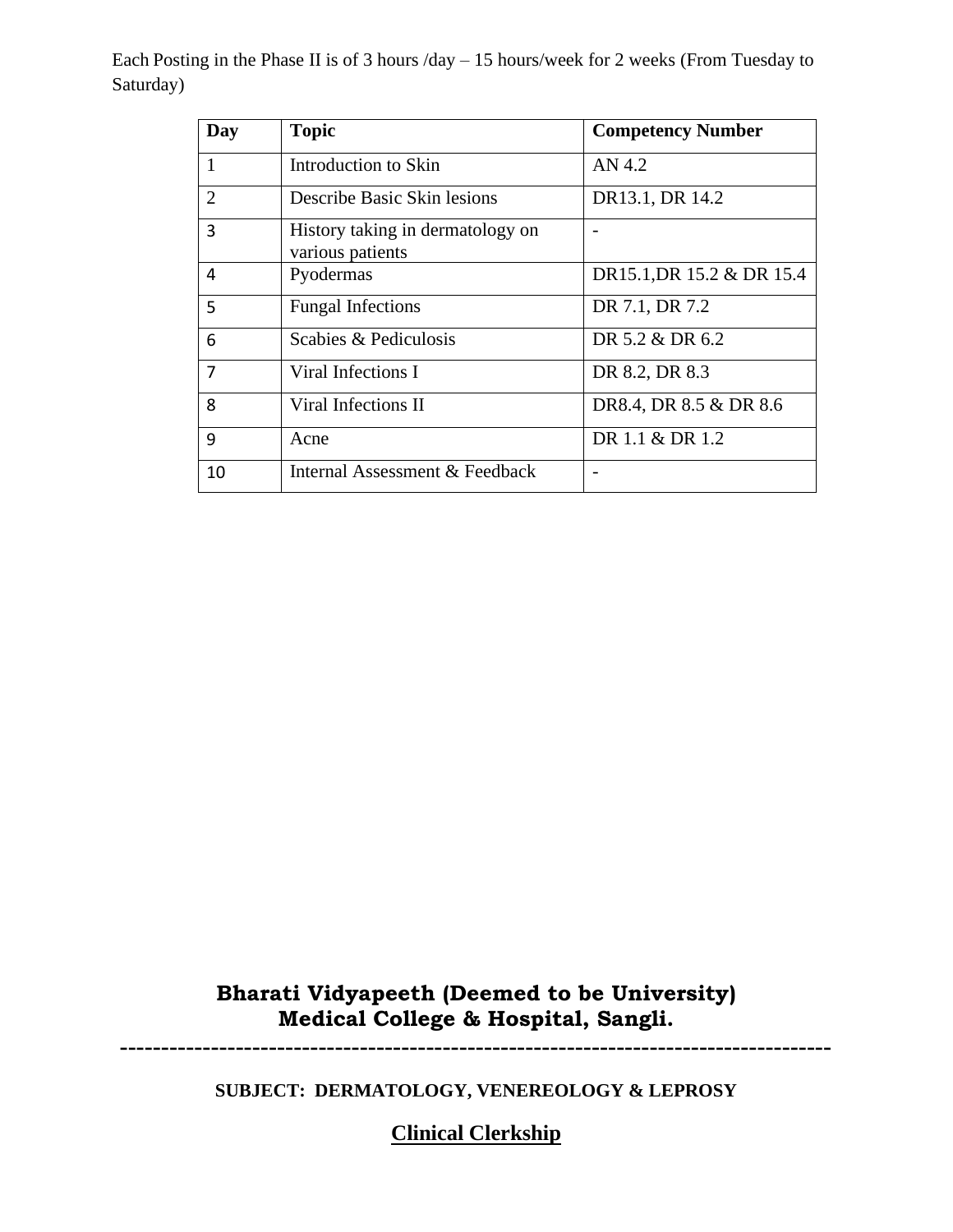Each Posting in the Phase II is of 3 hours /day – 15 hours/week for 2 weeks (From Tuesday to Saturday)

| Day | Topic | Competency Number |
|---|---|---|
| 1 | Introduction to Skin | AN 4.2 |
| 2 | Describe Basic Skin lesions | DR13.1, DR 14.2 |
| 3 | History taking in dermatology on various patients | - |
| 4 | Pyodermas | DR15.1,DR 15.2 & DR 15.4 |
| 5 | Fungal Infections | DR 7.1, DR 7.2 |
| 6 | Scabies & Pediculosis | DR 5.2 & DR 6.2 |
| 7 | Viral Infections I | DR 8.2, DR 8.3 |
| 8 | Viral Infections II | DR8.4, DR 8.5 & DR 8.6 |
| 9 | Acne | DR 1.1 & DR 1.2 |
| 10 | Internal Assessment & Feedback | - |

**Bharati Vidyapeeth (Deemed to be University)**
**Medical College & Hospital, Sangli.**

---

**SUBJECT: DERMATOLOGY, VENEREOLOGY & LEPROSY**

## Clinical Clerkship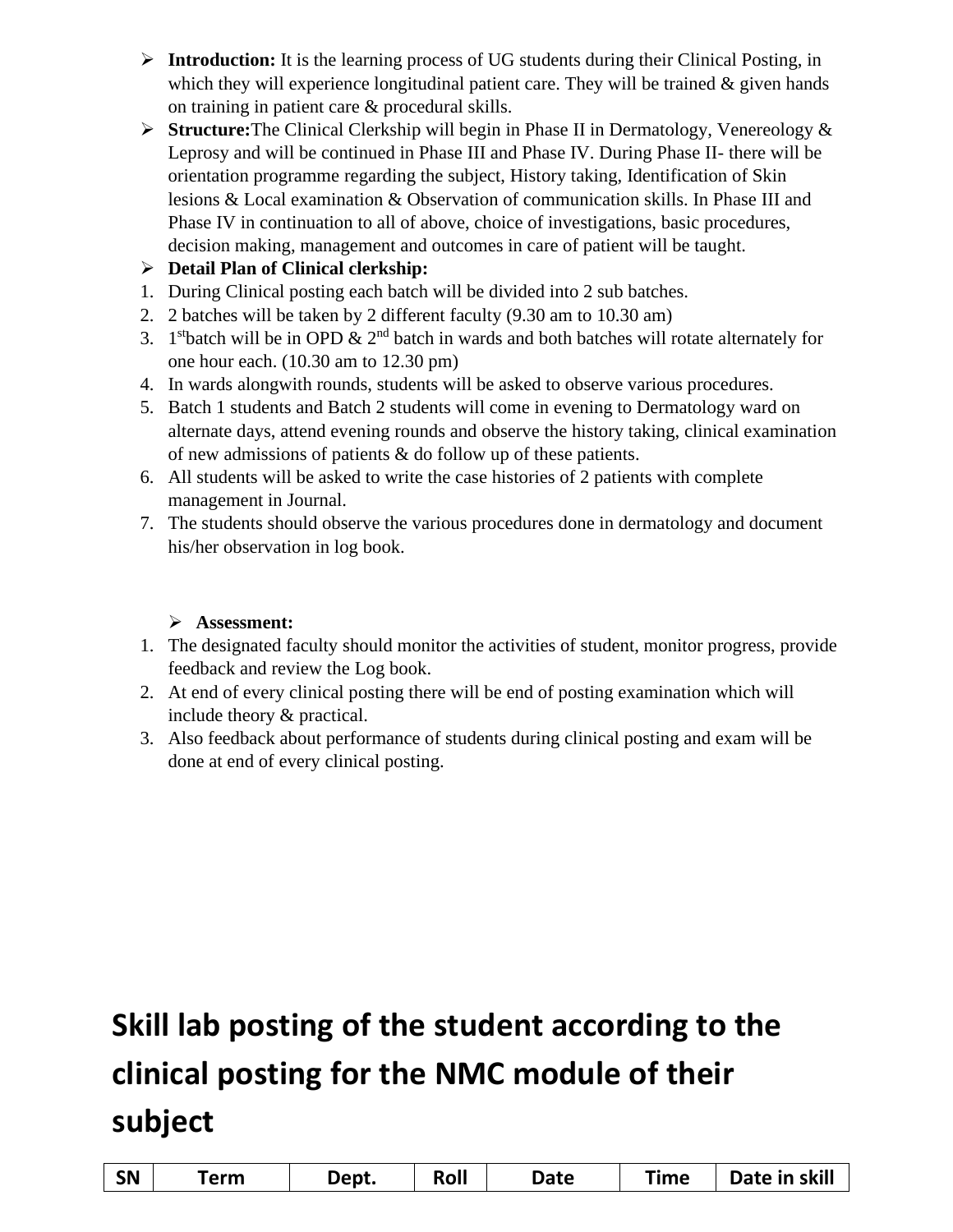- **Introduction:** It is the learning process of UG students during their Clinical Posting, in which they will experience longitudinal patient care. They will be trained & given hands on training in patient care & procedural skills.
- **Structure:**The Clinical Clerkship will begin in Phase II in Dermatology, Venereology & Leprosy and will be continued in Phase III and Phase IV. During Phase II- there will be orientation programme regarding the subject, History taking, Identification of Skin lesions & Local examination & Observation of communication skills. In Phase III and Phase IV in continuation to all of above, choice of investigations, basic procedures, decision making, management and outcomes in care of patient will be taught.
- **Detail Plan of Clinical clerkship:**

1. During Clinical posting each batch will be divided into 2 sub batches.
2. 2 batches will be taken by 2 different faculty (9.30 am to 10.30 am)
3. 1st batch will be in OPD & 2nd batch in wards and both batches will rotate alternately for one hour each. (10.30 am to 12.30 pm)
4. In wards alongwith rounds, students will be asked to observe various procedures.
5. Batch 1 students and Batch 2 students will come in evening to Dermatology ward on alternate days, attend evening rounds and observe the history taking, clinical examination of new admissions of patients & do follow up of these patients.
6. All students will be asked to write the case histories of 2 patients with complete management in Journal.
7. The students should observe the various procedures done in dermatology and document his/her observation in log book.

- **Assessment:**

1. The designated faculty should monitor the activities of student, monitor progress, provide feedback and review the Log book.
2. At end of every clinical posting there will be end of posting examination which will include theory & practical.
3. Also feedback about performance of students during clinical posting and exam will be done at end of every clinical posting.

# Skill lab posting of the student according to the clinical posting for the NMC module of their subject

| SN | Term | Dept. | Roll | Date | Time | Date in skill |
|---|---|---|---|---|---|---|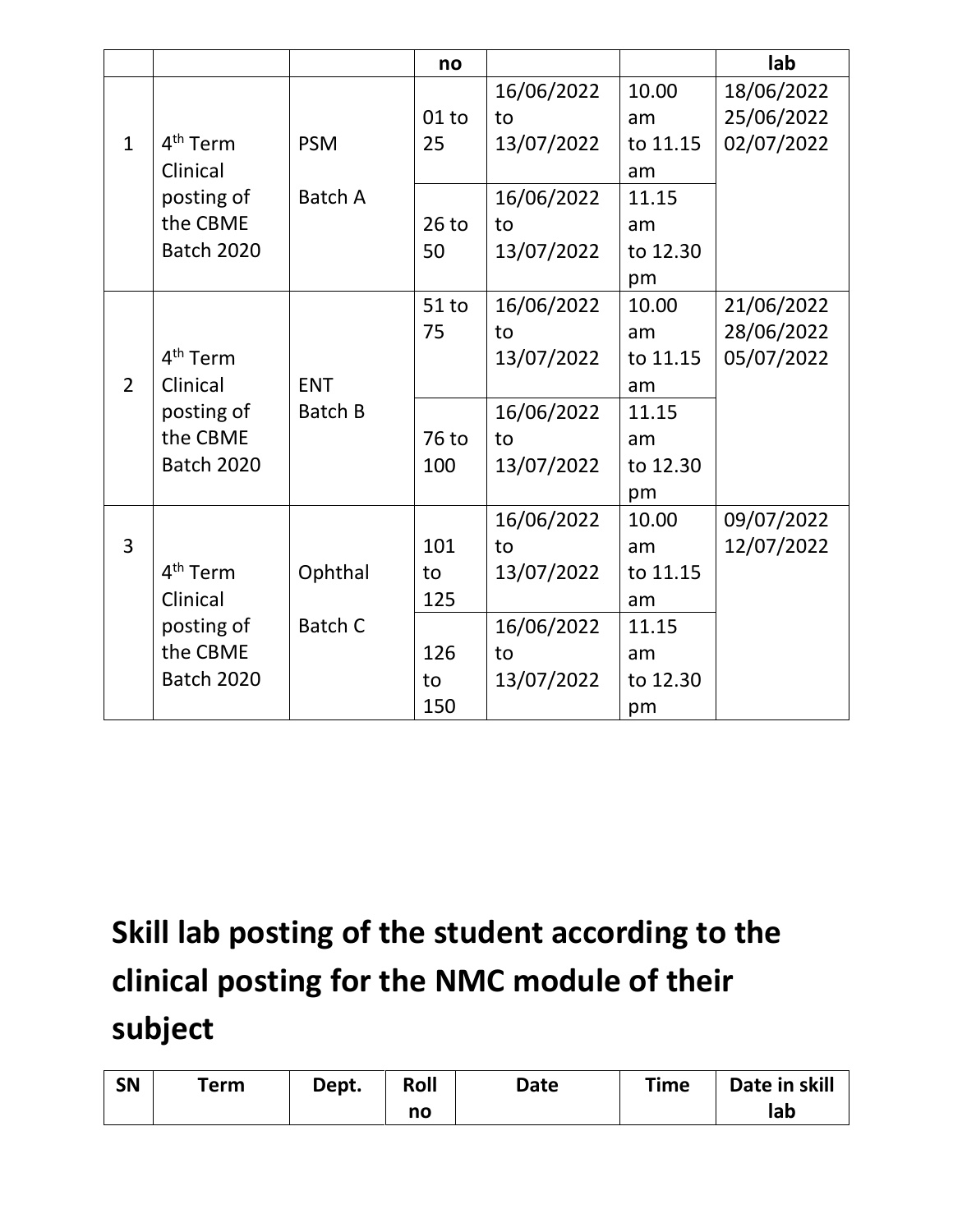| | | | no | | | lab |
|---|---|---|---|---|---|---|
| 1 | 4th Term Clinical posting of the CBME Batch 2020 | PSM Batch A | 01 to 25 | 16/06/2022 to 13/07/2022 | 10.00 am to 11.15 am | 18/06/2022 25/06/2022 02/07/2022 |
| | | | 26 to 50 | 16/06/2022 to 13/07/2022 | 11.15 am to 12.30 pm | |
| 2 | 4th Term Clinical posting of the CBME Batch 2020 | ENT Batch B | 51 to 75 | 16/06/2022 to 13/07/2022 | 10.00 am to 11.15 am | 21/06/2022 28/06/2022 05/07/2022 |
| | | | 76 to 100 | 16/06/2022 to 13/07/2022 | 11.15 am to 12.30 pm | |
| 3 | 4th Term Clinical posting of the CBME Batch 2020 | Ophthal Batch C | 101 to 125 | 16/06/2022 to 13/07/2022 | 10.00 am to 11.15 am | 09/07/2022 12/07/2022 |
| | | | 126 to 150 | 16/06/2022 to 13/07/2022 | 11.15 am to 12.30 pm | |

## Skill lab posting of the student according to the clinical posting for the NMC module of their subject

| SN | Term | Dept. | Roll no | Date | Time | Date in skill lab |
|---|---|---|---|---|---|---|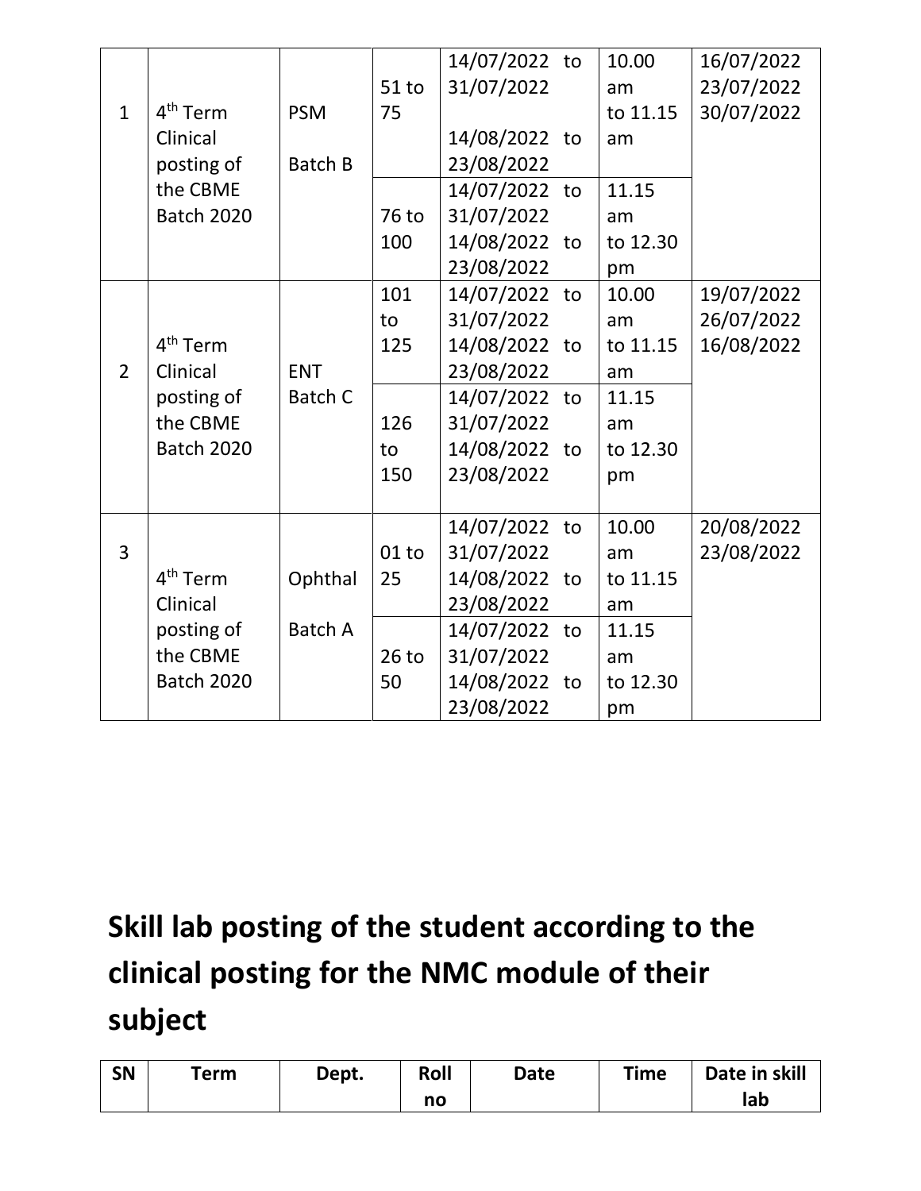| | | | | | | |
|---|---|---|---|---|---|---|
| 1 | 4th Term Clinical posting of the CBME Batch 2020 | PSM Batch B | 51 to 75 | 14/07/2022 to 31/07/2022 14/08/2022 to 23/08/2022 | 10.00 am to 11.15 am | 16/07/2022 23/07/2022 30/07/2022 |
| | | | 76 to 100 | 14/07/2022 to 31/07/2022 14/08/2022 to 23/08/2022 | 11.15 am to 12.30 pm | |
| 2 | 4th Term Clinical posting of the CBME Batch 2020 | ENT Batch C | 101 to 125 | 14/07/2022 to 31/07/2022 14/08/2022 to 23/08/2022 | 10.00 am to 11.15 am | 19/07/2022 26/07/2022 16/08/2022 |
| | | | 126 to 150 | 14/07/2022 to 31/07/2022 14/08/2022 to 23/08/2022 | 11.15 am to 12.30 pm | |
| 3 | 4th Term Clinical posting of the CBME Batch 2020 | Ophthal Batch A | 01 to 25 | 14/07/2022 to 31/07/2022 14/08/2022 to 23/08/2022 | 10.00 am to 11.15 am | 20/08/2022 23/08/2022 |
| | | | 26 to 50 | 14/07/2022 to 31/07/2022 14/08/2022 to 23/08/2022 | 11.15 am to 12.30 pm | |

# Skill lab posting of the student according to the clinical posting for the NMC module of their subject

| SN | Term | Dept. | Roll no | Date | Time | Date in skill lab |
|---|---|---|---|---|---|---|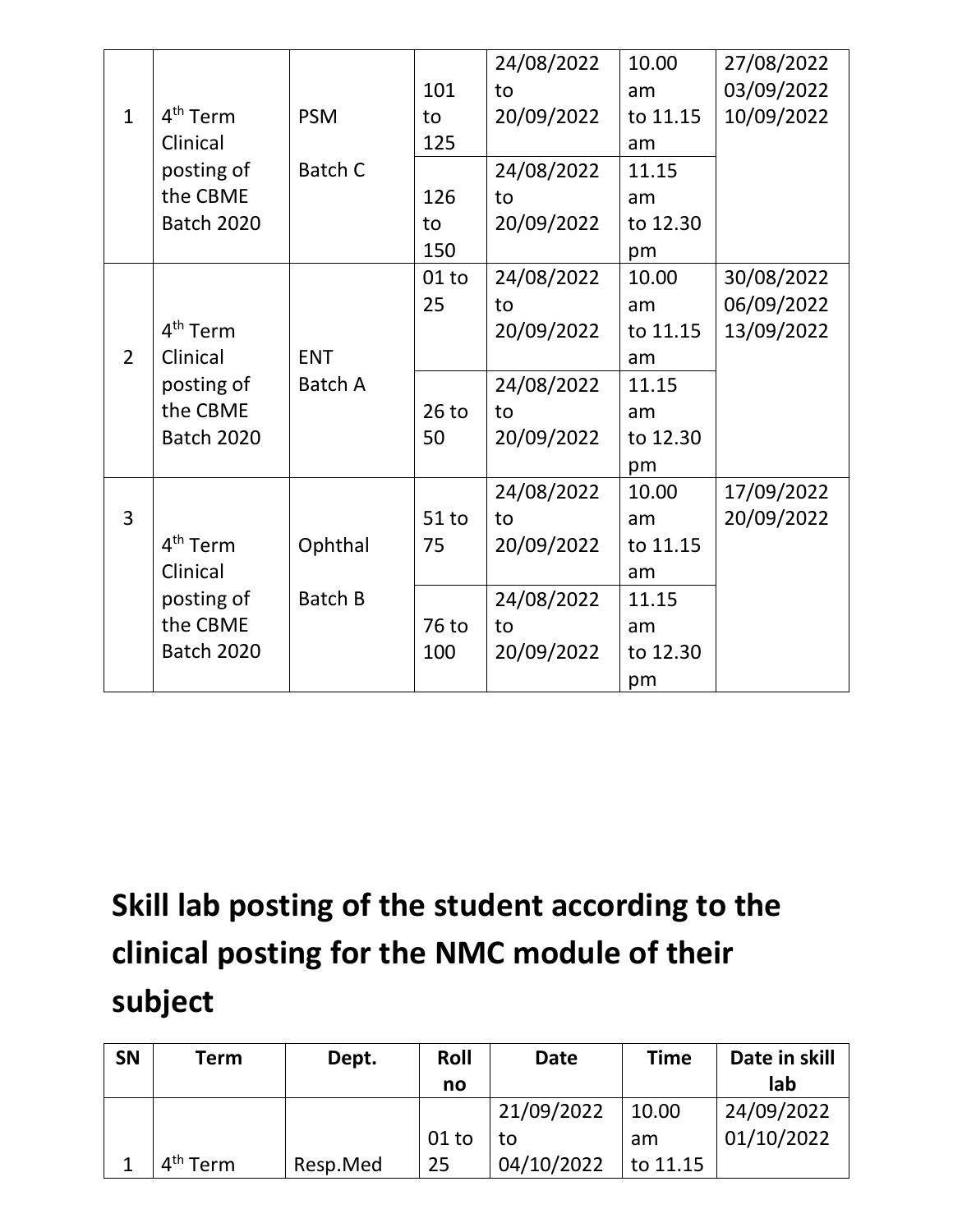| | | | | | | |
|---|---|---|---|---|---|---|
| 1 | 4th Term Clinical posting of the CBME Batch 2020 | PSM Batch C | 101 to 125 | 24/08/2022 to 20/09/2022 | 10.00 am to 11.15 am | 27/08/2022 03/09/2022 10/09/2022 |
| | | | 126 to 150 | 24/08/2022 to 20/09/2022 | 11.15 am to 12.30 pm | |
| 2 | 4th Term Clinical posting of the CBME Batch 2020 | ENT Batch A | 01 to 25 | 24/08/2022 to 20/09/2022 | 10.00 am to 11.15 am | 30/08/2022 06/09/2022 13/09/2022 |
| | | | 26 to 50 | 24/08/2022 to 20/09/2022 | 11.15 am to 12.30 pm | |
| 3 | 4th Term Clinical posting of the CBME Batch 2020 | Ophthal Batch B | 51 to 75 | 24/08/2022 to 20/09/2022 | 10.00 am to 11.15 am | 17/09/2022 20/09/2022 |
| | | | 76 to 100 | 24/08/2022 to 20/09/2022 | 11.15 am to 12.30 pm | |

## Skill lab posting of the student according to the clinical posting for the NMC module of their subject

| SN | Term | Dept. | Roll no | Date | Time | Date in skill lab |
|---|---|---|---|---|---|---|
| 1 | 4th Term | Resp.Med | 01 to 25 | 21/09/2022 to 04/10/2022 | 10.00 am to 11.15 | 24/09/2022 01/10/2022 |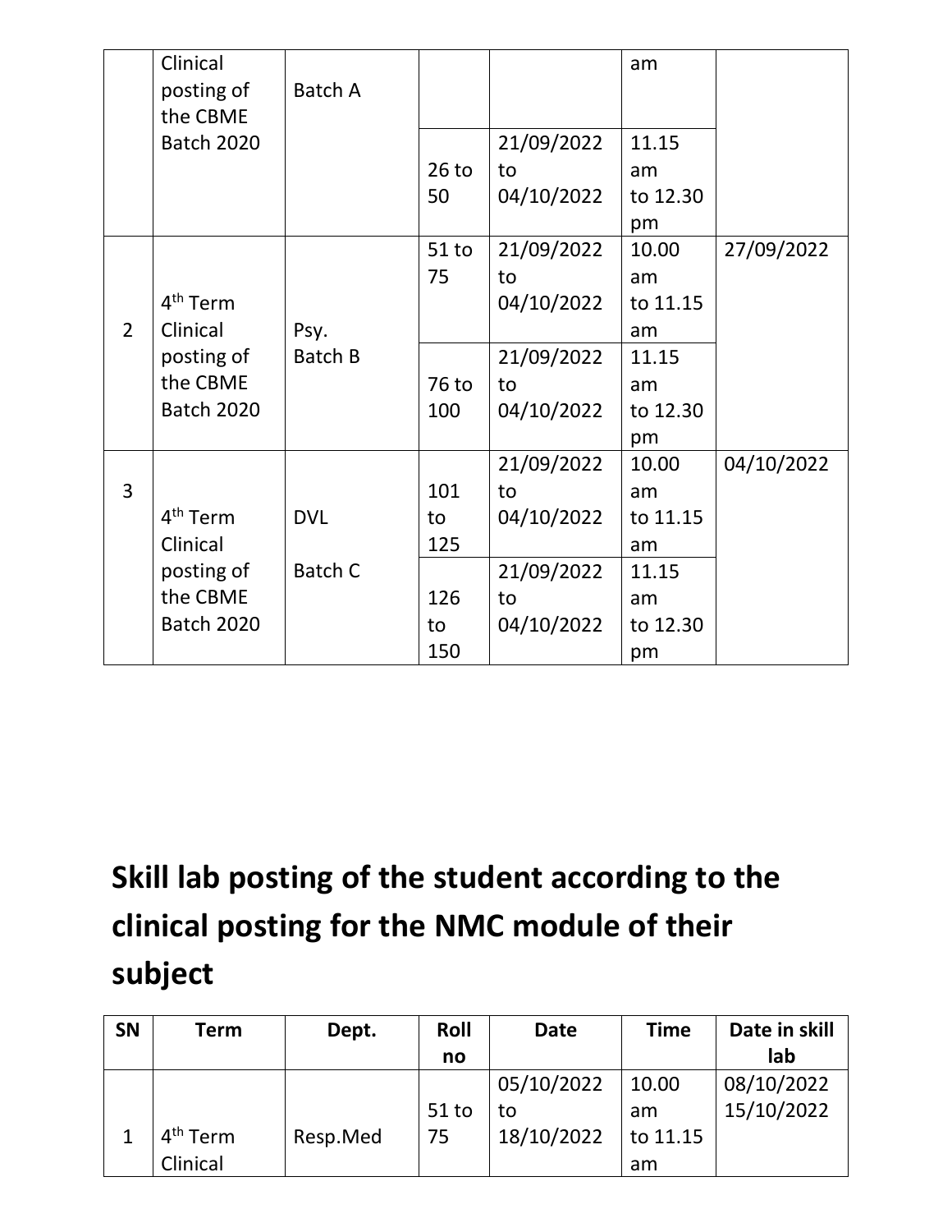| | | | | | | |
|---|---|---|---|---|---|---|
| | Clinical posting of the CBME Batch 2020 | Batch A | | | am | |
| | | | 26 to 50 | 21/09/2022 to 04/10/2022 | 11.15 am to 12.30 pm | |
| 2 | 4th Term Clinical posting of the CBME Batch 2020 | Psy. Batch B | 51 to 75 | 21/09/2022 to 04/10/2022 | 10.00 am to 11.15 am | 27/09/2022 |
| | | | 76 to 100 | 21/09/2022 to 04/10/2022 | 11.15 am to 12.30 pm | |
| 3 | 4th Term Clinical posting of the CBME Batch 2020 | DVL Batch C | 101 to 125 | 21/09/2022 to 04/10/2022 | 10.00 am to 11.15 am | 04/10/2022 |
| | | | 126 to 150 | 21/09/2022 to 04/10/2022 | 11.15 am to 12.30 pm | |

## Skill lab posting of the student according to the clinical posting for the NMC module of their subject

| SN | Term | Dept. | Roll no | Date | Time | Date in skill lab |
|---|---|---|---|---|---|---|
| 1 | 4th Term Clinical | Resp.Med | 51 to 75 | 05/10/2022 to 18/10/2022 | 10.00 am to 11.15 am | 08/10/2022 15/10/2022 |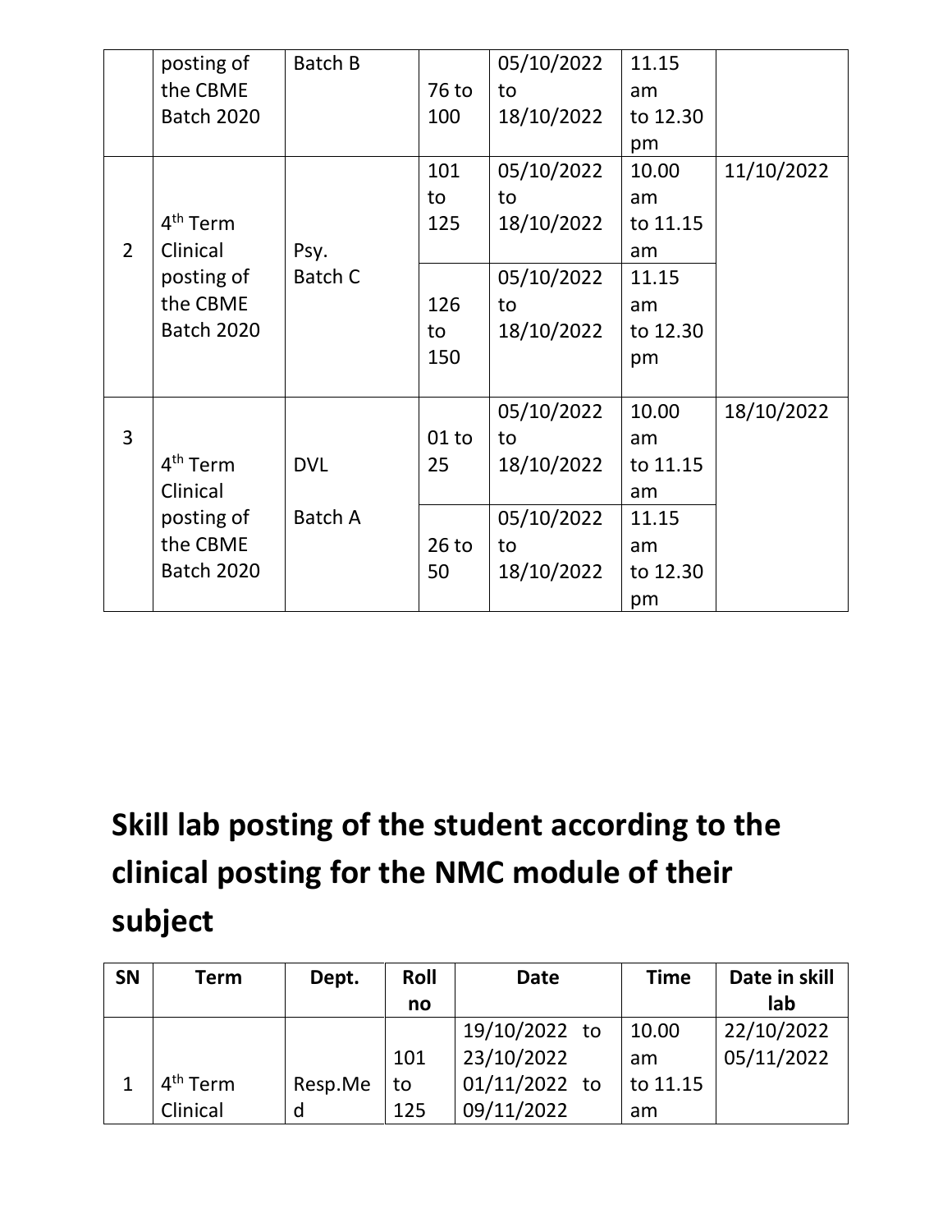|  | posting of the CBME Batch 2020 | Batch B | 76 to 100 | 05/10/2022 to 18/10/2022 | 11.15 am to 12.30 pm |  |
|---|---|---|---|---|---|---|
| 2 | 4th Term Clinical posting of the CBME Batch 2020 | Psy. Batch C | 101 to 125 | 05/10/2022 to 18/10/2022 | 10.00 am to 11.15 am | 11/10/2022 |
|  |  |  | 126 to 150 | 05/10/2022 to 18/10/2022 | 11.15 am to 12.30 pm |  |
| 3 | 4th Term Clinical posting of the CBME Batch 2020 | DVL Batch A | 01 to 25 | 05/10/2022 to 18/10/2022 | 10.00 am to 11.15 am | 18/10/2022 |
|  |  |  | 26 to 50 | 05/10/2022 to 18/10/2022 | 11.15 am to 12.30 pm |  |

## Skill lab posting of the student according to the clinical posting for the NMC module of their subject

| SN | Term | Dept. | Roll no | Date | Time | Date in skill lab |
|---|---|---|---|---|---|---|
| 1 | 4th Term Clinical | Resp.Med | 101 to 125 | 19/10/2022 to 23/10/2022 01/11/2022 to 09/11/2022 | 10.00 am to 11.15 am | 22/10/2022 05/11/2022 |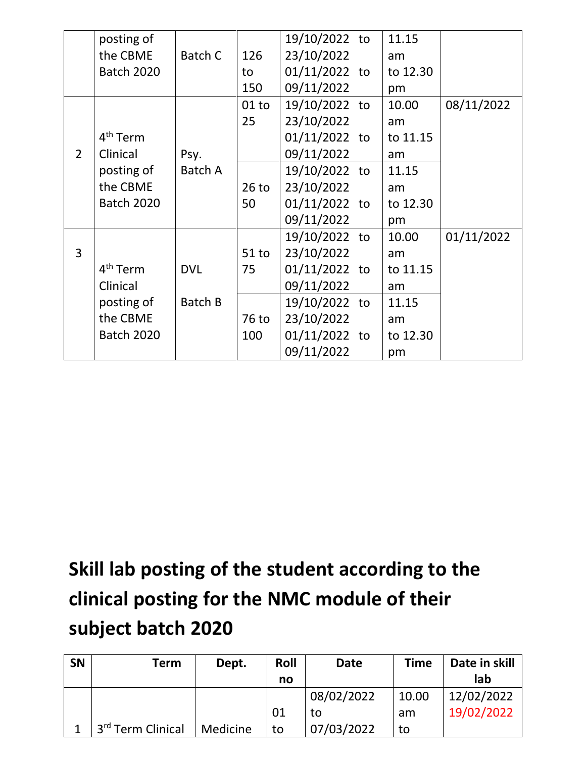|  | posting of the CBME Batch 2020 | Batch C | 126 to 150 | 19/10/2022 to 23/10/2022 01/11/2022 to 09/11/2022 | 11.15 am to 12.30 pm |  |
|---|---|---|---|---|---|---|
| 2 | 4th Term Clinical posting of the CBME Batch 2020 | Psy. Batch A | 01 to 25 | 19/10/2022 to 23/10/2022 01/11/2022 to 09/11/2022 | 10.00 am to 11.15 am | 08/11/2022 |
|  |  |  | 26 to 50 | 19/10/2022 to 23/10/2022 01/11/2022 to 09/11/2022 | 11.15 am to 12.30 pm |  |
| 3 | 4th Term Clinical posting of the CBME Batch 2020 | DVL Batch B | 51 to 75 | 19/10/2022 to 23/10/2022 01/11/2022 to 09/11/2022 | 10.00 am to 11.15 am | 01/11/2022 |
|  |  |  | 76 to 100 | 19/10/2022 to 23/10/2022 01/11/2022 to 09/11/2022 | 11.15 am to 12.30 pm |  |

## Skill lab posting of the student according to the clinical posting for the NMC module of their subject batch 2020

| SN | Term | Dept. | Roll no | Date | Time | Date in skill lab |
|---|---|---|---|---|---|---|
| 1 | 3rd Term Clinical | Medicine | 01 to | 08/02/2022 to 07/03/2022 | 10.00 am to | 12/02/2022 19/02/2022 |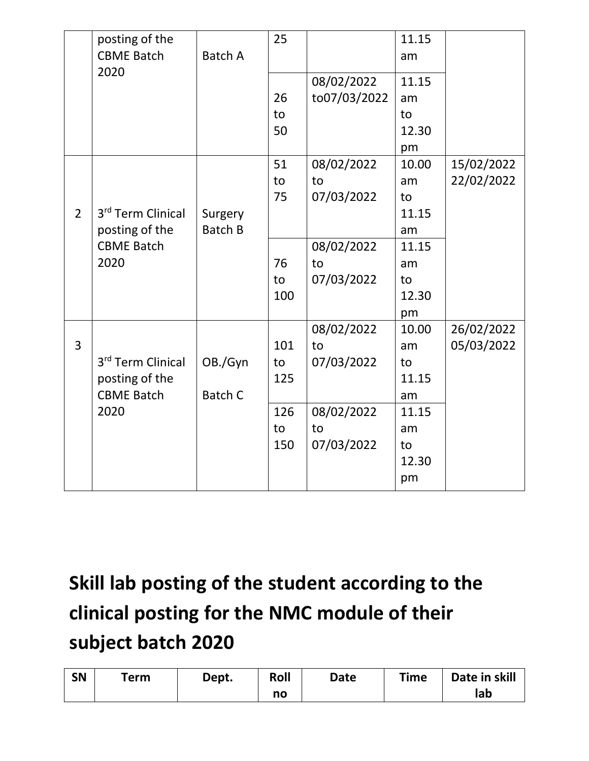| | posting of the CBME Batch 2020 | Batch A | 25 | | 11.15 am | |
|---|---|---|---|---|---|---|
| | | | 26 to 50 | 08/02/2022 to07/03/2022 | 11.15 am to 12.30 pm | |
| 2 | 3rd Term Clinical posting of the CBME Batch 2020 | Surgery Batch B | 51 to 75 | 08/02/2022 to 07/03/2022 | 10.00 am to 11.15 am | 15/02/2022 22/02/2022 |
| | | | 76 to 100 | 08/02/2022 to 07/03/2022 | 11.15 am to 12.30 pm | |
| 3 | 3rd Term Clinical posting of the CBME Batch 2020 | OB./Gyn Batch C | 101 to 125 | 08/02/2022 to 07/03/2022 | 10.00 am to 11.15 am | 26/02/2022 05/03/2022 |
| | | | 126 to 150 | 08/02/2022 to 07/03/2022 | 11.15 am to 12.30 pm | |

# Skill lab posting of the student according to the clinical posting for the NMC module of their subject batch 2020

| SN | Term | Dept. | Roll no | Date | Time | Date in skill lab |
|---|---|---|---|---|---|---|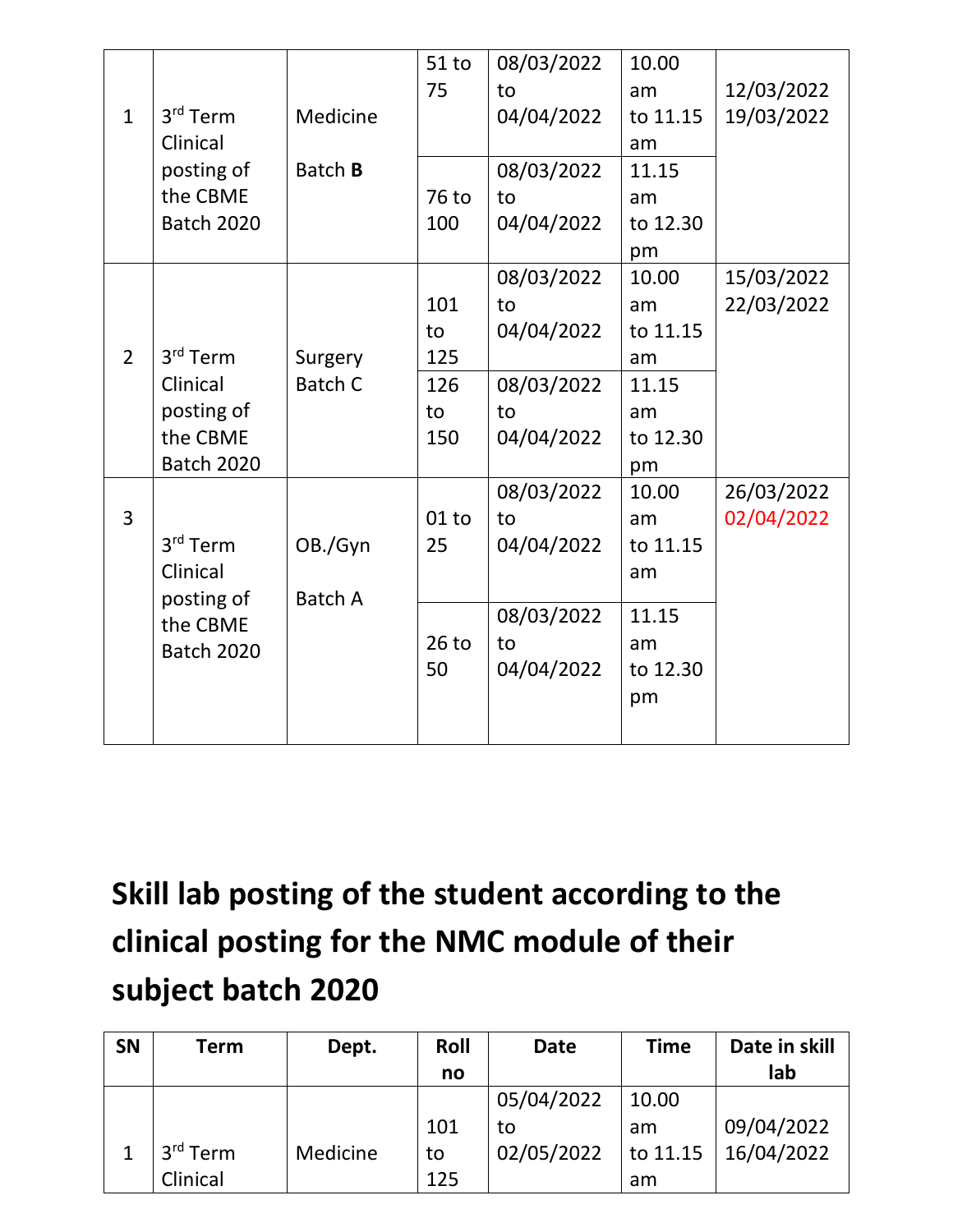| | | | | | | |
|---|---|---|---|---|---|---|
| 1 | 3rd Term Clinical posting of the CBME Batch 2020 | Medicine<br>Batch **B** | 51 to 75 | 08/03/2022 to 04/04/2022 | 10.00 am to 11.15 am | 12/03/2022<br>19/03/2022 |
| | | | 76 to 100 | 08/03/2022 to 04/04/2022 | 11.15 am to 12.30 pm | |
| 2 | 3rd Term Clinical posting of the CBME Batch 2020 | Surgery Batch C | 101 to 125 | 08/03/2022 to 04/04/2022 | 10.00 am to 11.15 am | 15/03/2022<br>22/03/2022 |
| | | | 126 to 150 | 08/03/2022 to 04/04/2022 | 11.15 am to 12.30 pm | |
| 3 | 3rd Term Clinical posting of the CBME Batch 2020 | OB./Gyn<br>Batch A | 01 to 25 | 08/03/2022 to 04/04/2022 | 10.00 am to 11.15 am | 26/03/2022<br>02/04/2022 |
| | | | 26 to 50 | 08/03/2022 to 04/04/2022 | 11.15 am to 12.30 pm | |

# Skill lab posting of the student according to the clinical posting for the NMC module of their subject batch 2020

| SN | Term | Dept. | Roll no | Date | Time | Date in skill lab |
|---|---|---|---|---|---|---|
| 1 | 3rd Term Clinical | Medicine | 101 to 125 | 05/04/2022 to 02/05/2022 | 10.00 am to 11.15 am | 09/04/2022<br>16/04/2022 |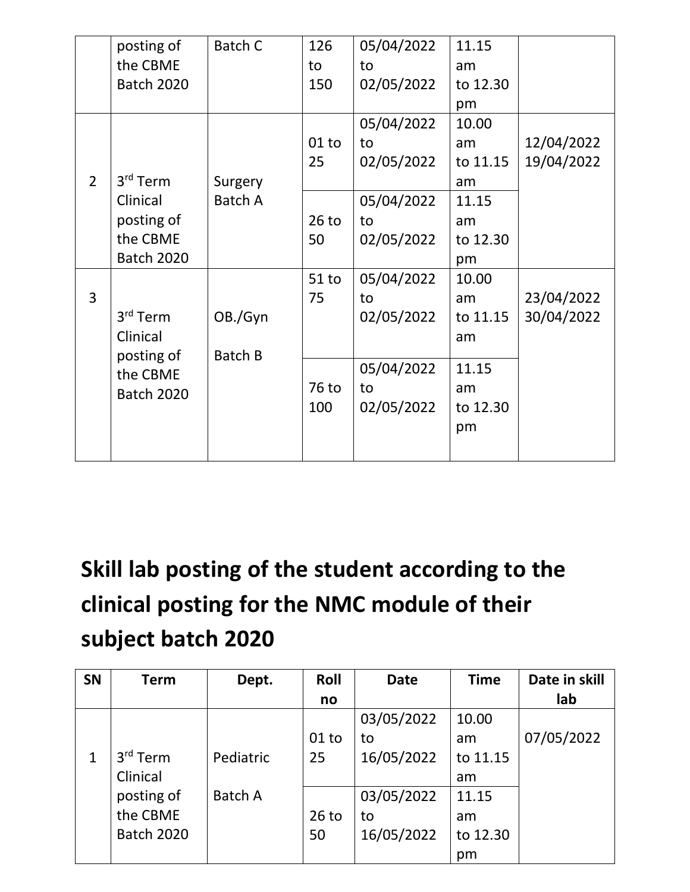| | | | | | | |
|---|---|---|---|---|---|---|
| | posting of the CBME Batch 2020 | Batch C | 126 to 150 | 05/04/2022 to 02/05/2022 | 11.15 am to 12.30 pm | |
| 2 | 3rd Term Clinical posting of the CBME Batch 2020 | Surgery Batch A | 01 to 25 | 05/04/2022 to 02/05/2022 | 10.00 am to 11.15 am | 12/04/2022 19/04/2022 |
| | | | 26 to 50 | 05/04/2022 to 02/05/2022 | 11.15 am to 12.30 pm | |
| 3 | 3rd Term Clinical posting of the CBME Batch 2020 | OB./Gyn Batch B | 51 to 75 | 05/04/2022 to 02/05/2022 | 10.00 am to 11.15 am | 23/04/2022 30/04/2022 |
| | | | 76 to 100 | 05/04/2022 to 02/05/2022 | 11.15 am to 12.30 pm | |

## Skill lab posting of the student according to the clinical posting for the NMC module of their subject batch 2020

| SN | Term | Dept. | Roll no | Date | Time | Date in skill lab |
|---|---|---|---|---|---|---|
| 1 | 3rd Term Clinical posting of the CBME Batch 2020 | Pediatric Batch A | 01 to 25 | 03/05/2022 to 16/05/2022 | 10.00 am to 11.15 am | 07/05/2022 |
| | | | 26 to 50 | 03/05/2022 to 16/05/2022 | 11.15 am to 12.30 pm | |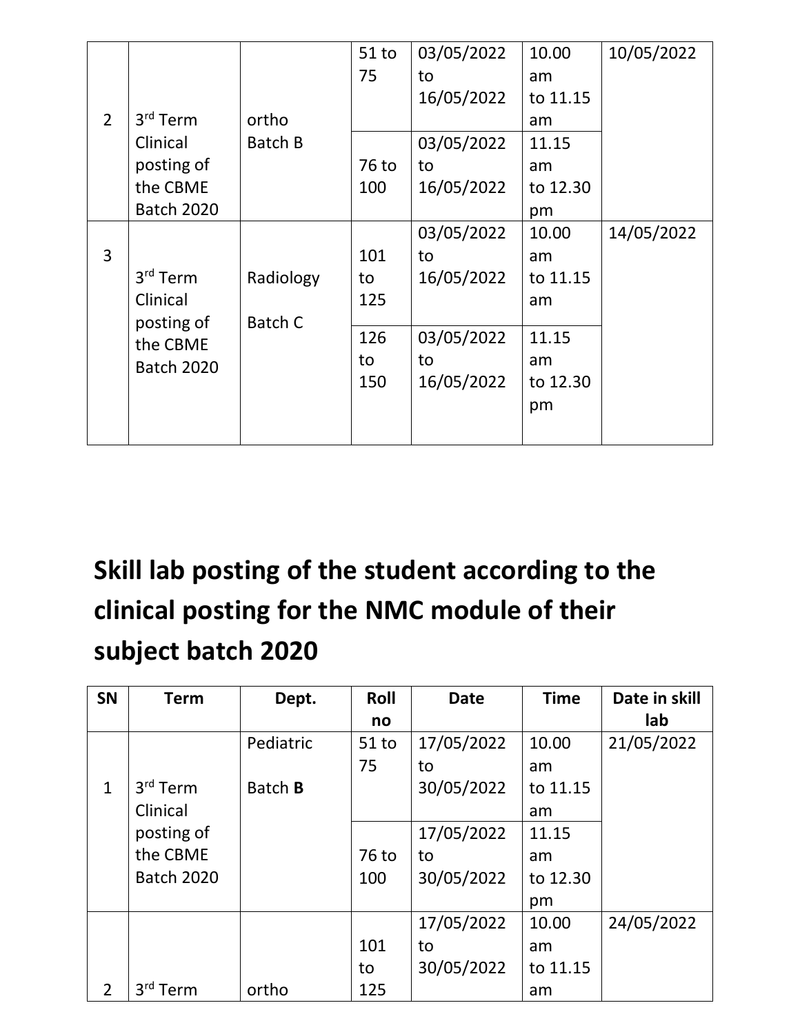| 2 | 3rd Term Clinical posting of the CBME Batch 2020 | ortho Batch B | 51 to 75 | 03/05/2022 to 16/05/2022 | 10.00 am to 11.15 am | 10/05/2022 |
|---|---|---|---|---|---|---|
| | | | 76 to 100 | 03/05/2022 to 16/05/2022 | 11.15 am to 12.30 pm | |
| 3 | 3rd Term Clinical posting of the CBME Batch 2020 | Radiology Batch C | 101 to 125 | 03/05/2022 to 16/05/2022 | 10.00 am to 11.15 am | 14/05/2022 |
| | | | 126 to 150 | 03/05/2022 to 16/05/2022 | 11.15 am to 12.30 pm | |

# Skill lab posting of the student according to the clinical posting for the NMC module of their subject batch 2020

| SN | Term | Dept. | Roll no | Date | Time | Date in skill lab |
|---|---|---|---|---|---|---|
| 1 | 3rd Term Clinical posting of the CBME Batch 2020 | Pediatric Batch **B** | 51 to 75 | 17/05/2022 to 30/05/2022 | 10.00 am to 11.15 am | 21/05/2022 |
| | | | 76 to 100 | 17/05/2022 to 30/05/2022 | 11.15 am to 12.30 pm | |
| 2 | 3rd Term | ortho | 101 to 125 | 17/05/2022 to 30/05/2022 | 10.00 am to 11.15 am | 24/05/2022 |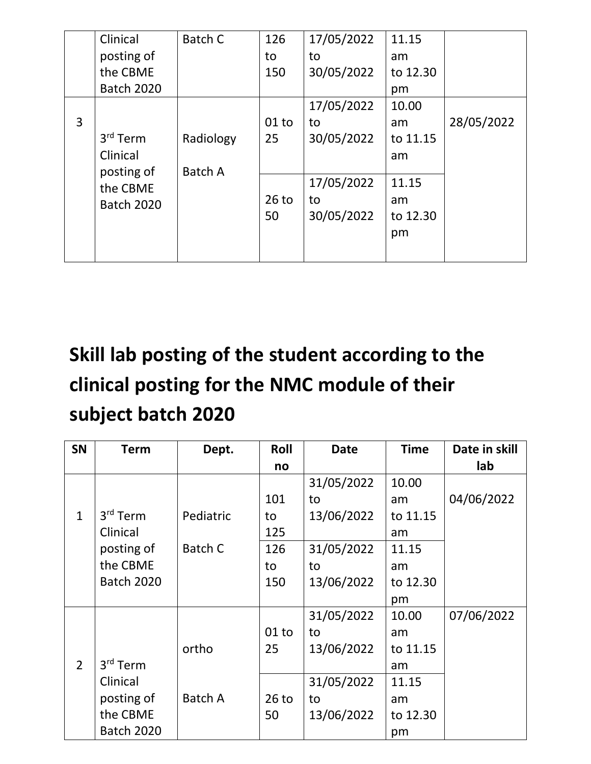| | | | | | | |
|---|---|---|---|---|---|---|
| | Clinical posting of the CBME Batch 2020 | Batch C | 126 to 150 | 17/05/2022 to 30/05/2022 | 11.15 am to 12.30 pm | |
| 3 | 3rd Term Clinical posting of the CBME Batch 2020 | Radiology Batch A | 01 to 25 | 17/05/2022 to 30/05/2022 | 10.00 am to 11.15 am | 28/05/2022 |
| | | | 26 to 50 | 17/05/2022 to 30/05/2022 | 11.15 am to 12.30 pm | |

# Skill lab posting of the student according to the clinical posting for the NMC module of their subject batch 2020

| SN | Term | Dept. | Roll no | Date | Time | Date in skill lab |
|---|---|---|---|---|---|---|
| 1 | 3rd Term Clinical posting of the CBME Batch 2020 | Pediatric Batch C | 101 to 125 | 31/05/2022 to 13/06/2022 | 10.00 am to 11.15 am | 04/06/2022 |
| | | | 126 to 150 | 31/05/2022 to 13/06/2022 | 11.15 am to 12.30 pm | |
| 2 | 3rd Term Clinical posting of the CBME Batch 2020 | ortho Batch A | 01 to 25 | 31/05/2022 to 13/06/2022 | 10.00 am to 11.15 am | 07/06/2022 |
| | | | 26 to 50 | 31/05/2022 to 13/06/2022 | 11.15 am to 12.30 pm | |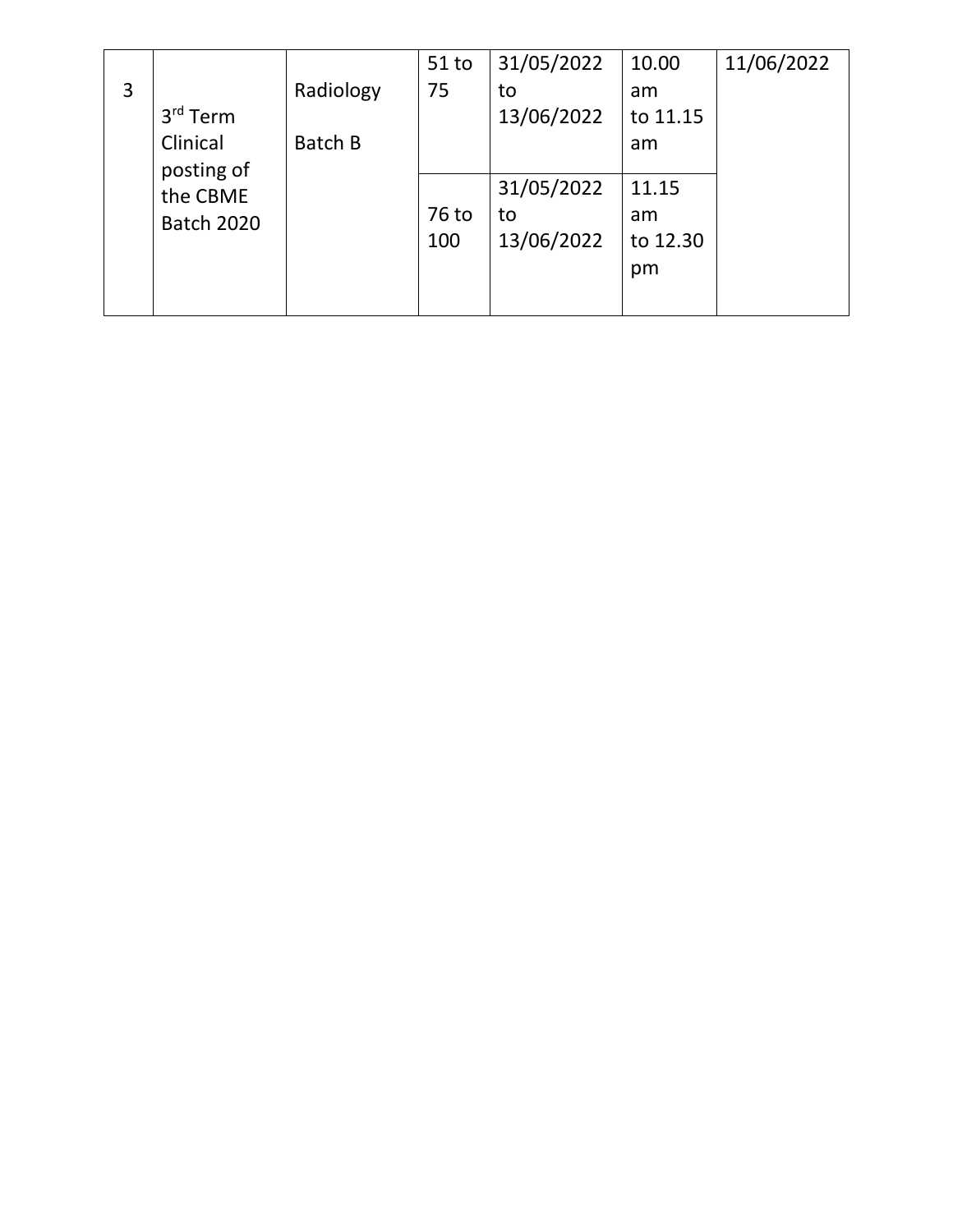| | | | | | | |
|---|---|---|---|---|---|---|
| 3 | 3rd Term Clinical posting of the CBME Batch 2020 | Radiology<br><br>Batch B | 51 to 75 | 31/05/2022 to 13/06/2022 | 10.00 am to 11.15 am | 11/06/2022 |
| | | | 76 to 100 | 31/05/2022 to 13/06/2022 | 11.15 am to 12.30 pm | |